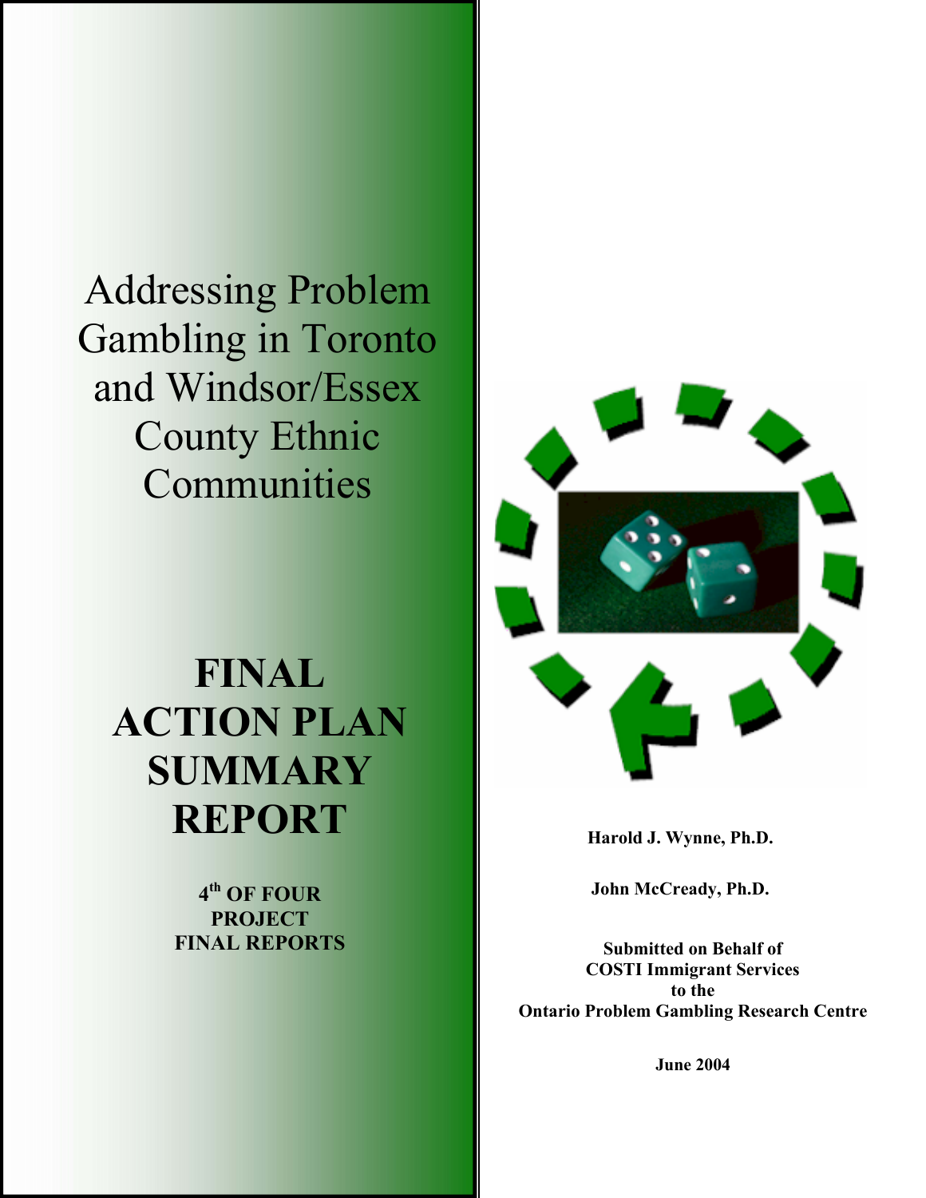# Addressing Problem Gambling in Toronto and Windsor/Essex County Ethnic Communities

# FINAL ACTION PLAN SUMMARY REPORT

**4th OF FOUR PROJECT FINAL REPORTS**

**Harold J. Wynne, Ph.D.**

**John McCready, Ph.D.**

**Submitted on Behalf of**
**COSTI Immigrant Services**
**to the**
**Ontario Problem Gambling Research Centre**

**June 2004**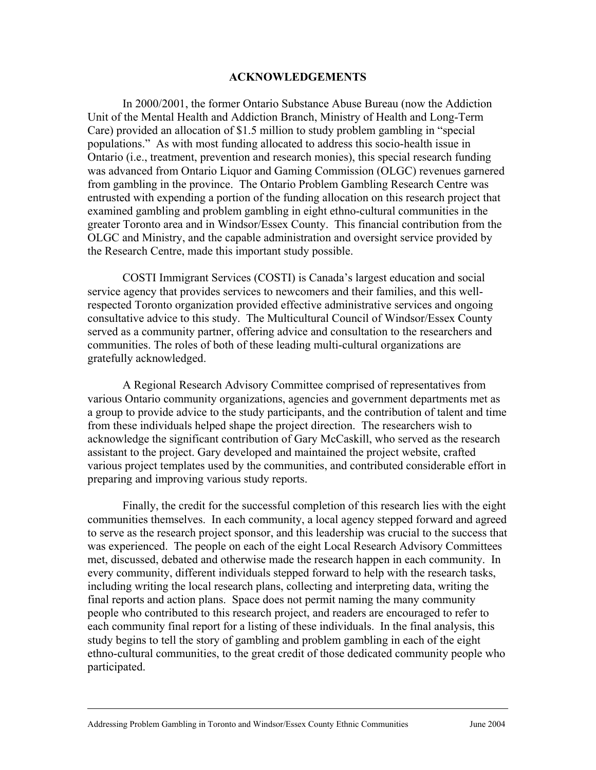# ACKNOWLEDGEMENTS

In 2000/2001, the former Ontario Substance Abuse Bureau (now the Addiction Unit of the Mental Health and Addiction Branch, Ministry of Health and Long-Term Care) provided an allocation of $1.5 million to study problem gambling in "special populations." As with most funding allocated to address this socio-health issue in Ontario (i.e., treatment, prevention and research monies), this special research funding was advanced from Ontario Liquor and Gaming Commission (OLGC) revenues garnered from gambling in the province. The Ontario Problem Gambling Research Centre was entrusted with expending a portion of the funding allocation on this research project that examined gambling and problem gambling in eight ethno-cultural communities in the greater Toronto area and in Windsor/Essex County. This financial contribution from the OLGC and Ministry, and the capable administration and oversight service provided by the Research Centre, made this important study possible.

COSTI Immigrant Services (COSTI) is Canada's largest education and social service agency that provides services to newcomers and their families, and this well-respected Toronto organization provided effective administrative services and ongoing consultative advice to this study. The Multicultural Council of Windsor/Essex County served as a community partner, offering advice and consultation to the researchers and communities. The roles of both of these leading multi-cultural organizations are gratefully acknowledged.

A Regional Research Advisory Committee comprised of representatives from various Ontario community organizations, agencies and government departments met as a group to provide advice to the study participants, and the contribution of talent and time from these individuals helped shape the project direction. The researchers wish to acknowledge the significant contribution of Gary McCaskill, who served as the research assistant to the project. Gary developed and maintained the project website, crafted various project templates used by the communities, and contributed considerable effort in preparing and improving various study reports.

Finally, the credit for the successful completion of this research lies with the eight communities themselves. In each community, a local agency stepped forward and agreed to serve as the research project sponsor, and this leadership was crucial to the success that was experienced. The people on each of the eight Local Research Advisory Committees met, discussed, debated and otherwise made the research happen in each community. In every community, different individuals stepped forward to help with the research tasks, including writing the local research plans, collecting and interpreting data, writing the final reports and action plans. Space does not permit naming the many community people who contributed to this research project, and readers are encouraged to refer to each community final report for a listing of these individuals. In the final analysis, this study begins to tell the story of gambling and problem gambling in each of the eight ethno-cultural communities, to the great credit of those dedicated community people who participated.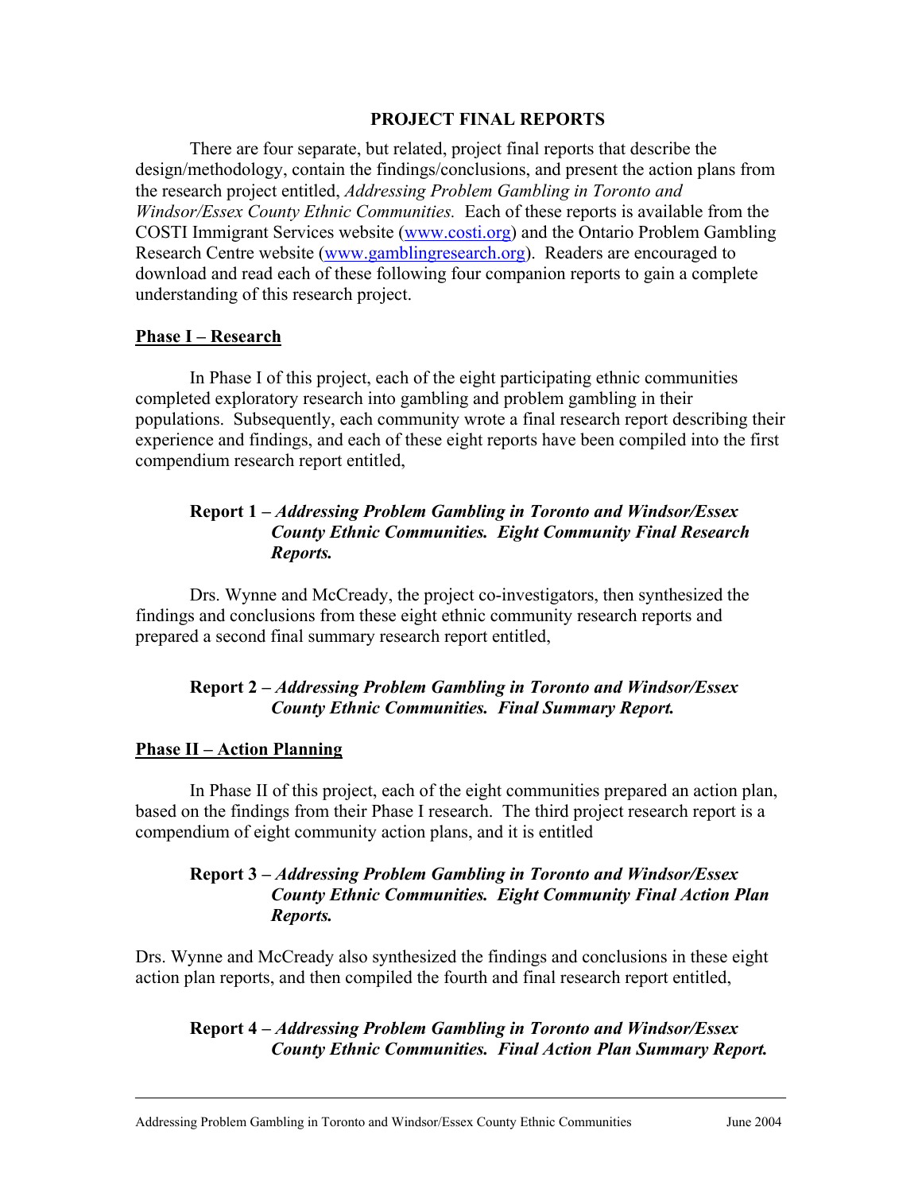# PROJECT FINAL REPORTS

There are four separate, but related, project final reports that describe the design/methodology, contain the findings/conclusions, and present the action plans from the research project entitled, *Addressing Problem Gambling in Toronto and Windsor/Essex County Ethnic Communities.* Each of these reports is available from the COSTI Immigrant Services website (www.costi.org) and the Ontario Problem Gambling Research Centre website (www.gamblingresearch.org). Readers are encouraged to download and read each of these following four companion reports to gain a complete understanding of this research project.

## Phase I – Research

In Phase I of this project, each of the eight participating ethnic communities completed exploratory research into gambling and problem gambling in their populations. Subsequently, each community wrote a final research report describing their experience and findings, and each of these eight reports have been compiled into the first compendium research report entitled,

**Report 1 –** ***Addressing Problem Gambling in Toronto and Windsor/Essex County Ethnic Communities. Eight Community Final Research Reports.***

Drs. Wynne and McCready, the project co-investigators, then synthesized the findings and conclusions from these eight ethnic community research reports and prepared a second final summary research report entitled,

**Report 2 –** ***Addressing Problem Gambling in Toronto and Windsor/Essex County Ethnic Communities. Final Summary Report.***

## Phase II – Action Planning

In Phase II of this project, each of the eight communities prepared an action plan, based on the findings from their Phase I research. The third project research report is a compendium of eight community action plans, and it is entitled

**Report 3 –** ***Addressing Problem Gambling in Toronto and Windsor/Essex County Ethnic Communities. Eight Community Final Action Plan Reports.***

Drs. Wynne and McCready also synthesized the findings and conclusions in these eight action plan reports, and then compiled the fourth and final research report entitled,

**Report 4 –** ***Addressing Problem Gambling in Toronto and Windsor/Essex County Ethnic Communities. Final Action Plan Summary Report.***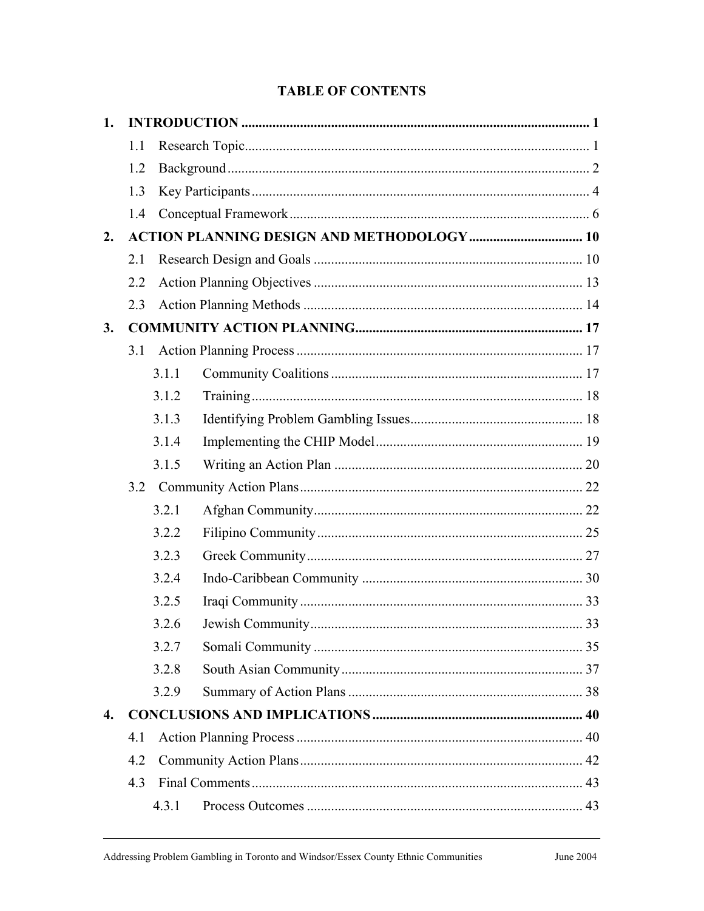# TABLE OF CONTENTS

**1. INTRODUCTION** ..................................................................................................... **1**

- 1.1 Research Topic................................................................................................... 1
- 1.2 Background........................................................................................................ 2
- 1.3 Key Participants................................................................................................. 4
- 1.4 Conceptual Framework...................................................................................... 6

**2. ACTION PLANNING DESIGN AND METHODOLOGY** ................................ **10**

- 2.1 Research Design and Goals ............................................................................. 10
- 2.2 Action Planning Objectives ............................................................................. 13
- 2.3 Action Planning Methods ................................................................................ 14

**3. COMMUNITY ACTION PLANNING** .................................................................. **17**

- 3.1 Action Planning Process .................................................................................. 17
  - 3.1.1 Community Coalitions ......................................................................... 17
  - 3.1.2 Training ................................................................................................ 18
  - 3.1.3 Identifying Problem Gambling Issues.................................................. 18
  - 3.1.4 Implementing the CHIP Model............................................................ 19
  - 3.1.5 Writing an Action Plan ........................................................................ 20
- 3.2 Community Action Plans................................................................................. 22
  - 3.2.1 Afghan Community.............................................................................. 22
  - 3.2.2 Filipino Community............................................................................. 25
  - 3.2.3 Greek Community................................................................................ 27
  - 3.2.4 Indo-Caribbean Community ................................................................ 30
  - 3.2.5 Iraqi Community .................................................................................. 33
  - 3.2.6 Jewish Community............................................................................... 33
  - 3.2.7 Somali Community .............................................................................. 35
  - 3.2.8 South Asian Community ...................................................................... 37
  - 3.2.9 Summary of Action Plans .................................................................... 38

**4. CONCLUSIONS AND IMPLICATIONS** ............................................................. **40**

- 4.1 Action Planning Process .................................................................................. 40
- 4.2 Community Action Plans................................................................................. 42
- 4.3 Final Comments................................................................................................ 43
  - 4.3.1 Process Outcomes ................................................................................ 43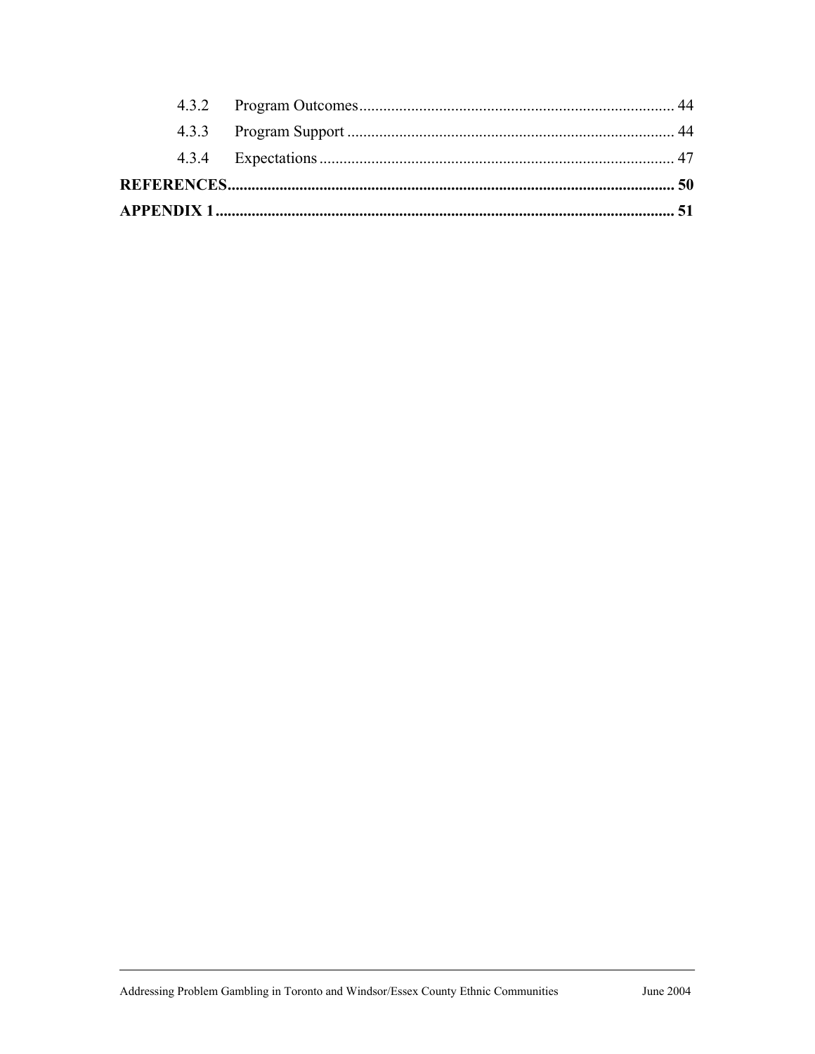4.3.2 Program Outcomes .............................................................................. 44

4.3.3 Program Support ................................................................................. 44

4.3.4 Expectations ........................................................................................ 47

**REFERENCES ............................................................................................................ 50**

**APPENDIX 1 ................................................................................................................ 51**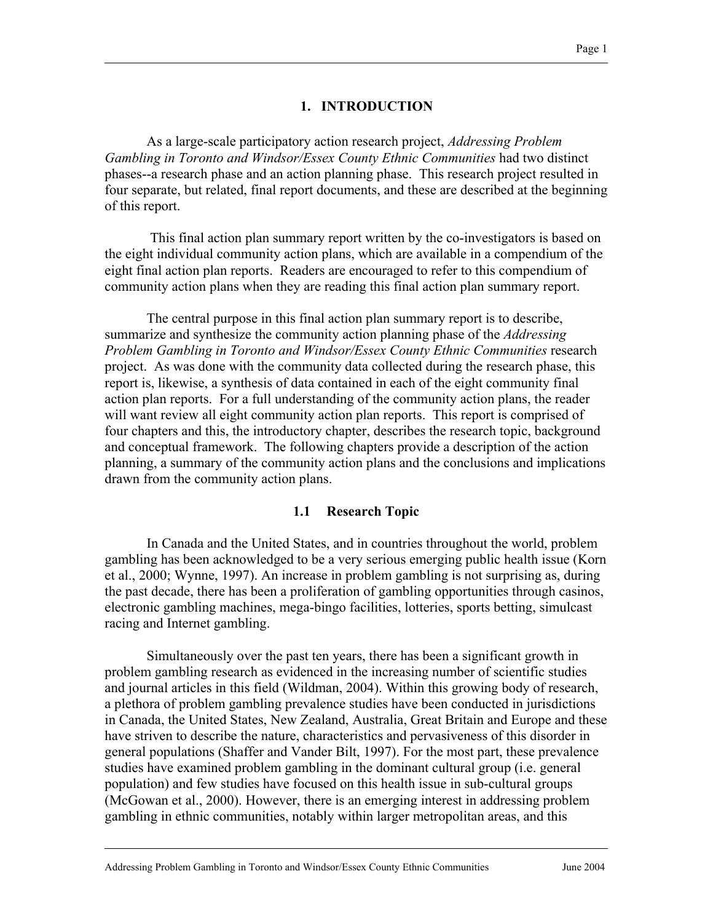# 1. INTRODUCTION

As a large-scale participatory action research project, *Addressing Problem Gambling in Toronto and Windsor/Essex County Ethnic Communities* had two distinct phases--a research phase and an action planning phase. This research project resulted in four separate, but related, final report documents, and these are described at the beginning of this report.

This final action plan summary report written by the co-investigators is based on the eight individual community action plans, which are available in a compendium of the eight final action plan reports. Readers are encouraged to refer to this compendium of community action plans when they are reading this final action plan summary report.

The central purpose in this final action plan summary report is to describe, summarize and synthesize the community action planning phase of the *Addressing Problem Gambling in Toronto and Windsor/Essex County Ethnic Communities* research project. As was done with the community data collected during the research phase, this report is, likewise, a synthesis of data contained in each of the eight community final action plan reports. For a full understanding of the community action plans, the reader will want review all eight community action plan reports. This report is comprised of four chapters and this, the introductory chapter, describes the research topic, background and conceptual framework. The following chapters provide a description of the action planning, a summary of the community action plans and the conclusions and implications drawn from the community action plans.

## 1.1 Research Topic

In Canada and the United States, and in countries throughout the world, problem gambling has been acknowledged to be a very serious emerging public health issue (Korn et al., 2000; Wynne, 1997). An increase in problem gambling is not surprising as, during the past decade, there has been a proliferation of gambling opportunities through casinos, electronic gambling machines, mega-bingo facilities, lotteries, sports betting, simulcast racing and Internet gambling.

Simultaneously over the past ten years, there has been a significant growth in problem gambling research as evidenced in the increasing number of scientific studies and journal articles in this field (Wildman, 2004). Within this growing body of research, a plethora of problem gambling prevalence studies have been conducted in jurisdictions in Canada, the United States, New Zealand, Australia, Great Britain and Europe and these have striven to describe the nature, characteristics and pervasiveness of this disorder in general populations (Shaffer and Vander Bilt, 1997). For the most part, these prevalence studies have examined problem gambling in the dominant cultural group (i.e. general population) and few studies have focused on this health issue in sub-cultural groups (McGowan et al., 2000). However, there is an emerging interest in addressing problem gambling in ethnic communities, notably within larger metropolitan areas, and this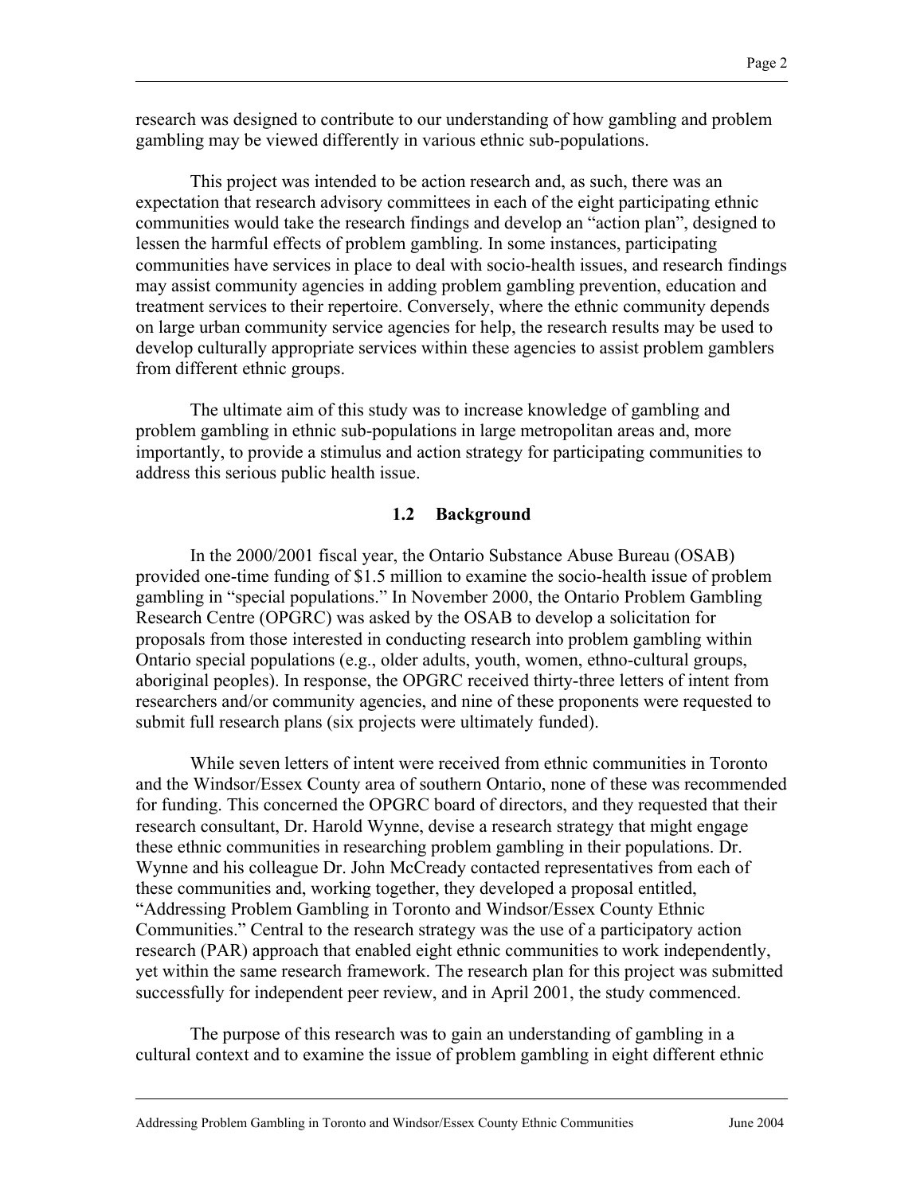research was designed to contribute to our understanding of how gambling and problem gambling may be viewed differently in various ethnic sub-populations.

This project was intended to be action research and, as such, there was an expectation that research advisory committees in each of the eight participating ethnic communities would take the research findings and develop an "action plan", designed to lessen the harmful effects of problem gambling. In some instances, participating communities have services in place to deal with socio-health issues, and research findings may assist community agencies in adding problem gambling prevention, education and treatment services to their repertoire. Conversely, where the ethnic community depends on large urban community service agencies for help, the research results may be used to develop culturally appropriate services within these agencies to assist problem gamblers from different ethnic groups.

The ultimate aim of this study was to increase knowledge of gambling and problem gambling in ethnic sub-populations in large metropolitan areas and, more importantly, to provide a stimulus and action strategy for participating communities to address this serious public health issue.

## 1.2 Background

In the 2000/2001 fiscal year, the Ontario Substance Abuse Bureau (OSAB) provided one-time funding of $1.5 million to examine the socio-health issue of problem gambling in "special populations." In November 2000, the Ontario Problem Gambling Research Centre (OPGRC) was asked by the OSAB to develop a solicitation for proposals from those interested in conducting research into problem gambling within Ontario special populations (e.g., older adults, youth, women, ethno-cultural groups, aboriginal peoples). In response, the OPGRC received thirty-three letters of intent from researchers and/or community agencies, and nine of these proponents were requested to submit full research plans (six projects were ultimately funded).

While seven letters of intent were received from ethnic communities in Toronto and the Windsor/Essex County area of southern Ontario, none of these was recommended for funding. This concerned the OPGRC board of directors, and they requested that their research consultant, Dr. Harold Wynne, devise a research strategy that might engage these ethnic communities in researching problem gambling in their populations. Dr. Wynne and his colleague Dr. John McCready contacted representatives from each of these communities and, working together, they developed a proposal entitled, "Addressing Problem Gambling in Toronto and Windsor/Essex County Ethnic Communities." Central to the research strategy was the use of a participatory action research (PAR) approach that enabled eight ethnic communities to work independently, yet within the same research framework. The research plan for this project was submitted successfully for independent peer review, and in April 2001, the study commenced.

The purpose of this research was to gain an understanding of gambling in a cultural context and to examine the issue of problem gambling in eight different ethnic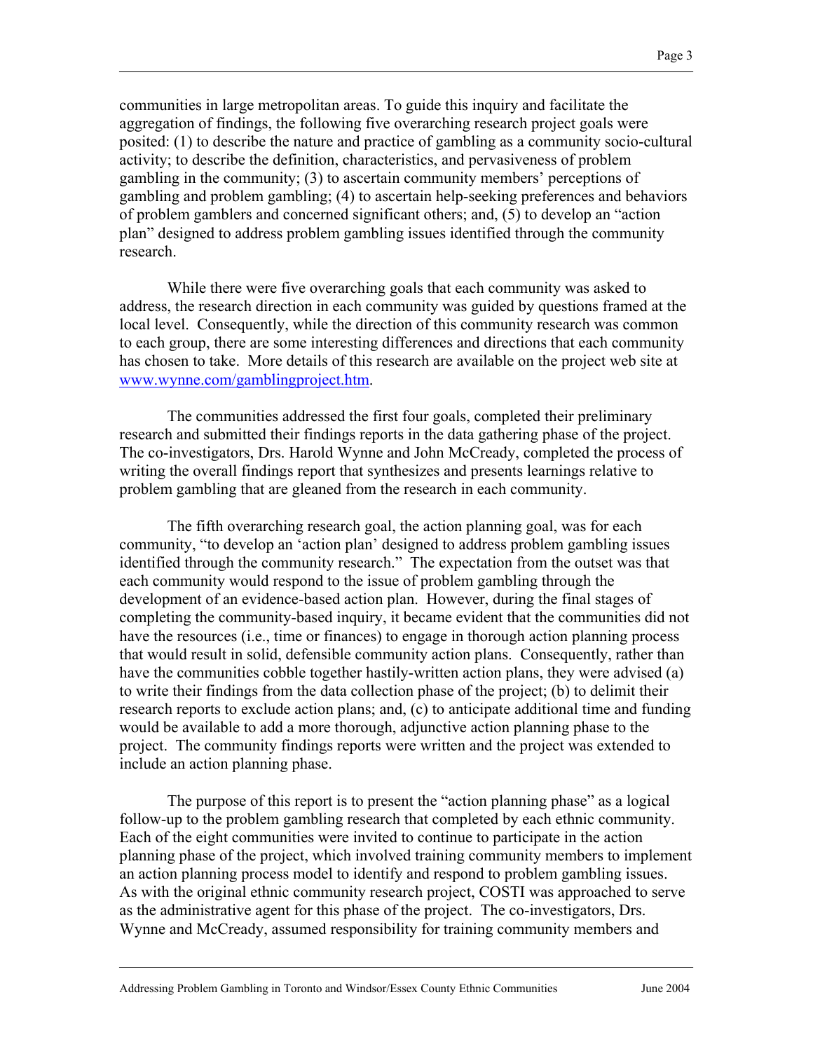communities in large metropolitan areas. To guide this inquiry and facilitate the aggregation of findings, the following five overarching research project goals were posited: (1) to describe the nature and practice of gambling as a community socio-cultural activity; to describe the definition, characteristics, and pervasiveness of problem gambling in the community; (3) to ascertain community members' perceptions of gambling and problem gambling; (4) to ascertain help-seeking preferences and behaviors of problem gamblers and concerned significant others; and, (5) to develop an "action plan" designed to address problem gambling issues identified through the community research.

While there were five overarching goals that each community was asked to address, the research direction in each community was guided by questions framed at the local level. Consequently, while the direction of this community research was common to each group, there are some interesting differences and directions that each community has chosen to take. More details of this research are available on the project web site at www.wynne.com/gamblingproject.htm.

The communities addressed the first four goals, completed their preliminary research and submitted their findings reports in the data gathering phase of the project. The co-investigators, Drs. Harold Wynne and John McCready, completed the process of writing the overall findings report that synthesizes and presents learnings relative to problem gambling that are gleaned from the research in each community.

The fifth overarching research goal, the action planning goal, was for each community, "to develop an 'action plan' designed to address problem gambling issues identified through the community research." The expectation from the outset was that each community would respond to the issue of problem gambling through the development of an evidence-based action plan. However, during the final stages of completing the community-based inquiry, it became evident that the communities did not have the resources (i.e., time or finances) to engage in thorough action planning process that would result in solid, defensible community action plans. Consequently, rather than have the communities cobble together hastily-written action plans, they were advised (a) to write their findings from the data collection phase of the project; (b) to delimit their research reports to exclude action plans; and, (c) to anticipate additional time and funding would be available to add a more thorough, adjunctive action planning phase to the project. The community findings reports were written and the project was extended to include an action planning phase.

The purpose of this report is to present the "action planning phase" as a logical follow-up to the problem gambling research that completed by each ethnic community. Each of the eight communities were invited to continue to participate in the action planning phase of the project, which involved training community members to implement an action planning process model to identify and respond to problem gambling issues. As with the original ethnic community research project, COSTI was approached to serve as the administrative agent for this phase of the project. The co-investigators, Drs. Wynne and McCready, assumed responsibility for training community members and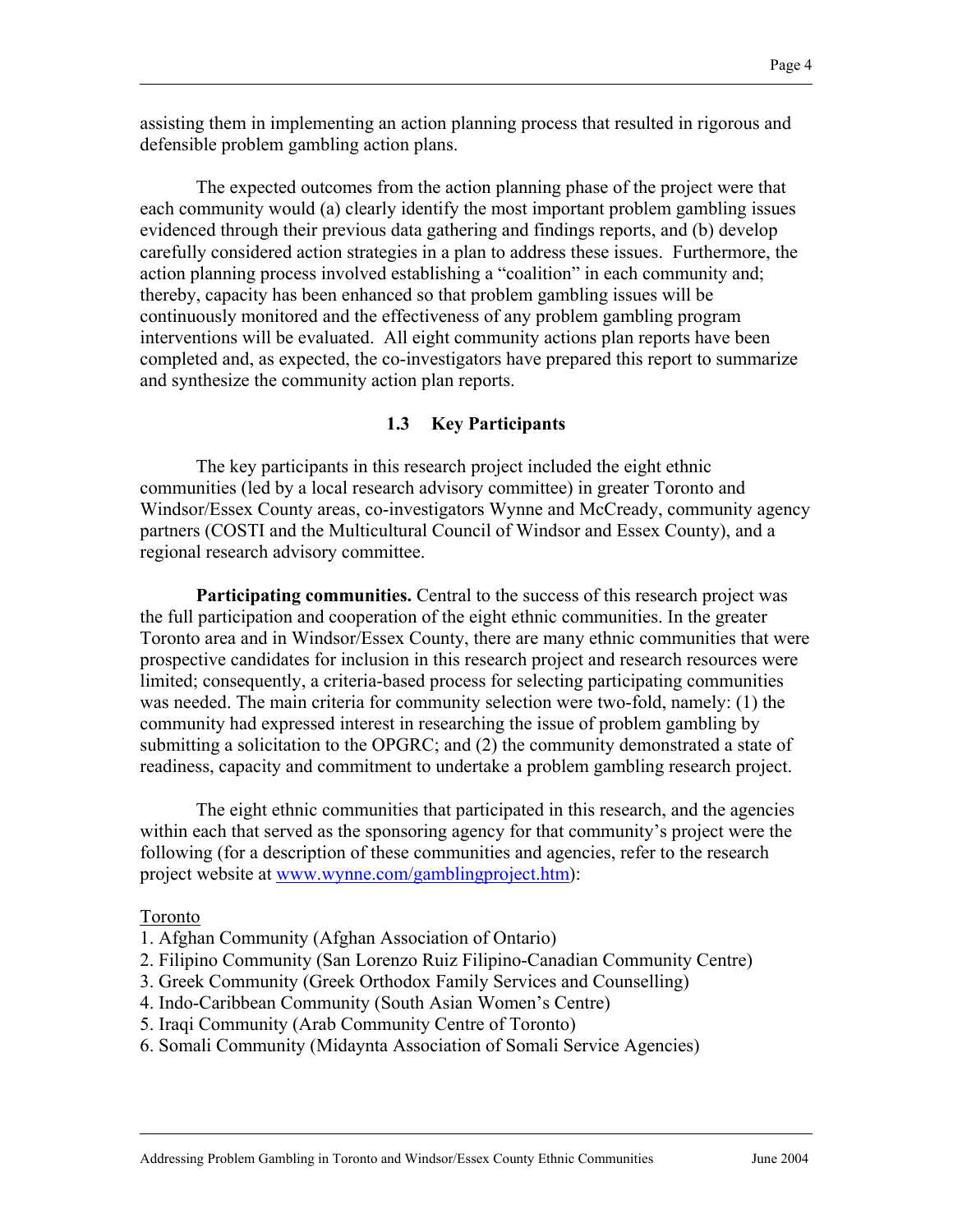assisting them in implementing an action planning process that resulted in rigorous and defensible problem gambling action plans.

The expected outcomes from the action planning phase of the project were that each community would (a) clearly identify the most important problem gambling issues evidenced through their previous data gathering and findings reports, and (b) develop carefully considered action strategies in a plan to address these issues. Furthermore, the action planning process involved establishing a "coalition" in each community and; thereby, capacity has been enhanced so that problem gambling issues will be continuously monitored and the effectiveness of any problem gambling program interventions will be evaluated. All eight community actions plan reports have been completed and, as expected, the co-investigators have prepared this report to summarize and synthesize the community action plan reports.

### 1.3 Key Participants

The key participants in this research project included the eight ethnic communities (led by a local research advisory committee) in greater Toronto and Windsor/Essex County areas, co-investigators Wynne and McCready, community agency partners (COSTI and the Multicultural Council of Windsor and Essex County), and a regional research advisory committee.

**Participating communities.** Central to the success of this research project was the full participation and cooperation of the eight ethnic communities. In the greater Toronto area and in Windsor/Essex County, there are many ethnic communities that were prospective candidates for inclusion in this research project and research resources were limited; consequently, a criteria-based process for selecting participating communities was needed. The main criteria for community selection were two-fold, namely: (1) the community had expressed interest in researching the issue of problem gambling by submitting a solicitation to the OPGRC; and (2) the community demonstrated a state of readiness, capacity and commitment to undertake a problem gambling research project.

The eight ethnic communities that participated in this research, and the agencies within each that served as the sponsoring agency for that community's project were the following (for a description of these communities and agencies, refer to the research project website at www.wynne.com/gamblingproject.htm):

Toronto

1. Afghan Community (Afghan Association of Ontario)
2. Filipino Community (San Lorenzo Ruiz Filipino-Canadian Community Centre)
3. Greek Community (Greek Orthodox Family Services and Counselling)
4. Indo-Caribbean Community (South Asian Women's Centre)
5. Iraqi Community (Arab Community Centre of Toronto)
6. Somali Community (Midaynta Association of Somali Service Agencies)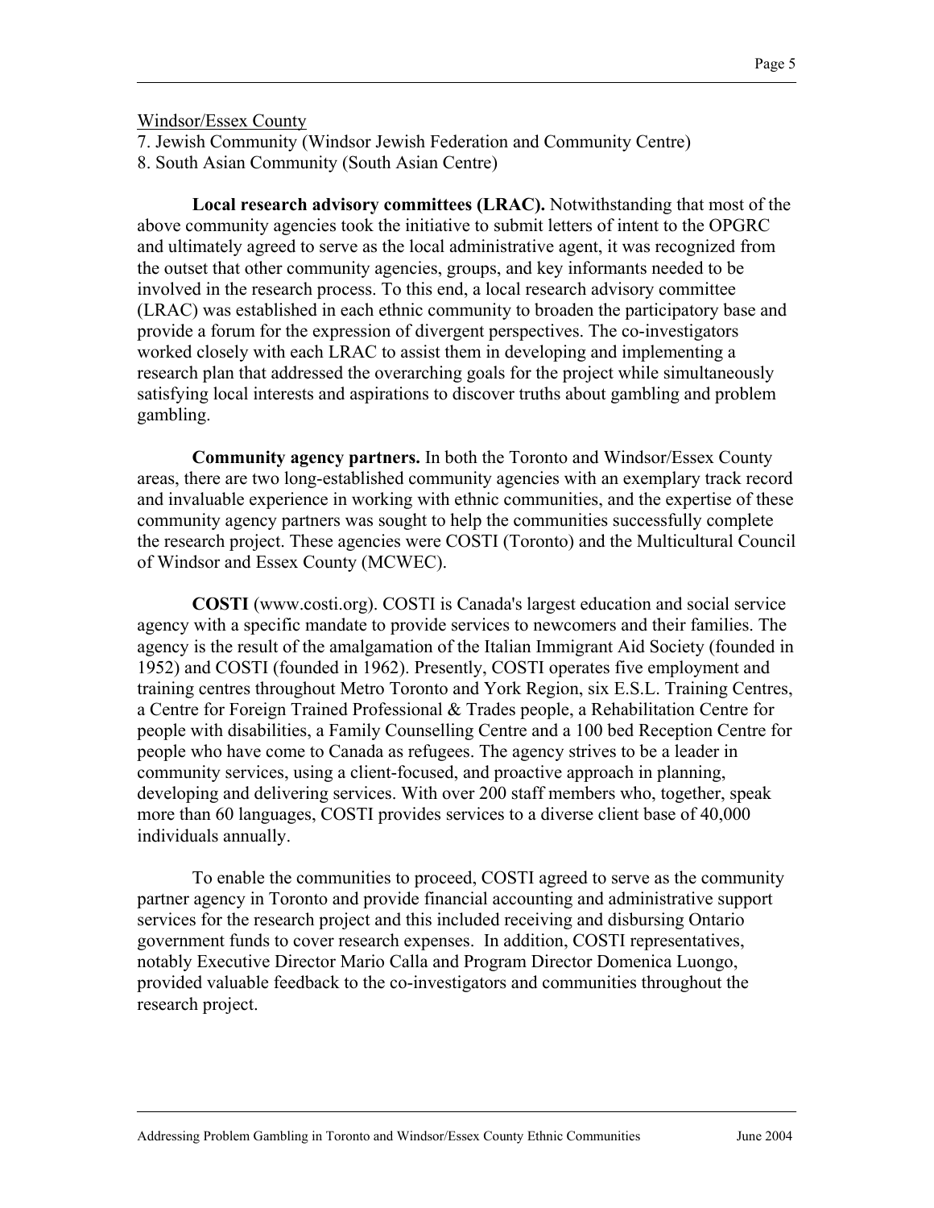Windsor/Essex County

7. Jewish Community (Windsor Jewish Federation and Community Centre)
8. South Asian Community (South Asian Centre)

**Local research advisory committees (LRAC).** Notwithstanding that most of the above community agencies took the initiative to submit letters of intent to the OPGRC and ultimately agreed to serve as the local administrative agent, it was recognized from the outset that other community agencies, groups, and key informants needed to be involved in the research process. To this end, a local research advisory committee (LRAC) was established in each ethnic community to broaden the participatory base and provide a forum for the expression of divergent perspectives. The co-investigators worked closely with each LRAC to assist them in developing and implementing a research plan that addressed the overarching goals for the project while simultaneously satisfying local interests and aspirations to discover truths about gambling and problem gambling.

**Community agency partners.** In both the Toronto and Windsor/Essex County areas, there are two long-established community agencies with an exemplary track record and invaluable experience in working with ethnic communities, and the expertise of these community agency partners was sought to help the communities successfully complete the research project. These agencies were COSTI (Toronto) and the Multicultural Council of Windsor and Essex County (MCWEC).

**COSTI** (www.costi.org). COSTI is Canada's largest education and social service agency with a specific mandate to provide services to newcomers and their families. The agency is the result of the amalgamation of the Italian Immigrant Aid Society (founded in 1952) and COSTI (founded in 1962). Presently, COSTI operates five employment and training centres throughout Metro Toronto and York Region, six E.S.L. Training Centres, a Centre for Foreign Trained Professional & Trades people, a Rehabilitation Centre for people with disabilities, a Family Counselling Centre and a 100 bed Reception Centre for people who have come to Canada as refugees. The agency strives to be a leader in community services, using a client-focused, and proactive approach in planning, developing and delivering services. With over 200 staff members who, together, speak more than 60 languages, COSTI provides services to a diverse client base of 40,000 individuals annually.

To enable the communities to proceed, COSTI agreed to serve as the community partner agency in Toronto and provide financial accounting and administrative support services for the research project and this included receiving and disbursing Ontario government funds to cover research expenses. In addition, COSTI representatives, notably Executive Director Mario Calla and Program Director Domenica Luongo, provided valuable feedback to the co-investigators and communities throughout the research project.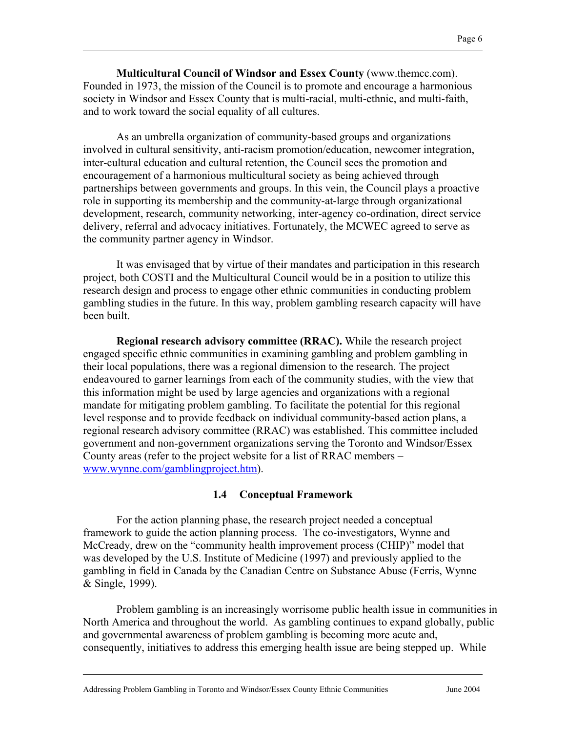**Multicultural Council of Windsor and Essex County** (www.themcc.com). Founded in 1973, the mission of the Council is to promote and encourage a harmonious society in Windsor and Essex County that is multi-racial, multi-ethnic, and multi-faith, and to work toward the social equality of all cultures.

As an umbrella organization of community-based groups and organizations involved in cultural sensitivity, anti-racism promotion/education, newcomer integration, inter-cultural education and cultural retention, the Council sees the promotion and encouragement of a harmonious multicultural society as being achieved through partnerships between governments and groups. In this vein, the Council plays a proactive role in supporting its membership and the community-at-large through organizational development, research, community networking, inter-agency co-ordination, direct service delivery, referral and advocacy initiatives. Fortunately, the MCWEC agreed to serve as the community partner agency in Windsor.

It was envisaged that by virtue of their mandates and participation in this research project, both COSTI and the Multicultural Council would be in a position to utilize this research design and process to engage other ethnic communities in conducting problem gambling studies in the future. In this way, problem gambling research capacity will have been built.

**Regional research advisory committee (RRAC).** While the research project engaged specific ethnic communities in examining gambling and problem gambling in their local populations, there was a regional dimension to the research. The project endeavoured to garner learnings from each of the community studies, with the view that this information might be used by large agencies and organizations with a regional mandate for mitigating problem gambling. To facilitate the potential for this regional level response and to provide feedback on individual community-based action plans, a regional research advisory committee (RRAC) was established. This committee included government and non-government organizations serving the Toronto and Windsor/Essex County areas (refer to the project website for a list of RRAC members – www.wynne.com/gamblingproject.htm).

## 1.4 Conceptual Framework

For the action planning phase, the research project needed a conceptual framework to guide the action planning process. The co-investigators, Wynne and McCready, drew on the "community health improvement process (CHIP)" model that was developed by the U.S. Institute of Medicine (1997) and previously applied to the gambling in field in Canada by the Canadian Centre on Substance Abuse (Ferris, Wynne & Single, 1999).

Problem gambling is an increasingly worrisome public health issue in communities in North America and throughout the world. As gambling continues to expand globally, public and governmental awareness of problem gambling is becoming more acute and, consequently, initiatives to address this emerging health issue are being stepped up. While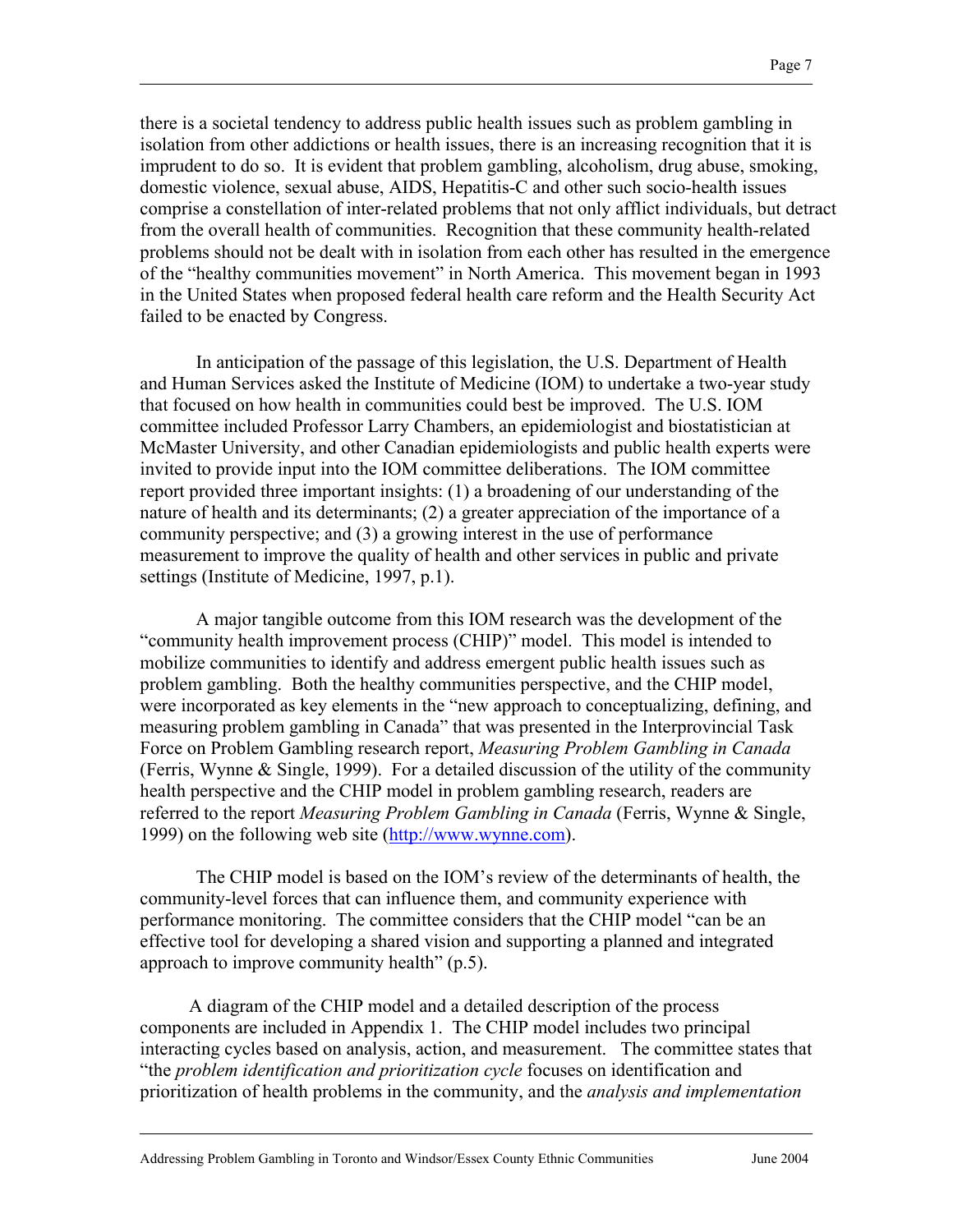there is a societal tendency to address public health issues such as problem gambling in isolation from other addictions or health issues, there is an increasing recognition that it is imprudent to do so. It is evident that problem gambling, alcoholism, drug abuse, smoking, domestic violence, sexual abuse, AIDS, Hepatitis-C and other such socio-health issues comprise a constellation of inter-related problems that not only afflict individuals, but detract from the overall health of communities. Recognition that these community health-related problems should not be dealt with in isolation from each other has resulted in the emergence of the "healthy communities movement" in North America. This movement began in 1993 in the United States when proposed federal health care reform and the Health Security Act failed to be enacted by Congress.

In anticipation of the passage of this legislation, the U.S. Department of Health and Human Services asked the Institute of Medicine (IOM) to undertake a two-year study that focused on how health in communities could best be improved. The U.S. IOM committee included Professor Larry Chambers, an epidemiologist and biostatistician at McMaster University, and other Canadian epidemiologists and public health experts were invited to provide input into the IOM committee deliberations. The IOM committee report provided three important insights: (1) a broadening of our understanding of the nature of health and its determinants; (2) a greater appreciation of the importance of a community perspective; and (3) a growing interest in the use of performance measurement to improve the quality of health and other services in public and private settings (Institute of Medicine, 1997, p.1).

A major tangible outcome from this IOM research was the development of the "community health improvement process (CHIP)" model. This model is intended to mobilize communities to identify and address emergent public health issues such as problem gambling. Both the healthy communities perspective, and the CHIP model, were incorporated as key elements in the "new approach to conceptualizing, defining, and measuring problem gambling in Canada" that was presented in the Interprovincial Task Force on Problem Gambling research report, *Measuring Problem Gambling in Canada* (Ferris, Wynne & Single, 1999). For a detailed discussion of the utility of the community health perspective and the CHIP model in problem gambling research, readers are referred to the report *Measuring Problem Gambling in Canada* (Ferris, Wynne & Single, 1999) on the following web site (http://www.wynne.com).

The CHIP model is based on the IOM's review of the determinants of health, the community-level forces that can influence them, and community experience with performance monitoring. The committee considers that the CHIP model "can be an effective tool for developing a shared vision and supporting a planned and integrated approach to improve community health" (p.5).

A diagram of the CHIP model and a detailed description of the process components are included in Appendix 1. The CHIP model includes two principal interacting cycles based on analysis, action, and measurement. The committee states that "the *problem identification and prioritization cycle* focuses on identification and prioritization of health problems in the community, and the *analysis and implementation*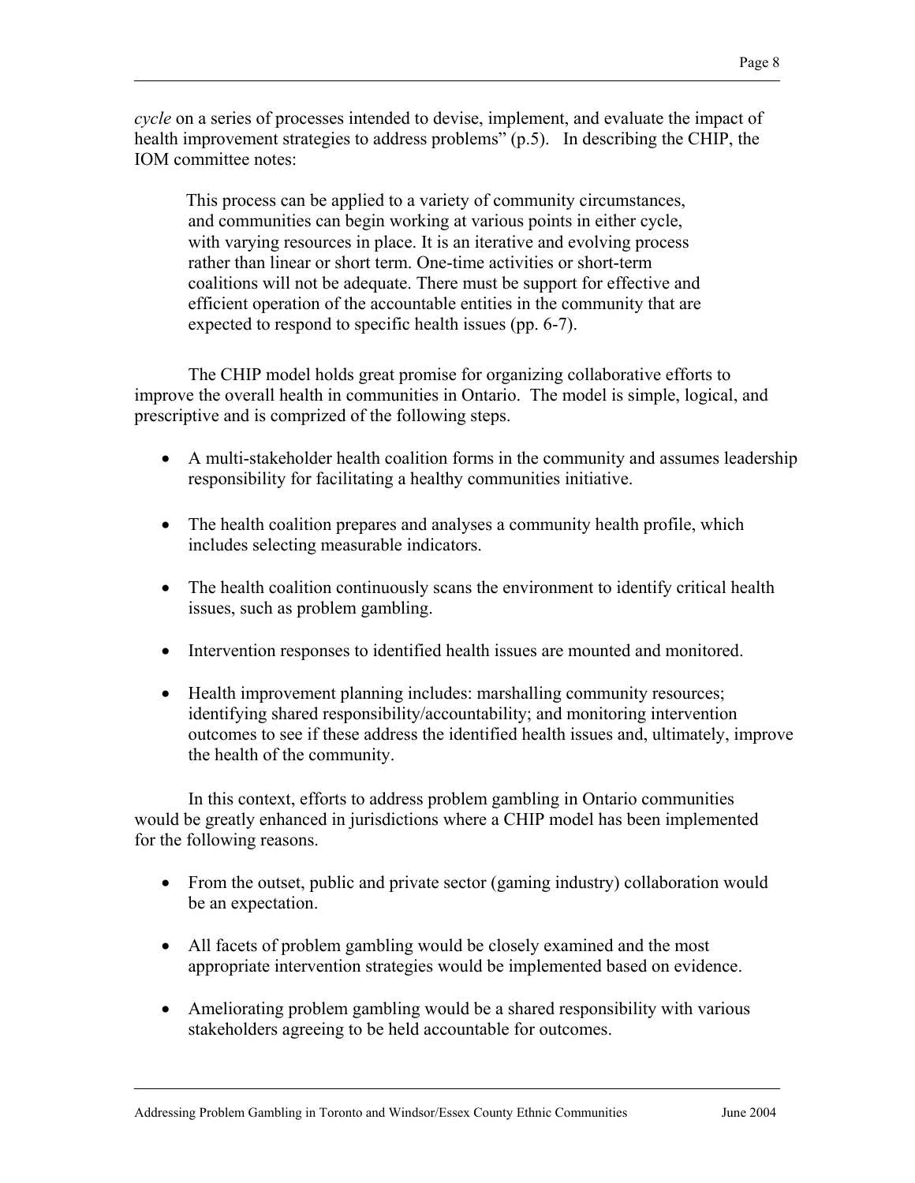*cycle* on a series of processes intended to devise, implement, and evaluate the impact of health improvement strategies to address problems" (p.5). In describing the CHIP, the IOM committee notes:

> This process can be applied to a variety of community circumstances, and communities can begin working at various points in either cycle, with varying resources in place. It is an iterative and evolving process rather than linear or short term. One-time activities or short-term coalitions will not be adequate. There must be support for effective and efficient operation of the accountable entities in the community that are expected to respond to specific health issues (pp. 6-7).

The CHIP model holds great promise for organizing collaborative efforts to improve the overall health in communities in Ontario. The model is simple, logical, and prescriptive and is comprized of the following steps.

- A multi-stakeholder health coalition forms in the community and assumes leadership responsibility for facilitating a healthy communities initiative.
- The health coalition prepares and analyses a community health profile, which includes selecting measurable indicators.
- The health coalition continuously scans the environment to identify critical health issues, such as problem gambling.
- Intervention responses to identified health issues are mounted and monitored.
- Health improvement planning includes: marshalling community resources; identifying shared responsibility/accountability; and monitoring intervention outcomes to see if these address the identified health issues and, ultimately, improve the health of the community.

In this context, efforts to address problem gambling in Ontario communities would be greatly enhanced in jurisdictions where a CHIP model has been implemented for the following reasons.

- From the outset, public and private sector (gaming industry) collaboration would be an expectation.
- All facets of problem gambling would be closely examined and the most appropriate intervention strategies would be implemented based on evidence.
- Ameliorating problem gambling would be a shared responsibility with various stakeholders agreeing to be held accountable for outcomes.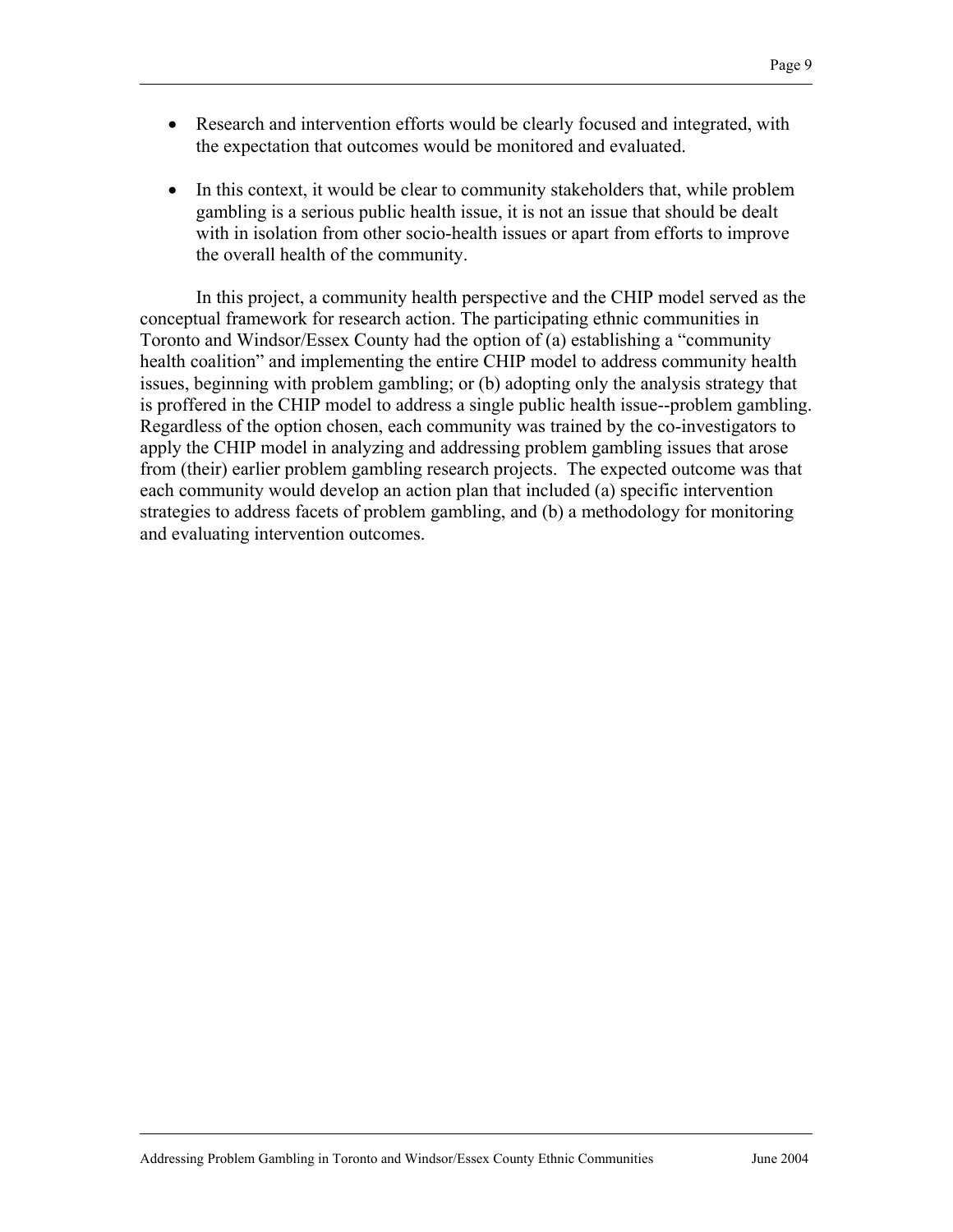- Research and intervention efforts would be clearly focused and integrated, with the expectation that outcomes would be monitored and evaluated.

- In this context, it would be clear to community stakeholders that, while problem gambling is a serious public health issue, it is not an issue that should be dealt with in isolation from other socio-health issues or apart from efforts to improve the overall health of the community.

In this project, a community health perspective and the CHIP model served as the conceptual framework for research action. The participating ethnic communities in Toronto and Windsor/Essex County had the option of (a) establishing a "community health coalition" and implementing the entire CHIP model to address community health issues, beginning with problem gambling; or (b) adopting only the analysis strategy that is proffered in the CHIP model to address a single public health issue--problem gambling. Regardless of the option chosen, each community was trained by the co-investigators to apply the CHIP model in analyzing and addressing problem gambling issues that arose from (their) earlier problem gambling research projects. The expected outcome was that each community would develop an action plan that included (a) specific intervention strategies to address facets of problem gambling, and (b) a methodology for monitoring and evaluating intervention outcomes.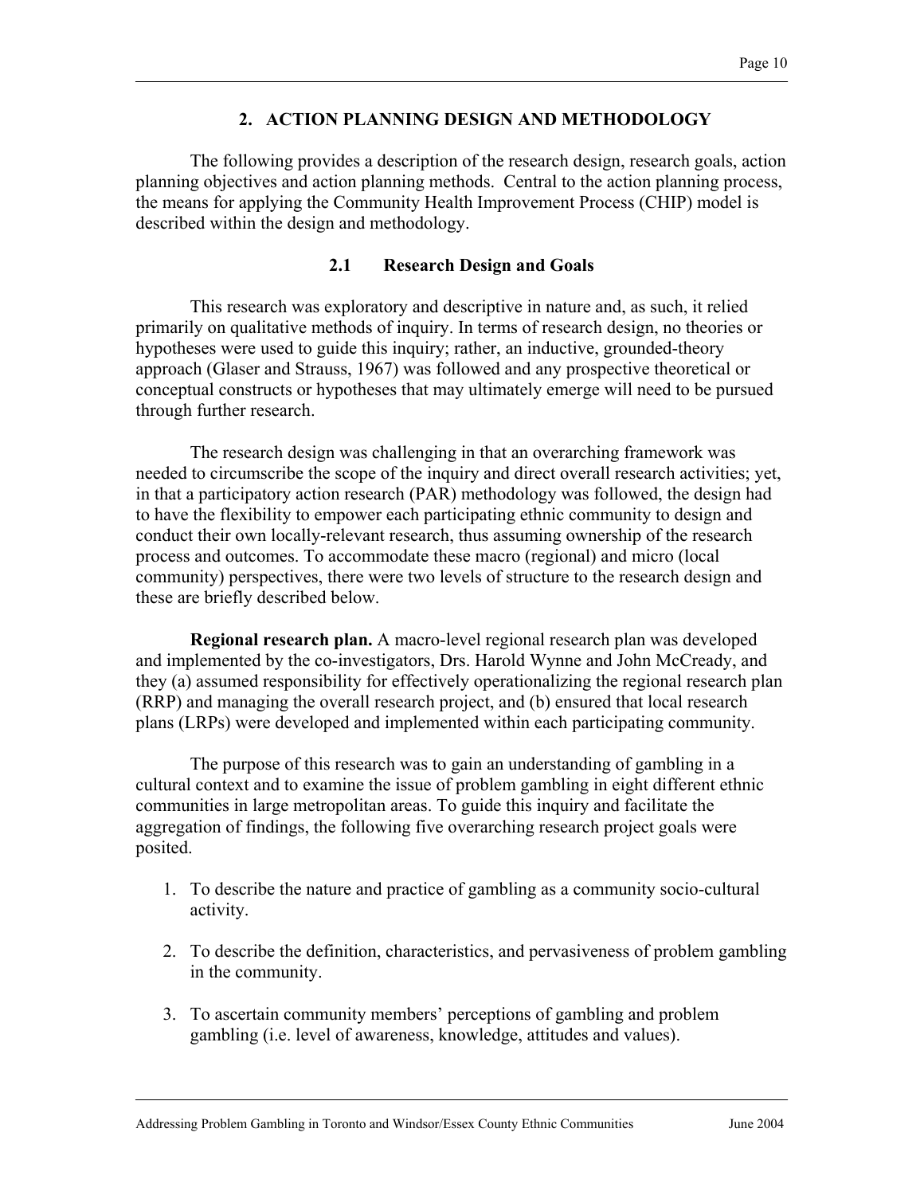## 2. ACTION PLANNING DESIGN AND METHODOLOGY

The following provides a description of the research design, research goals, action planning objectives and action planning methods. Central to the action planning process, the means for applying the Community Health Improvement Process (CHIP) model is described within the design and methodology.

### 2.1 Research Design and Goals

This research was exploratory and descriptive in nature and, as such, it relied primarily on qualitative methods of inquiry. In terms of research design, no theories or hypotheses were used to guide this inquiry; rather, an inductive, grounded-theory approach (Glaser and Strauss, 1967) was followed and any prospective theoretical or conceptual constructs or hypotheses that may ultimately emerge will need to be pursued through further research.

The research design was challenging in that an overarching framework was needed to circumscribe the scope of the inquiry and direct overall research activities; yet, in that a participatory action research (PAR) methodology was followed, the design had to have the flexibility to empower each participating ethnic community to design and conduct their own locally-relevant research, thus assuming ownership of the research process and outcomes. To accommodate these macro (regional) and micro (local community) perspectives, there were two levels of structure to the research design and these are briefly described below.

**Regional research plan.** A macro-level regional research plan was developed and implemented by the co-investigators, Drs. Harold Wynne and John McCready, and they (a) assumed responsibility for effectively operationalizing the regional research plan (RRP) and managing the overall research project, and (b) ensured that local research plans (LRPs) were developed and implemented within each participating community.

The purpose of this research was to gain an understanding of gambling in a cultural context and to examine the issue of problem gambling in eight different ethnic communities in large metropolitan areas. To guide this inquiry and facilitate the aggregation of findings, the following five overarching research project goals were posited.

1. To describe the nature and practice of gambling as a community socio-cultural activity.

2. To describe the definition, characteristics, and pervasiveness of problem gambling in the community.

3. To ascertain community members' perceptions of gambling and problem gambling (i.e. level of awareness, knowledge, attitudes and values).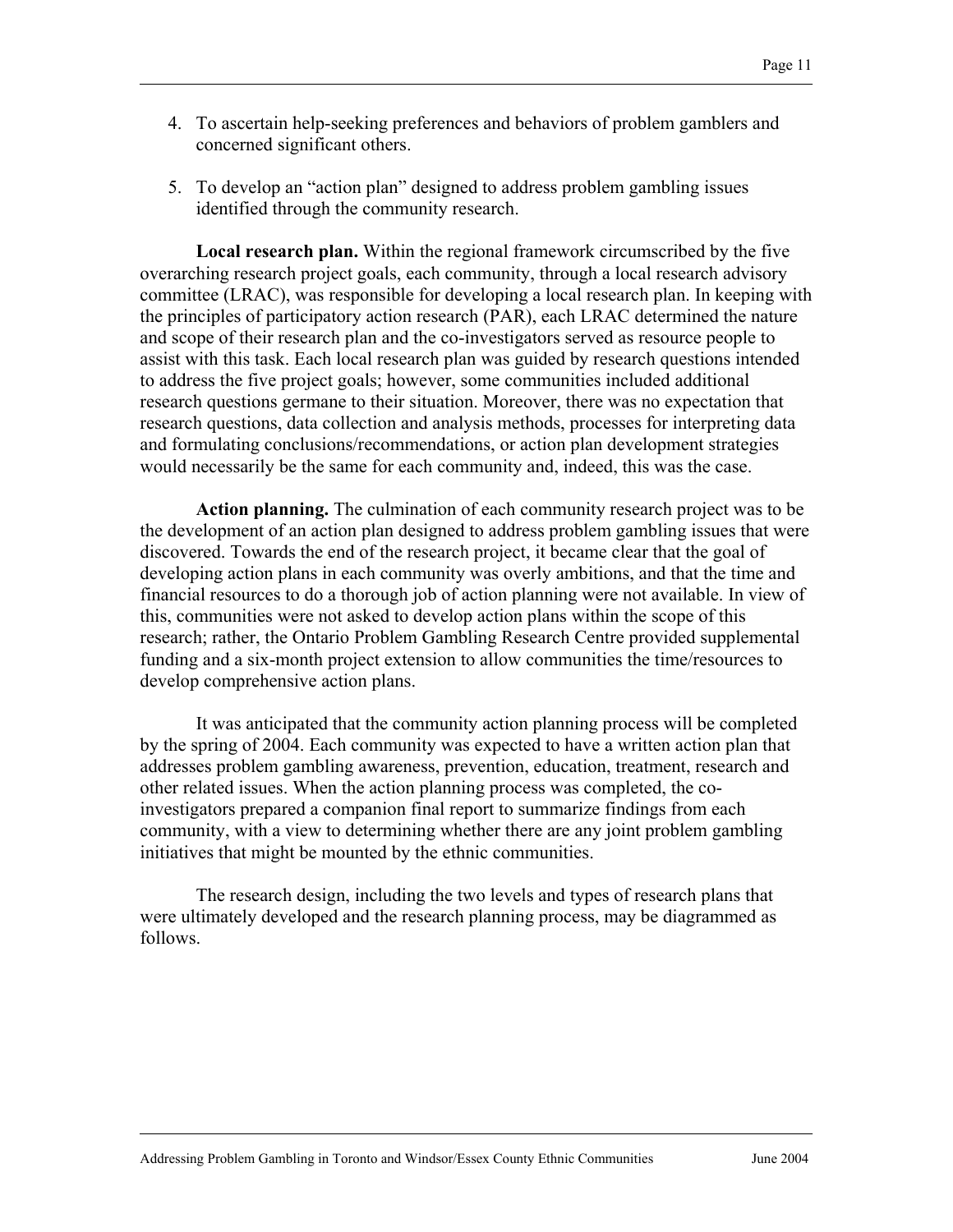4. To ascertain help-seeking preferences and behaviors of problem gamblers and concerned significant others.

5. To develop an "action plan" designed to address problem gambling issues identified through the community research.

**Local research plan.** Within the regional framework circumscribed by the five overarching research project goals, each community, through a local research advisory committee (LRAC), was responsible for developing a local research plan. In keeping with the principles of participatory action research (PAR), each LRAC determined the nature and scope of their research plan and the co-investigators served as resource people to assist with this task. Each local research plan was guided by research questions intended to address the five project goals; however, some communities included additional research questions germane to their situation. Moreover, there was no expectation that research questions, data collection and analysis methods, processes for interpreting data and formulating conclusions/recommendations, or action plan development strategies would necessarily be the same for each community and, indeed, this was the case.

**Action planning.** The culmination of each community research project was to be the development of an action plan designed to address problem gambling issues that were discovered. Towards the end of the research project, it became clear that the goal of developing action plans in each community was overly ambitions, and that the time and financial resources to do a thorough job of action planning were not available. In view of this, communities were not asked to develop action plans within the scope of this research; rather, the Ontario Problem Gambling Research Centre provided supplemental funding and a six-month project extension to allow communities the time/resources to develop comprehensive action plans.

It was anticipated that the community action planning process will be completed by the spring of 2004. Each community was expected to have a written action plan that addresses problem gambling awareness, prevention, education, treatment, research and other related issues. When the action planning process was completed, the co-investigators prepared a companion final report to summarize findings from each community, with a view to determining whether there are any joint problem gambling initiatives that might be mounted by the ethnic communities.

The research design, including the two levels and types of research plans that were ultimately developed and the research planning process, may be diagrammed as follows.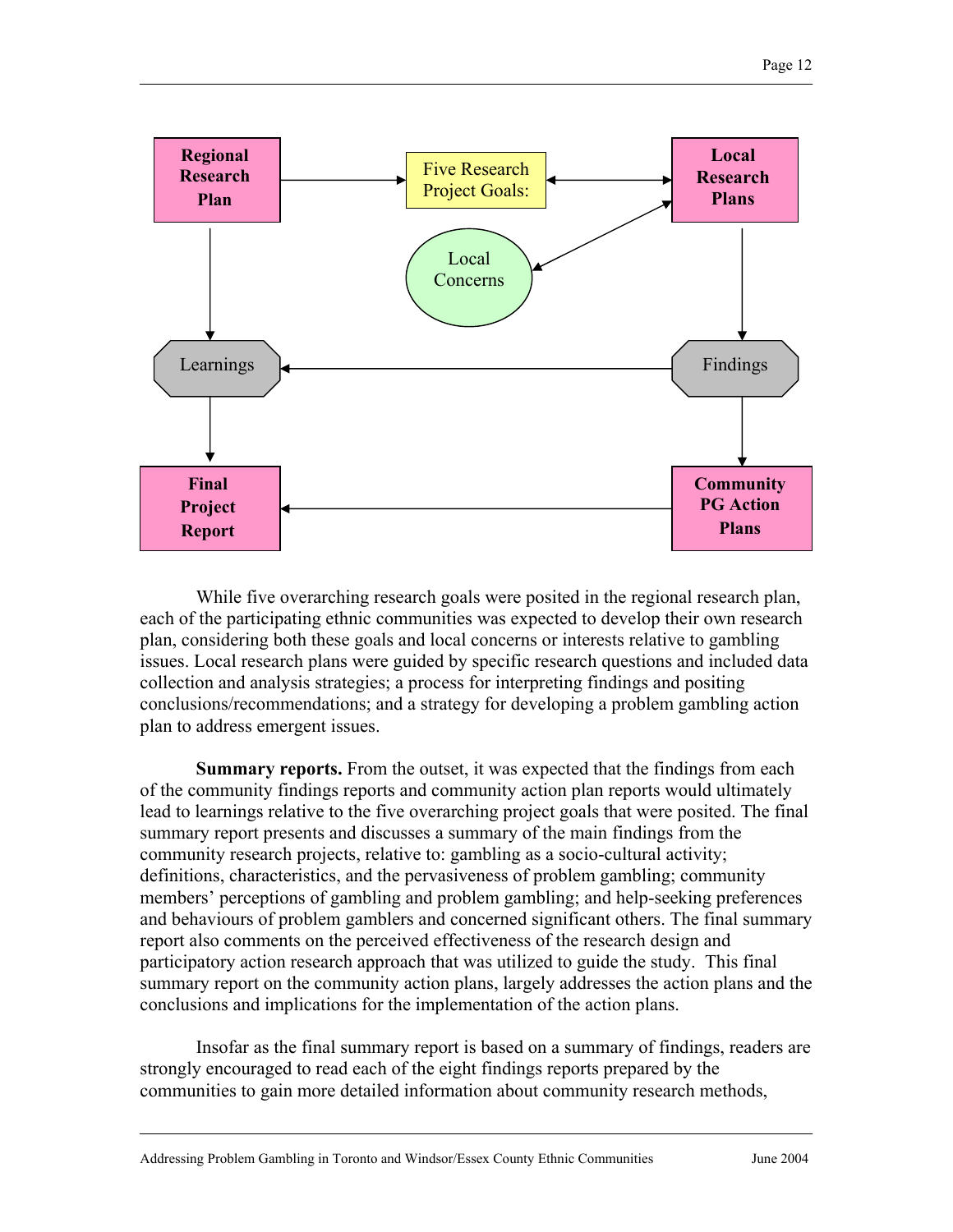Regional Research Plan

Five Research Project Goals:

Local Research Plans

Local Concerns

Learnings

Findings

Final Project Report

Community PG Action Plans

While five overarching research goals were posited in the regional research plan, each of the participating ethnic communities was expected to develop their own research plan, considering both these goals and local concerns or interests relative to gambling issues. Local research plans were guided by specific research questions and included data collection and analysis strategies; a process for interpreting findings and positing conclusions/recommendations; and a strategy for developing a problem gambling action plan to address emergent issues.

**Summary reports.** From the outset, it was expected that the findings from each of the community findings reports and community action plan reports would ultimately lead to learnings relative to the five overarching project goals that were posited. The final summary report presents and discusses a summary of the main findings from the community research projects, relative to: gambling as a socio-cultural activity; definitions, characteristics, and the pervasiveness of problem gambling; community members' perceptions of gambling and problem gambling; and help-seeking preferences and behaviours of problem gamblers and concerned significant others. The final summary report also comments on the perceived effectiveness of the research design and participatory action research approach that was utilized to guide the study. This final summary report on the community action plans, largely addresses the action plans and the conclusions and implications for the implementation of the action plans.

Insofar as the final summary report is based on a summary of findings, readers are strongly encouraged to read each of the eight findings reports prepared by the communities to gain more detailed information about community research methods,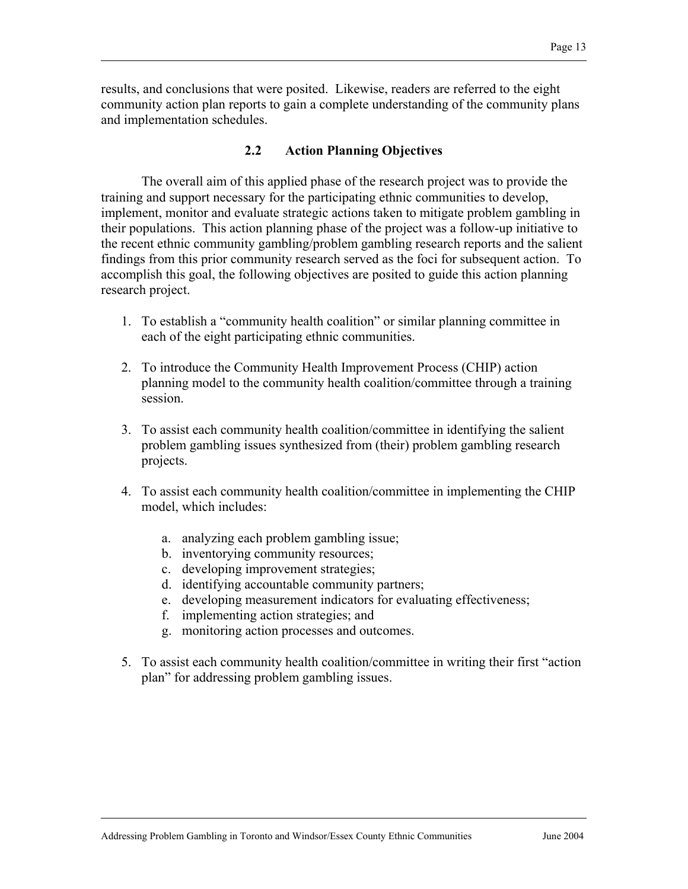results, and conclusions that were posited. Likewise, readers are referred to the eight community action plan reports to gain a complete understanding of the community plans and implementation schedules.

## 2.2 Action Planning Objectives

The overall aim of this applied phase of the research project was to provide the training and support necessary for the participating ethnic communities to develop, implement, monitor and evaluate strategic actions taken to mitigate problem gambling in their populations. This action planning phase of the project was a follow-up initiative to the recent ethnic community gambling/problem gambling research reports and the salient findings from this prior community research served as the foci for subsequent action. To accomplish this goal, the following objectives are posited to guide this action planning research project.

1. To establish a "community health coalition" or similar planning committee in each of the eight participating ethnic communities.

2. To introduce the Community Health Improvement Process (CHIP) action planning model to the community health coalition/committee through a training session.

3. To assist each community health coalition/committee in identifying the salient problem gambling issues synthesized from (their) problem gambling research projects.

4. To assist each community health coalition/committee in implementing the CHIP model, which includes:

   a. analyzing each problem gambling issue;
   b. inventorying community resources;
   c. developing improvement strategies;
   d. identifying accountable community partners;
   e. developing measurement indicators for evaluating effectiveness;
   f. implementing action strategies; and
   g. monitoring action processes and outcomes.

5. To assist each community health coalition/committee in writing their first "action plan" for addressing problem gambling issues.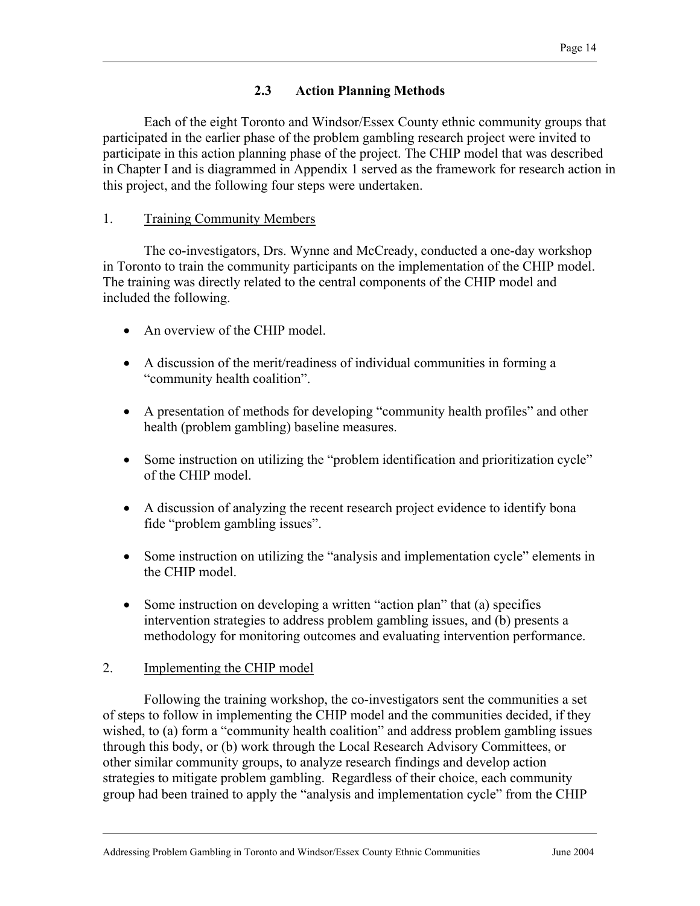## 2.3 Action Planning Methods

Each of the eight Toronto and Windsor/Essex County ethnic community groups that participated in the earlier phase of the problem gambling research project were invited to participate in this action planning phase of the project. The CHIP model that was described in Chapter I and is diagrammed in Appendix 1 served as the framework for research action in this project, and the following four steps were undertaken.

1. <u>Training Community Members</u>

The co-investigators, Drs. Wynne and McCready, conducted a one-day workshop in Toronto to train the community participants on the implementation of the CHIP model. The training was directly related to the central components of the CHIP model and included the following.

- An overview of the CHIP model.
- A discussion of the merit/readiness of individual communities in forming a "community health coalition".
- A presentation of methods for developing "community health profiles" and other health (problem gambling) baseline measures.
- Some instruction on utilizing the "problem identification and prioritization cycle" of the CHIP model.
- A discussion of analyzing the recent research project evidence to identify bona fide "problem gambling issues".
- Some instruction on utilizing the "analysis and implementation cycle" elements in the CHIP model.
- Some instruction on developing a written "action plan" that (a) specifies intervention strategies to address problem gambling issues, and (b) presents a methodology for monitoring outcomes and evaluating intervention performance.

2. <u>Implementing the CHIP model</u>

Following the training workshop, the co-investigators sent the communities a set of steps to follow in implementing the CHIP model and the communities decided, if they wished, to (a) form a "community health coalition" and address problem gambling issues through this body, or (b) work through the Local Research Advisory Committees, or other similar community groups, to analyze research findings and develop action strategies to mitigate problem gambling. Regardless of their choice, each community group had been trained to apply the "analysis and implementation cycle" from the CHIP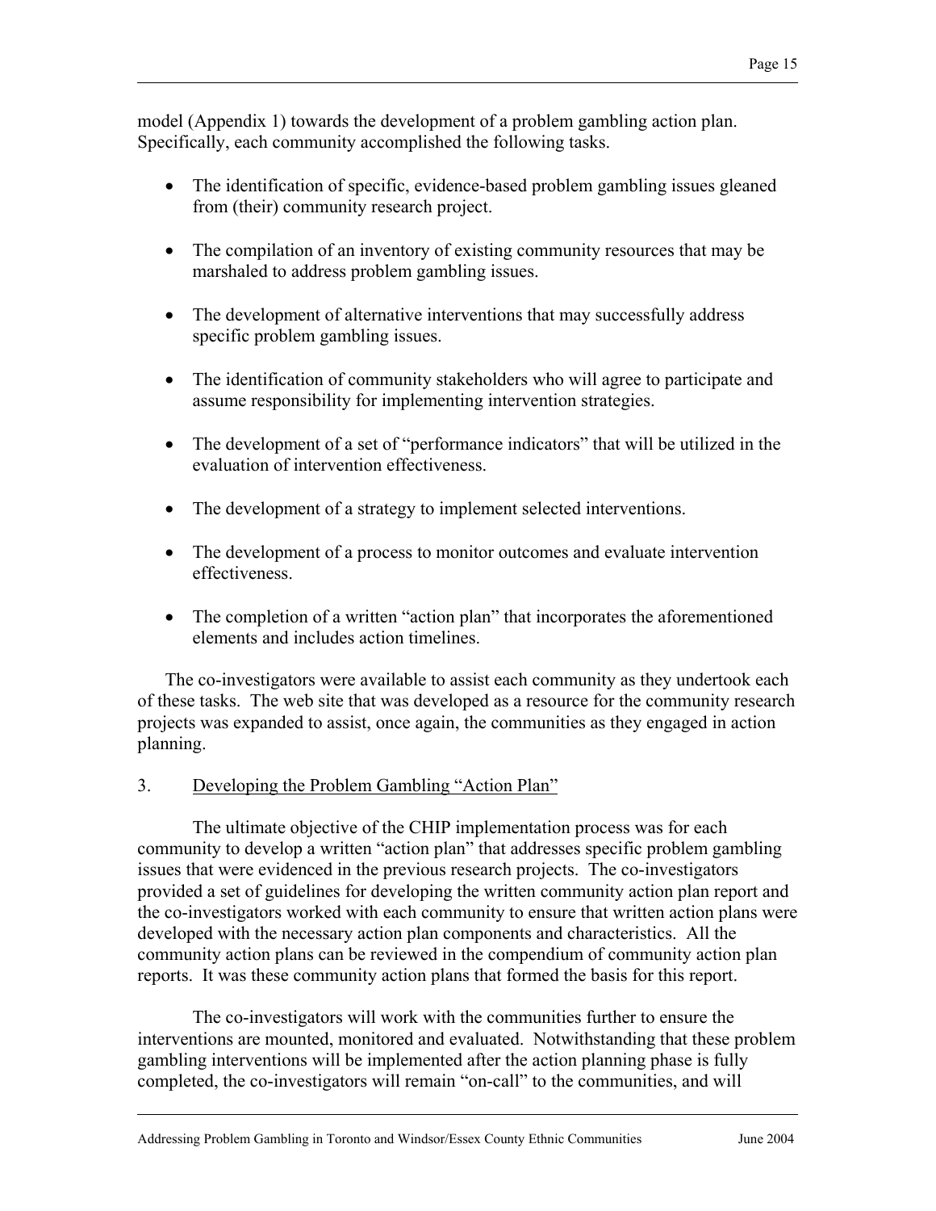model (Appendix 1) towards the development of a problem gambling action plan. Specifically, each community accomplished the following tasks.

- The identification of specific, evidence-based problem gambling issues gleaned from (their) community research project.
- The compilation of an inventory of existing community resources that may be marshaled to address problem gambling issues.
- The development of alternative interventions that may successfully address specific problem gambling issues.
- The identification of community stakeholders who will agree to participate and assume responsibility for implementing intervention strategies.
- The development of a set of "performance indicators" that will be utilized in the evaluation of intervention effectiveness.
- The development of a strategy to implement selected interventions.
- The development of a process to monitor outcomes and evaluate intervention effectiveness.
- The completion of a written "action plan" that incorporates the aforementioned elements and includes action timelines.

The co-investigators were available to assist each community as they undertook each of these tasks. The web site that was developed as a resource for the community research projects was expanded to assist, once again, the communities as they engaged in action planning.

## 3. Developing the Problem Gambling "Action Plan"

The ultimate objective of the CHIP implementation process was for each community to develop a written "action plan" that addresses specific problem gambling issues that were evidenced in the previous research projects. The co-investigators provided a set of guidelines for developing the written community action plan report and the co-investigators worked with each community to ensure that written action plans were developed with the necessary action plan components and characteristics. All the community action plans can be reviewed in the compendium of community action plan reports. It was these community action plans that formed the basis for this report.

The co-investigators will work with the communities further to ensure the interventions are mounted, monitored and evaluated. Notwithstanding that these problem gambling interventions will be implemented after the action planning phase is fully completed, the co-investigators will remain "on-call" to the communities, and will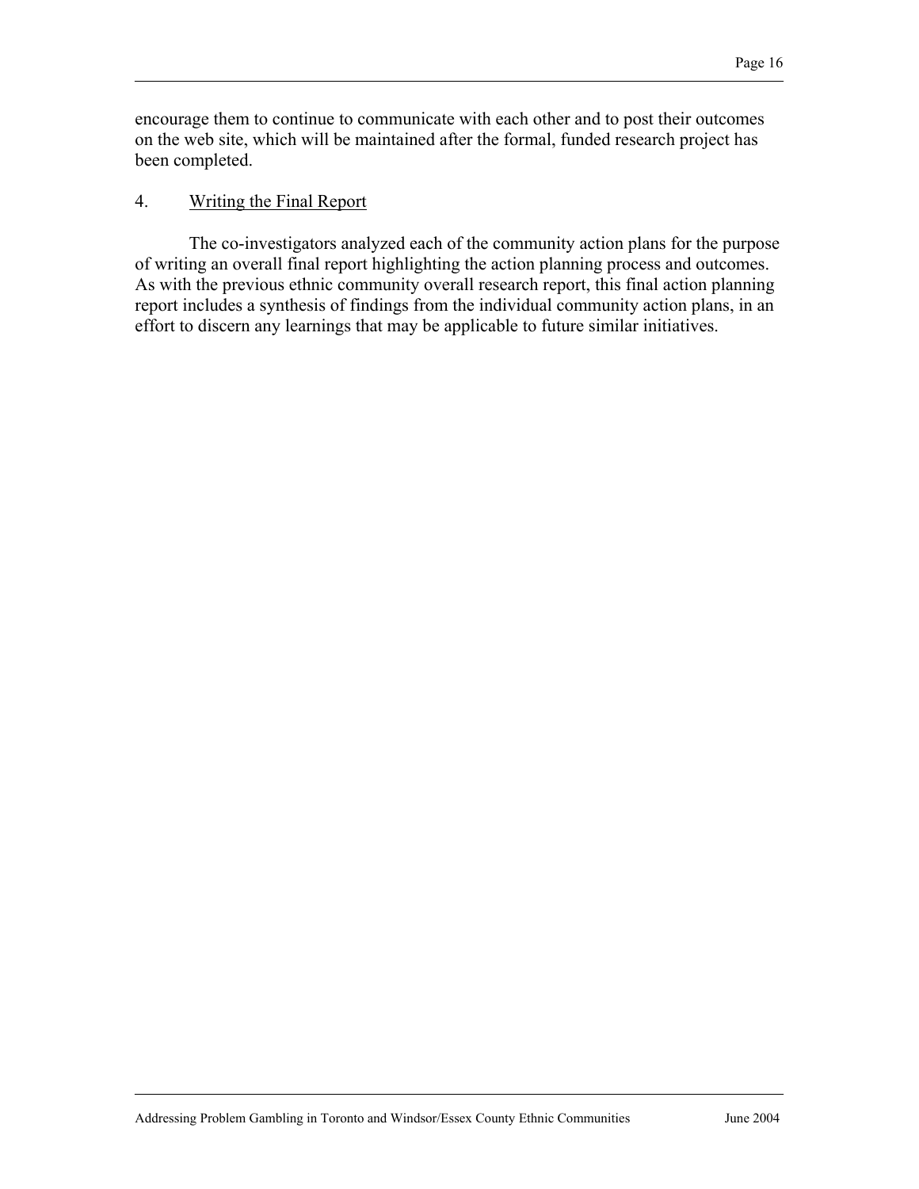encourage them to continue to communicate with each other and to post their outcomes on the web site, which will be maintained after the formal, funded research project has been completed.

4. <u>Writing the Final Report</u>

The co-investigators analyzed each of the community action plans for the purpose of writing an overall final report highlighting the action planning process and outcomes. As with the previous ethnic community overall research report, this final action planning report includes a synthesis of findings from the individual community action plans, in an effort to discern any learnings that may be applicable to future similar initiatives.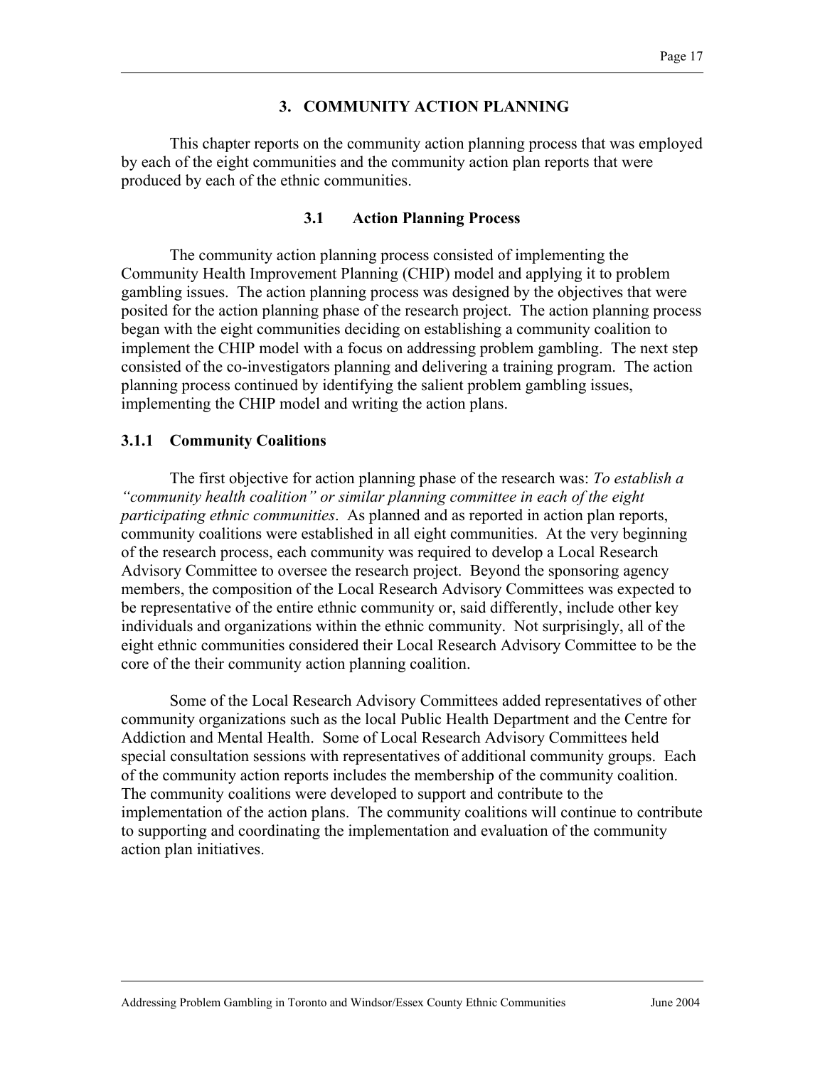# 3. COMMUNITY ACTION PLANNING

This chapter reports on the community action planning process that was employed by each of the eight communities and the community action plan reports that were produced by each of the ethnic communities.

## 3.1 Action Planning Process

The community action planning process consisted of implementing the Community Health Improvement Planning (CHIP) model and applying it to problem gambling issues. The action planning process was designed by the objectives that were posited for the action planning phase of the research project. The action planning process began with the eight communities deciding on establishing a community coalition to implement the CHIP model with a focus on addressing problem gambling. The next step consisted of the co-investigators planning and delivering a training program. The action planning process continued by identifying the salient problem gambling issues, implementing the CHIP model and writing the action plans.

### 3.1.1 Community Coalitions

The first objective for action planning phase of the research was: *To establish a "community health coalition" or similar planning committee in each of the eight participating ethnic communities*. As planned and as reported in action plan reports, community coalitions were established in all eight communities. At the very beginning of the research process, each community was required to develop a Local Research Advisory Committee to oversee the research project. Beyond the sponsoring agency members, the composition of the Local Research Advisory Committees was expected to be representative of the entire ethnic community or, said differently, include other key individuals and organizations within the ethnic community. Not surprisingly, all of the eight ethnic communities considered their Local Research Advisory Committee to be the core of the their community action planning coalition.

Some of the Local Research Advisory Committees added representatives of other community organizations such as the local Public Health Department and the Centre for Addiction and Mental Health. Some of Local Research Advisory Committees held special consultation sessions with representatives of additional community groups. Each of the community action reports includes the membership of the community coalition. The community coalitions were developed to support and contribute to the implementation of the action plans. The community coalitions will continue to contribute to supporting and coordinating the implementation and evaluation of the community action plan initiatives.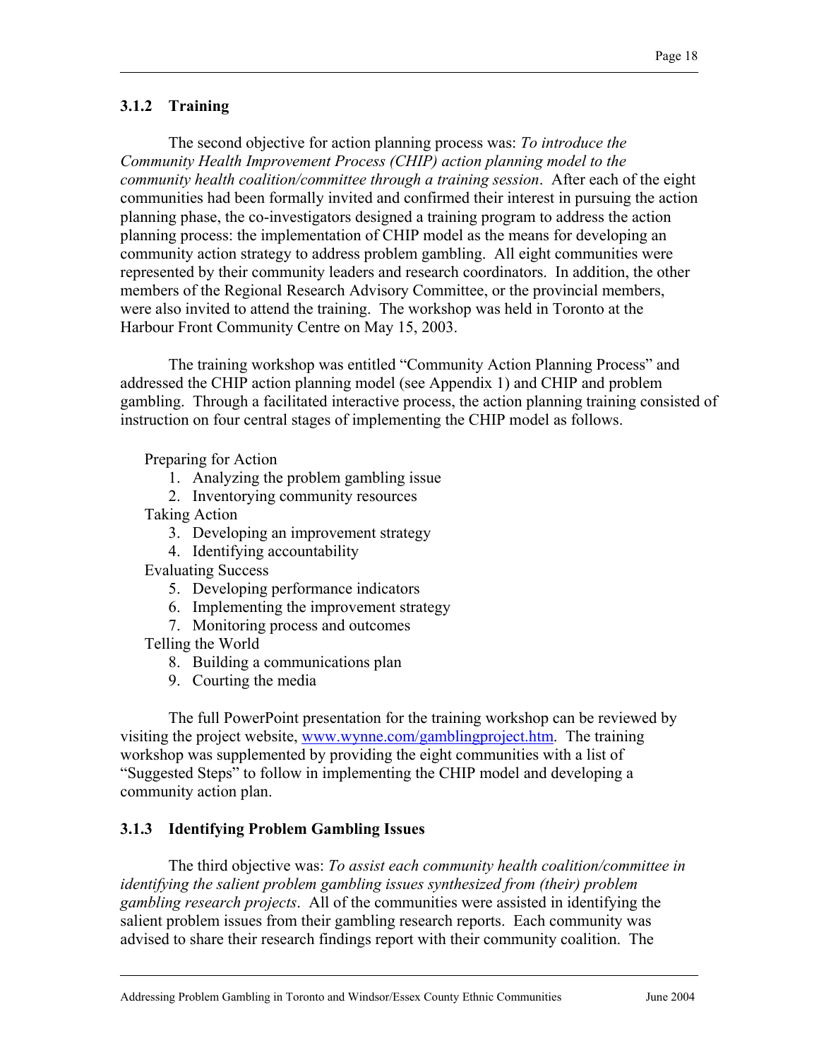### 3.1.2 Training

The second objective for action planning process was: *To introduce the Community Health Improvement Process (CHIP) action planning model to the community health coalition/committee through a training session*. After each of the eight communities had been formally invited and confirmed their interest in pursuing the action planning phase, the co-investigators designed a training program to address the action planning process: the implementation of CHIP model as the means for developing an community action strategy to address problem gambling. All eight communities were represented by their community leaders and research coordinators. In addition, the other members of the Regional Research Advisory Committee, or the provincial members, were also invited to attend the training. The workshop was held in Toronto at the Harbour Front Community Centre on May 15, 2003.

The training workshop was entitled "Community Action Planning Process" and addressed the CHIP action planning model (see Appendix 1) and CHIP and problem gambling. Through a facilitated interactive process, the action planning training consisted of instruction on four central stages of implementing the CHIP model as follows.

Preparing for Action

1. Analyzing the problem gambling issue
2. Inventorying community resources

Taking Action

3. Developing an improvement strategy
4. Identifying accountability

Evaluating Success

5. Developing performance indicators
6. Implementing the improvement strategy
7. Monitoring process and outcomes

Telling the World

8. Building a communications plan
9. Courting the media

The full PowerPoint presentation for the training workshop can be reviewed by visiting the project website, [www.wynne.com/gamblingproject.htm](www.wynne.com/gamblingproject.htm). The training workshop was supplemented by providing the eight communities with a list of "Suggested Steps" to follow in implementing the CHIP model and developing a community action plan.

### 3.1.3 Identifying Problem Gambling Issues

The third objective was: *To assist each community health coalition/committee in identifying the salient problem gambling issues synthesized from (their) problem gambling research projects*. All of the communities were assisted in identifying the salient problem issues from their gambling research reports. Each community was advised to share their research findings report with their community coalition. The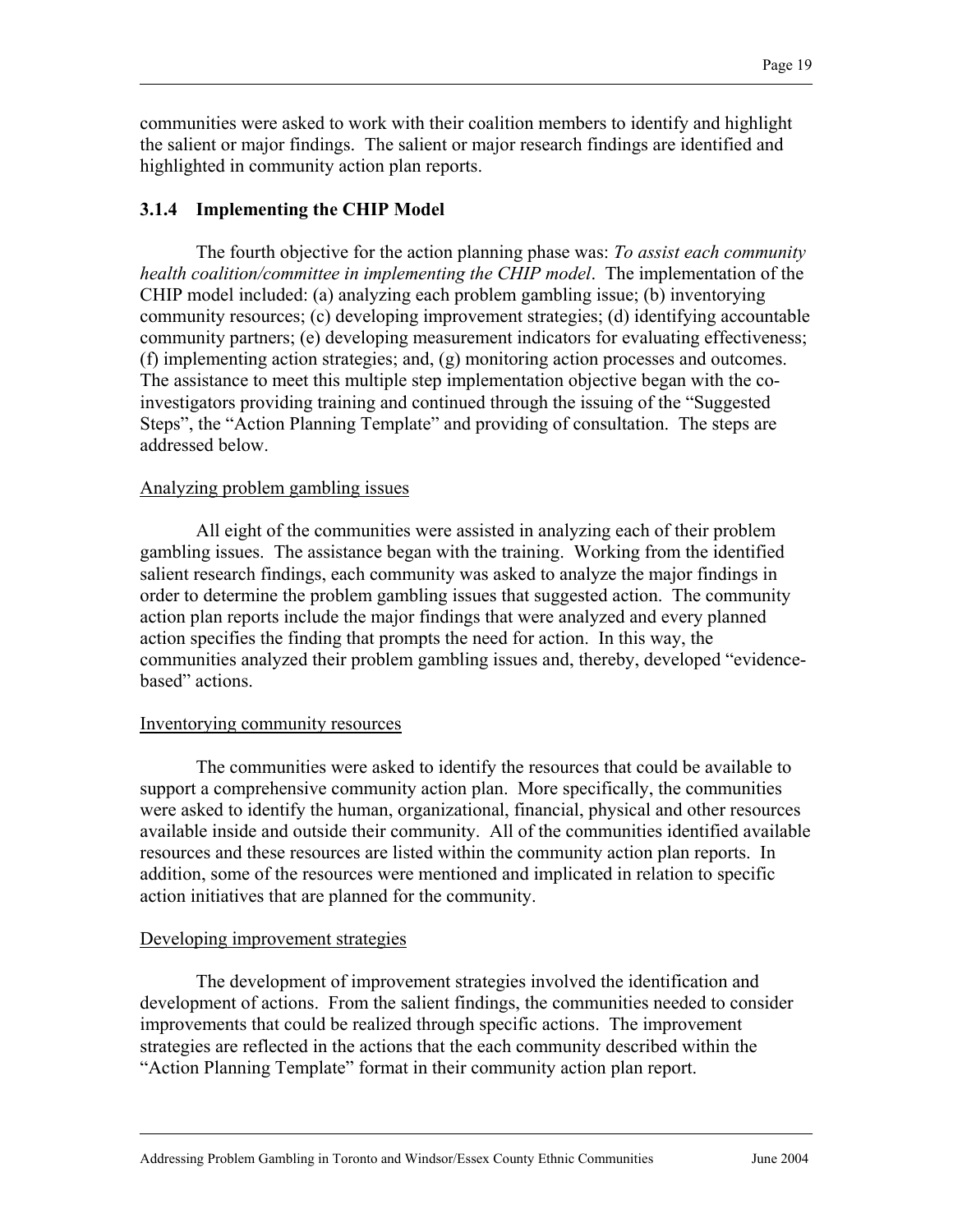communities were asked to work with their coalition members to identify and highlight the salient or major findings. The salient or major research findings are identified and highlighted in community action plan reports.

### 3.1.4 Implementing the CHIP Model

The fourth objective for the action planning phase was: *To assist each community health coalition/committee in implementing the CHIP model*. The implementation of the CHIP model included: (a) analyzing each problem gambling issue; (b) inventorying community resources; (c) developing improvement strategies; (d) identifying accountable community partners; (e) developing measurement indicators for evaluating effectiveness; (f) implementing action strategies; and, (g) monitoring action processes and outcomes. The assistance to meet this multiple step implementation objective began with the co-investigators providing training and continued through the issuing of the "Suggested Steps", the "Action Planning Template" and providing of consultation. The steps are addressed below.

<u>Analyzing problem gambling issues</u>

All eight of the communities were assisted in analyzing each of their problem gambling issues. The assistance began with the training. Working from the identified salient research findings, each community was asked to analyze the major findings in order to determine the problem gambling issues that suggested action. The community action plan reports include the major findings that were analyzed and every planned action specifies the finding that prompts the need for action. In this way, the communities analyzed their problem gambling issues and, thereby, developed "evidence-based" actions.

<u>Inventorying community resources</u>

The communities were asked to identify the resources that could be available to support a comprehensive community action plan. More specifically, the communities were asked to identify the human, organizational, financial, physical and other resources available inside and outside their community. All of the communities identified available resources and these resources are listed within the community action plan reports. In addition, some of the resources were mentioned and implicated in relation to specific action initiatives that are planned for the community.

<u>Developing improvement strategies</u>

The development of improvement strategies involved the identification and development of actions. From the salient findings, the communities needed to consider improvements that could be realized through specific actions. The improvement strategies are reflected in the actions that the each community described within the "Action Planning Template" format in their community action plan report.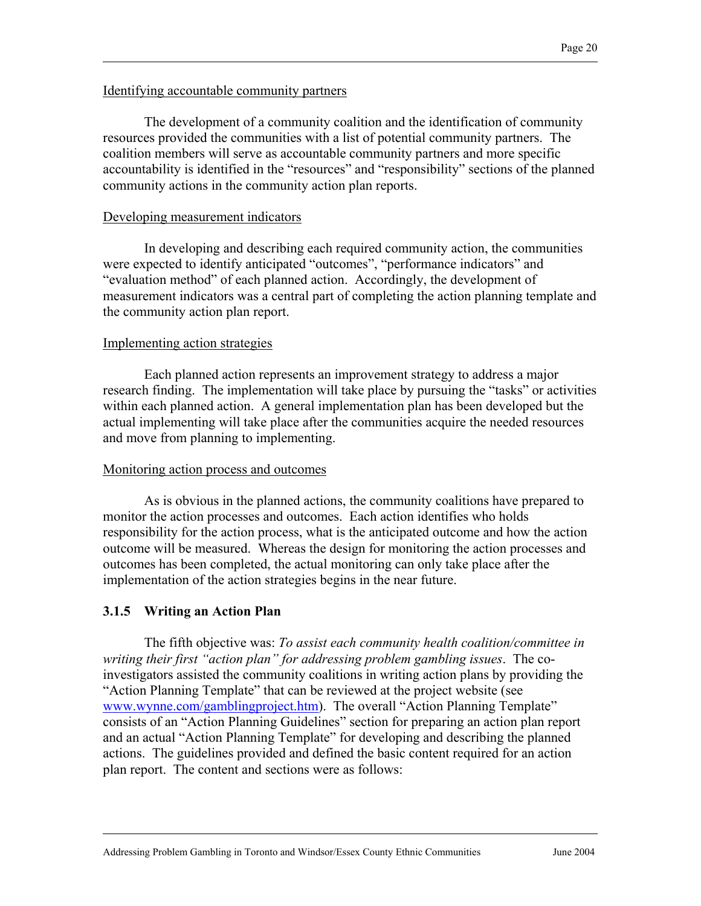Identifying accountable community partners

The development of a community coalition and the identification of community resources provided the communities with a list of potential community partners. The coalition members will serve as accountable community partners and more specific accountability is identified in the "resources" and "responsibility" sections of the planned community actions in the community action plan reports.

Developing measurement indicators

In developing and describing each required community action, the communities were expected to identify anticipated "outcomes", "performance indicators" and "evaluation method" of each planned action. Accordingly, the development of measurement indicators was a central part of completing the action planning template and the community action plan report.

Implementing action strategies

Each planned action represents an improvement strategy to address a major research finding. The implementation will take place by pursuing the "tasks" or activities within each planned action. A general implementation plan has been developed but the actual implementing will take place after the communities acquire the needed resources and move from planning to implementing.

Monitoring action process and outcomes

As is obvious in the planned actions, the community coalitions have prepared to monitor the action processes and outcomes. Each action identifies who holds responsibility for the action process, what is the anticipated outcome and how the action outcome will be measured. Whereas the design for monitoring the action processes and outcomes has been completed, the actual monitoring can only take place after the implementation of the action strategies begins in the near future.

### 3.1.5 Writing an Action Plan

The fifth objective was: *To assist each community health coalition/committee in writing their first "action plan" for addressing problem gambling issues*. The co-investigators assisted the community coalitions in writing action plans by providing the "Action Planning Template" that can be reviewed at the project website (see www.wynne.com/gamblingproject.htm). The overall "Action Planning Template" consists of an "Action Planning Guidelines" section for preparing an action plan report and an actual "Action Planning Template" for developing and describing the planned actions. The guidelines provided and defined the basic content required for an action plan report. The content and sections were as follows: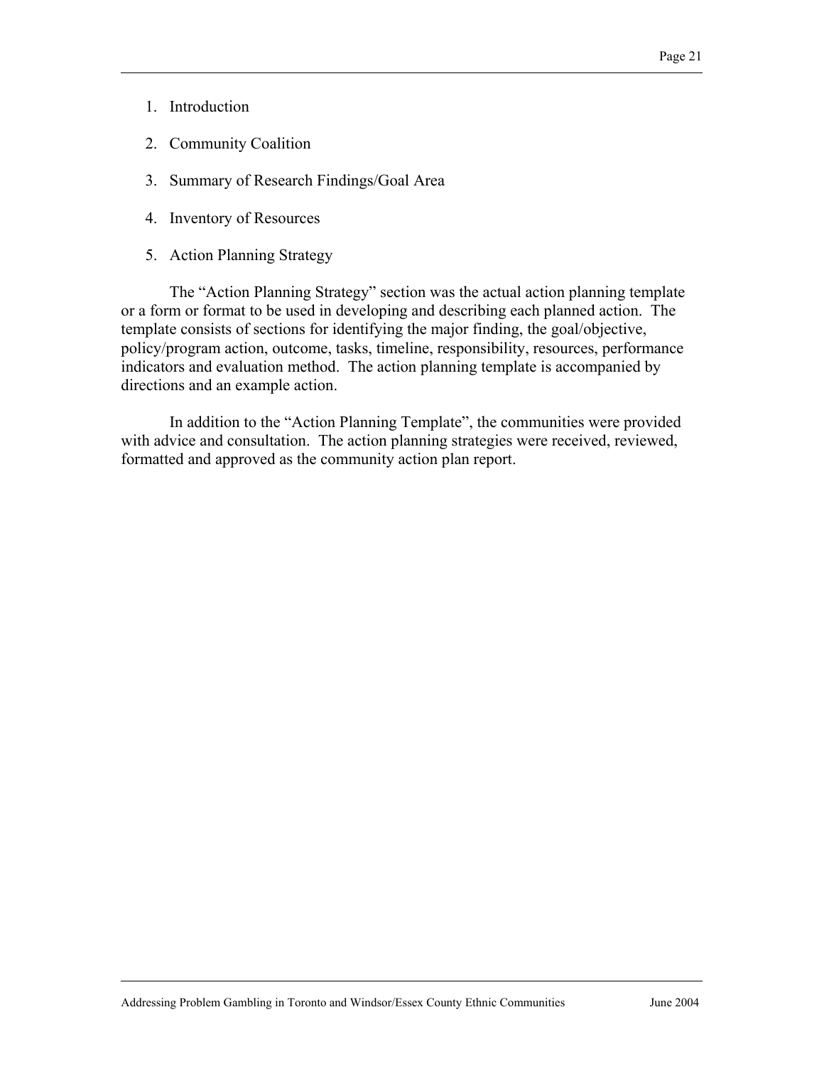1. Introduction
2. Community Coalition
3. Summary of Research Findings/Goal Area
4. Inventory of Resources
5. Action Planning Strategy

The "Action Planning Strategy" section was the actual action planning template or a form or format to be used in developing and describing each planned action. The template consists of sections for identifying the major finding, the goal/objective, policy/program action, outcome, tasks, timeline, responsibility, resources, performance indicators and evaluation method. The action planning template is accompanied by directions and an example action.

In addition to the "Action Planning Template", the communities were provided with advice and consultation. The action planning strategies were received, reviewed, formatted and approved as the community action plan report.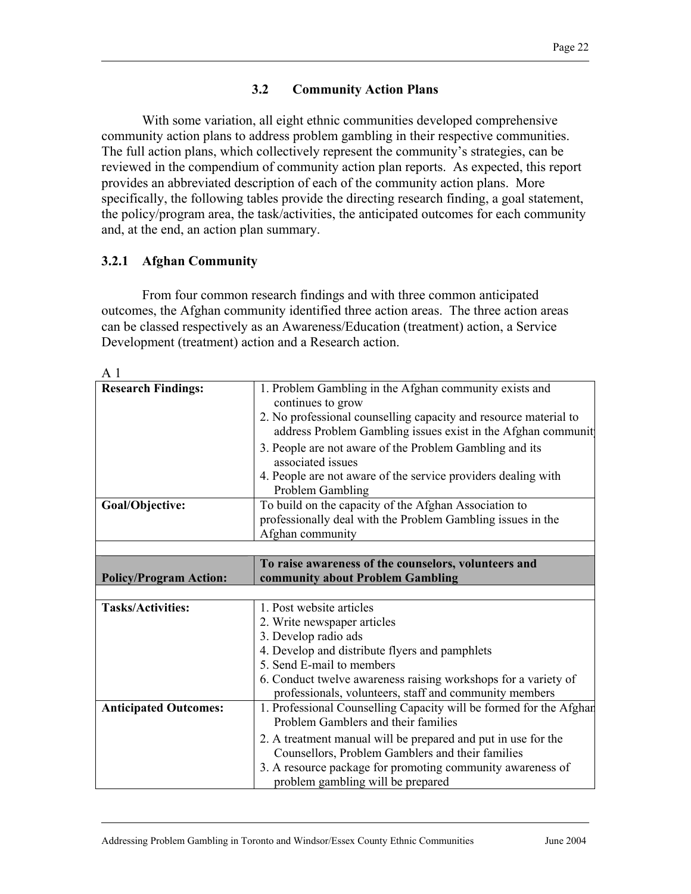## 3.2 Community Action Plans

With some variation, all eight ethnic communities developed comprehensive community action plans to address problem gambling in their respective communities. The full action plans, which collectively represent the community's strategies, can be reviewed in the compendium of community action plan reports. As expected, this report provides an abbreviated description of each of the community action plans. More specifically, the following tables provide the directing research finding, a goal statement, the policy/program area, the task/activities, the anticipated outcomes for each community and, at the end, an action plan summary.

### 3.2.1 Afghan Community

From four common research findings and with three common anticipated outcomes, the Afghan community identified three action areas. The three action areas can be classed respectively as an Awareness/Education (treatment) action, a Service Development (treatment) action and a Research action.

A 1

| | |
|---|---|
| **Research Findings:** | 1. Problem Gambling in the Afghan community exists and continues to grow<br>2. No professional counselling capacity and resource material to address Problem Gambling issues exist in the Afghan communit<br>3. People are not aware of the Problem Gambling and its associated issues<br>4. People are not aware of the service providers dealing with Problem Gambling |
| **Goal/Objective:** | To build on the capacity of the Afghan Association to professionally deal with the Problem Gambling issues in the Afghan community |
| | |
| **Policy/Program Action:** | **To raise awareness of the counselors, volunteers and community about Problem Gambling** |
| | |
| **Tasks/Activities:** | 1. Post website articles<br>2. Write newspaper articles<br>3. Develop radio ads<br>4. Develop and distribute flyers and pamphlets<br>5. Send E-mail to members<br>6. Conduct twelve awareness raising workshops for a variety of professionals, volunteers, staff and community members |
| **Anticipated Outcomes:** | 1. Professional Counselling Capacity will be formed for the Afghan Problem Gamblers and their families<br>2. A treatment manual will be prepared and put in use for the Counsellors, Problem Gamblers and their families<br>3. A resource package for promoting community awareness of problem gambling will be prepared |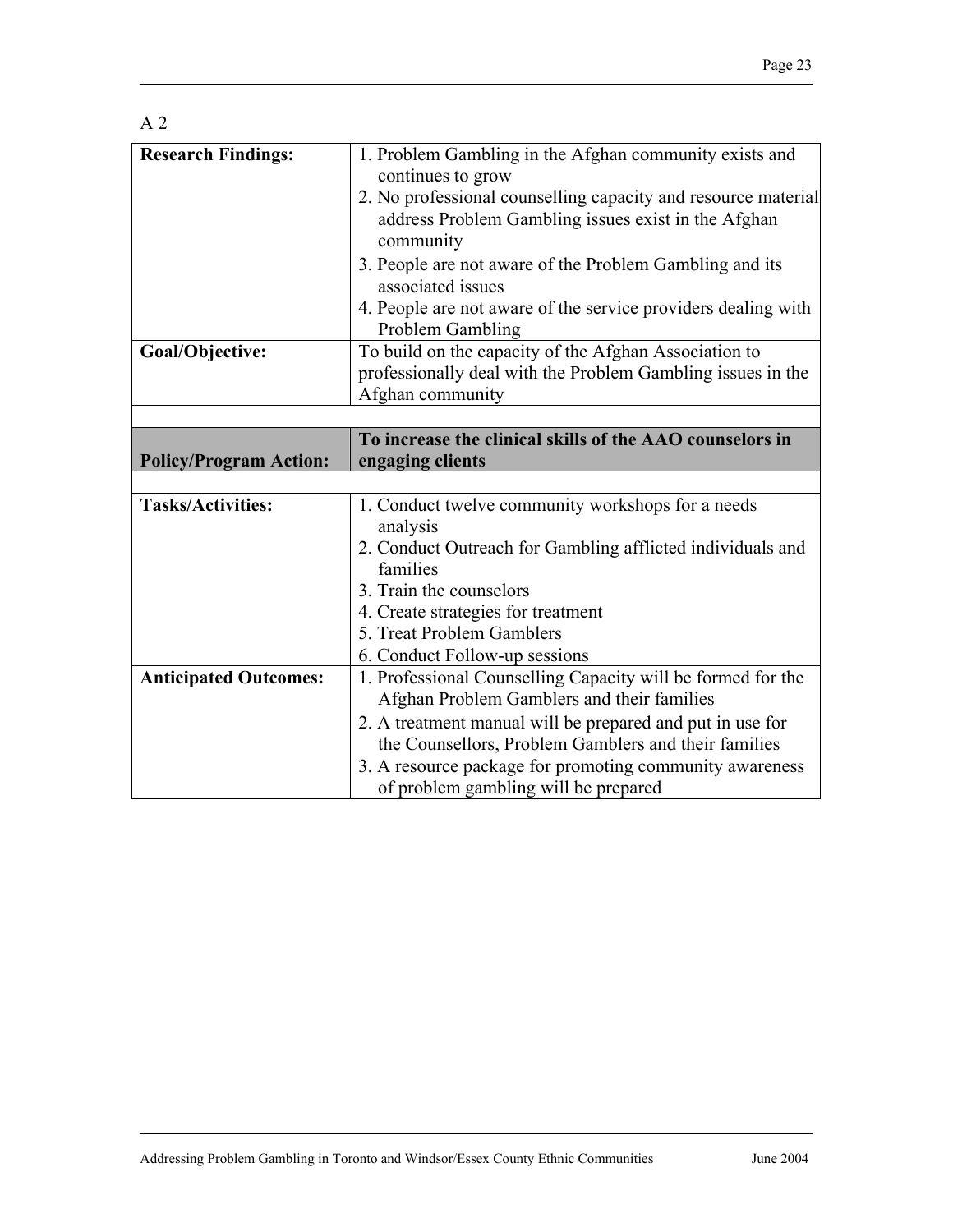A 2

| Research Findings: | 1. Problem Gambling in the Afghan community exists and continues to grow<br>2. No professional counselling capacity and resource material address Problem Gambling issues exist in the Afghan community<br>3. People are not aware of the Problem Gambling and its associated issues<br>4. People are not aware of the service providers dealing with Problem Gambling |
|---|---|
| **Goal/Objective:** | To build on the capacity of the Afghan Association to professionally deal with the Problem Gambling issues in the Afghan community |
| | |
| **Policy/Program Action:** | **To increase the clinical skills of the AAO counselors in engaging clients** |
| | |
| **Tasks/Activities:** | 1. Conduct twelve community workshops for a needs analysis<br>2. Conduct Outreach for Gambling afflicted individuals and families<br>3. Train the counselors<br>4. Create strategies for treatment<br>5. Treat Problem Gamblers<br>6. Conduct Follow-up sessions |
| **Anticipated Outcomes:** | 1. Professional Counselling Capacity will be formed for the Afghan Problem Gamblers and their families<br>2. A treatment manual will be prepared and put in use for the Counsellors, Problem Gamblers and their families<br>3. A resource package for promoting community awareness of problem gambling will be prepared |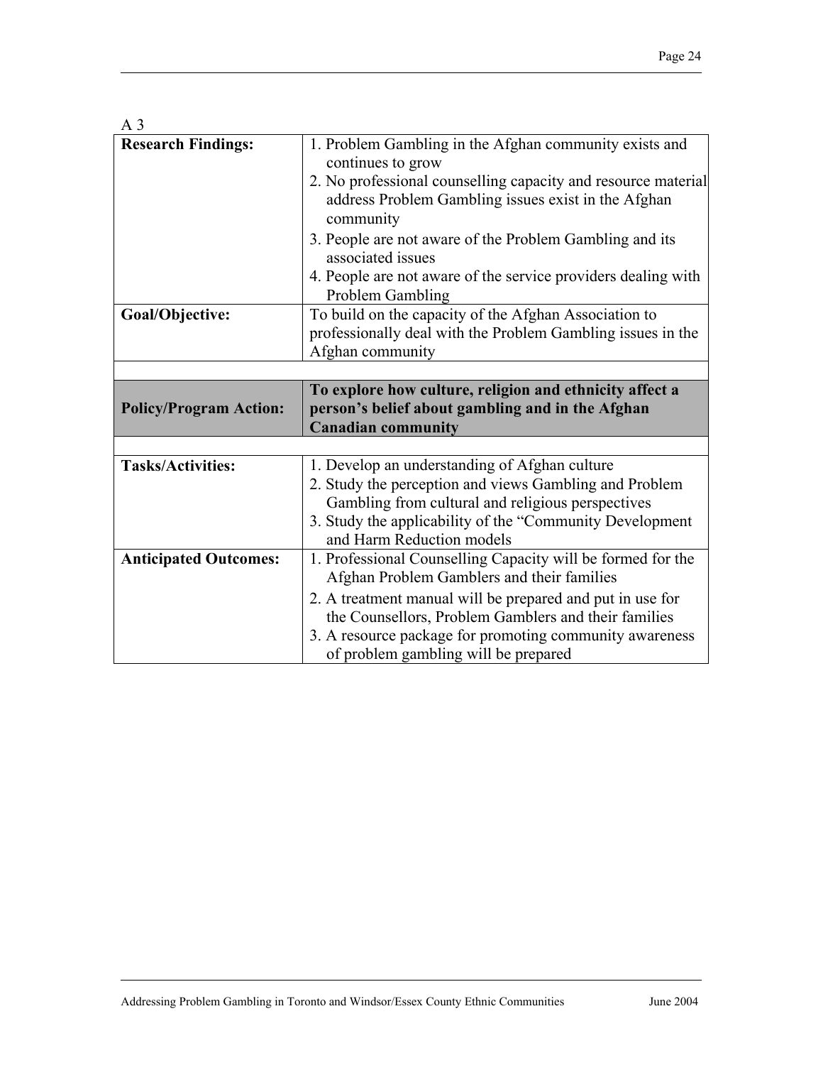A 3

| | |
|---|---|
| **Research Findings:** | 1. Problem Gambling in the Afghan community exists and continues to grow<br>2. No professional counselling capacity and resource material address Problem Gambling issues exist in the Afghan community<br>3. People are not aware of the Problem Gambling and its associated issues<br>4. People are not aware of the service providers dealing with Problem Gambling |
| **Goal/Objective:** | To build on the capacity of the Afghan Association to professionally deal with the Problem Gambling issues in the Afghan community |
| | |
| **Policy/Program Action:** | **To explore how culture, religion and ethnicity affect a person's belief about gambling and in the Afghan Canadian community** |
| | |
| **Tasks/Activities:** | 1. Develop an understanding of Afghan culture<br>2. Study the perception and views Gambling and Problem Gambling from cultural and religious perspectives<br>3. Study the applicability of the "Community Development and Harm Reduction models |
| **Anticipated Outcomes:** | 1. Professional Counselling Capacity will be formed for the Afghan Problem Gamblers and their families<br>2. A treatment manual will be prepared and put in use for the Counsellors, Problem Gamblers and their families<br>3. A resource package for promoting community awareness of problem gambling will be prepared |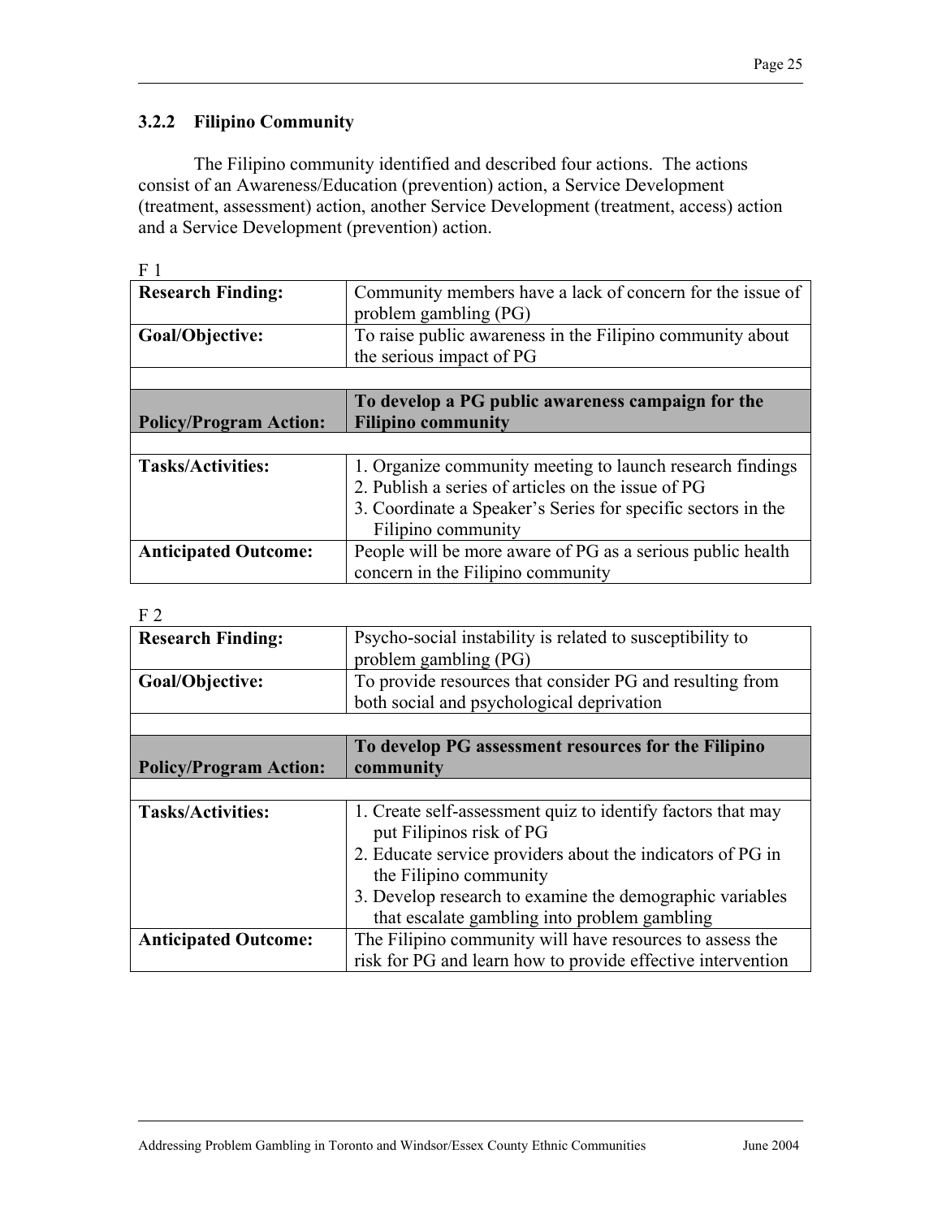### 3.2.2 Filipino Community

The Filipino community identified and described four actions. The actions consist of an Awareness/Education (prevention) action, a Service Development (treatment, assessment) action, another Service Development (treatment, access) action and a Service Development (prevention) action.

F 1

| **Research Finding:** | Community members have a lack of concern for the issue of problem gambling (PG) |
|---|---|
| **Goal/Objective:** | To raise public awareness in the Filipino community about the serious impact of PG |
| | |
| **Policy/Program Action:** | **To develop a PG public awareness campaign for the Filipino community** |
| | |
| **Tasks/Activities:** | 1. Organize community meeting to launch research findings<br>2. Publish a series of articles on the issue of PG<br>3. Coordinate a Speaker's Series for specific sectors in the Filipino community |
| **Anticipated Outcome:** | People will be more aware of PG as a serious public health concern in the Filipino community |

F 2

| **Research Finding:** | Psycho-social instability is related to susceptibility to problem gambling (PG) |
|---|---|
| **Goal/Objective:** | To provide resources that consider PG and resulting from both social and psychological deprivation |
| | |
| **Policy/Program Action:** | **To develop PG assessment resources for the Filipino community** |
| | |
| **Tasks/Activities:** | 1. Create self-assessment quiz to identify factors that may put Filipinos risk of PG<br>2. Educate service providers about the indicators of PG in the Filipino community<br>3. Develop research to examine the demographic variables that escalate gambling into problem gambling |
| **Anticipated Outcome:** | The Filipino community will have resources to assess the risk for PG and learn how to provide effective intervention |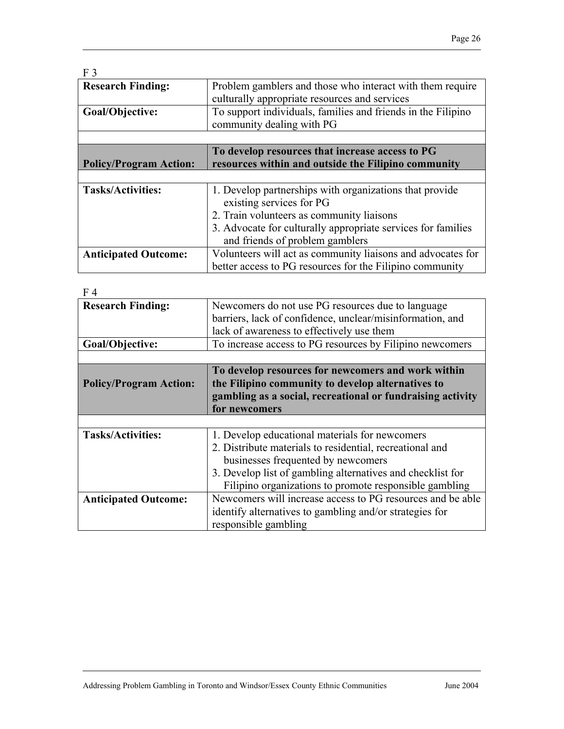F 3

| | |
|---|---|
| **Research Finding:** | Problem gamblers and those who interact with them require culturally appropriate resources and services |
| **Goal/Objective:** | To support individuals, families and friends in the Filipino community dealing with PG |
| | |
| **Policy/Program Action:** | **To develop resources that increase access to PG resources within and outside the Filipino community** |
| | |
| **Tasks/Activities:** | 1. Develop partnerships with organizations that provide existing services for PG<br>2. Train volunteers as community liaisons<br>3. Advocate for culturally appropriate services for families and friends of problem gamblers |
| **Anticipated Outcome:** | Volunteers will act as community liaisons and advocates for better access to PG resources for the Filipino community |

F 4

| | |
|---|---|
| **Research Finding:** | Newcomers do not use PG resources due to language barriers, lack of confidence, unclear/misinformation, and lack of awareness to effectively use them |
| **Goal/Objective:** | To increase access to PG resources by Filipino newcomers |
| | |
| **Policy/Program Action:** | **To develop resources for newcomers and work within the Filipino community to develop alternatives to gambling as a social, recreational or fundraising activity for newcomers** |
| | |
| **Tasks/Activities:** | 1. Develop educational materials for newcomers<br>2. Distribute materials to residential, recreational and businesses frequented by newcomers<br>3. Develop list of gambling alternatives and checklist for Filipino organizations to promote responsible gambling |
| **Anticipated Outcome:** | Newcomers will increase access to PG resources and be able identify alternatives to gambling and/or strategies for responsible gambling |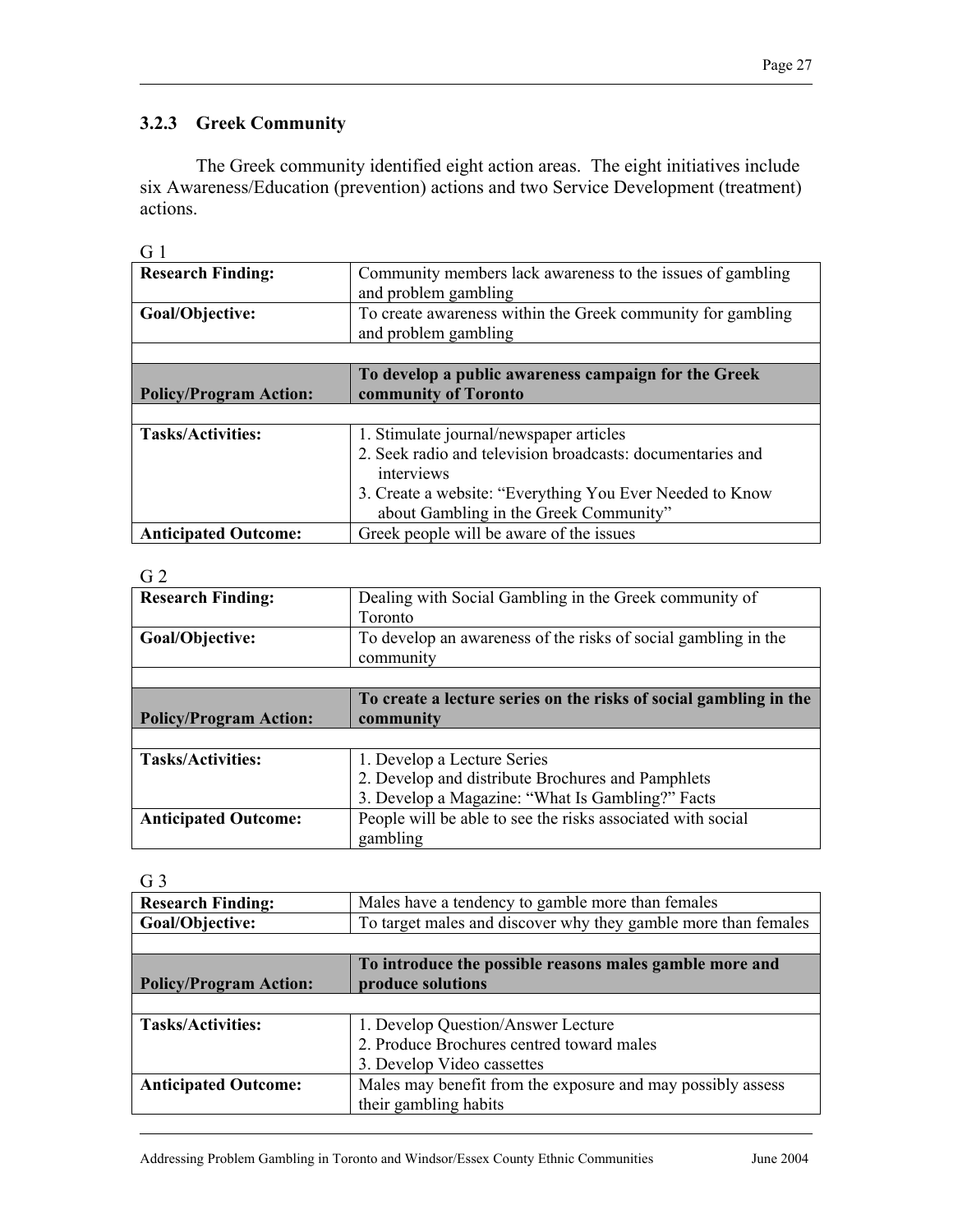### 3.2.3 Greek Community

The Greek community identified eight action areas. The eight initiatives include six Awareness/Education (prevention) actions and two Service Development (treatment) actions.

G 1

| | |
|---|---|
| **Research Finding:** | Community members lack awareness to the issues of gambling and problem gambling |
| **Goal/Objective:** | To create awareness within the Greek community for gambling and problem gambling |
| | |
| **Policy/Program Action:** | **To develop a public awareness campaign for the Greek community of Toronto** |
| | |
| **Tasks/Activities:** | 1. Stimulate journal/newspaper articles<br>2. Seek radio and television broadcasts: documentaries and interviews<br>3. Create a website: "Everything You Ever Needed to Know about Gambling in the Greek Community" |
| **Anticipated Outcome:** | Greek people will be aware of the issues |

G 2

| | |
|---|---|
| **Research Finding:** | Dealing with Social Gambling in the Greek community of Toronto |
| **Goal/Objective:** | To develop an awareness of the risks of social gambling in the community |
| | |
| **Policy/Program Action:** | **To create a lecture series on the risks of social gambling in the community** |
| | |
| **Tasks/Activities:** | 1. Develop a Lecture Series<br>2. Develop and distribute Brochures and Pamphlets<br>3. Develop a Magazine: "What Is Gambling?" Facts |
| **Anticipated Outcome:** | People will be able to see the risks associated with social gambling |

G 3

| | |
|---|---|
| **Research Finding:** | Males have a tendency to gamble more than females |
| **Goal/Objective:** | To target males and discover why they gamble more than females |
| | |
| **Policy/Program Action:** | **To introduce the possible reasons males gamble more and produce solutions** |
| | |
| **Tasks/Activities:** | 1. Develop Question/Answer Lecture<br>2. Produce Brochures centred toward males<br>3. Develop Video cassettes |
| **Anticipated Outcome:** | Males may benefit from the exposure and may possibly assess their gambling habits |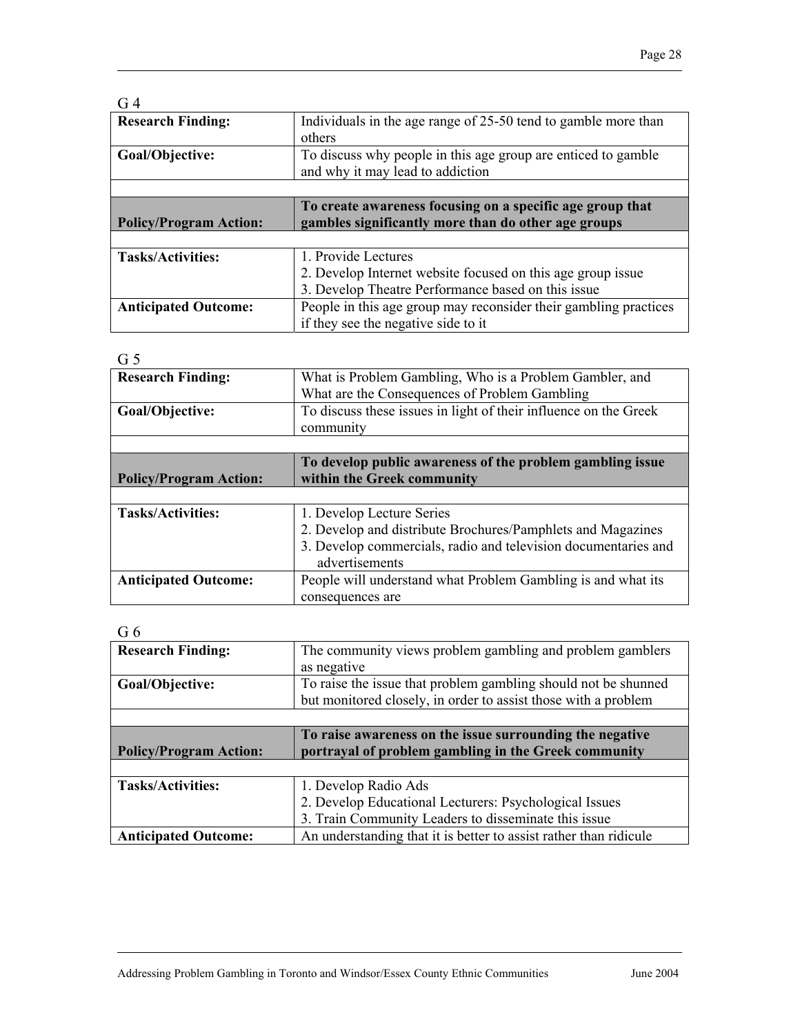G 4

| Research Finding: | Individuals in the age range of 25-50 tend to gamble more than others |
|---|---|
| Goal/Objective: | To discuss why people in this age group are enticed to gamble and why it may lead to addiction |
| | |
| **Policy/Program Action:** | **To create awareness focusing on a specific age group that gambles significantly more than do other age groups** |
| | |
| **Tasks/Activities:** | 1. Provide Lectures<br>2. Develop Internet website focused on this age group issue<br>3. Develop Theatre Performance based on this issue |
| **Anticipated Outcome:** | People in this age group may reconsider their gambling practices if they see the negative side to it |

G 5

| Research Finding: | What is Problem Gambling, Who is a Problem Gambler, and What are the Consequences of Problem Gambling |
|---|---|
| Goal/Objective: | To discuss these issues in light of their influence on the Greek community |
| | |
| **Policy/Program Action:** | **To develop public awareness of the problem gambling issue within the Greek community** |
| | |
| **Tasks/Activities:** | 1. Develop Lecture Series<br>2. Develop and distribute Brochures/Pamphlets and Magazines<br>3. Develop commercials, radio and television documentaries and advertisements |
| **Anticipated Outcome:** | People will understand what Problem Gambling is and what its consequences are |

G 6

| Research Finding: | The community views problem gambling and problem gamblers as negative |
|---|---|
| Goal/Objective: | To raise the issue that problem gambling should not be shunned but monitored closely, in order to assist those with a problem |
| | |
| **Policy/Program Action:** | **To raise awareness on the issue surrounding the negative portrayal of problem gambling in the Greek community** |
| | |
| **Tasks/Activities:** | 1. Develop Radio Ads<br>2. Develop Educational Lecturers: Psychological Issues<br>3. Train Community Leaders to disseminate this issue |
| **Anticipated Outcome:** | An understanding that it is better to assist rather than ridicule |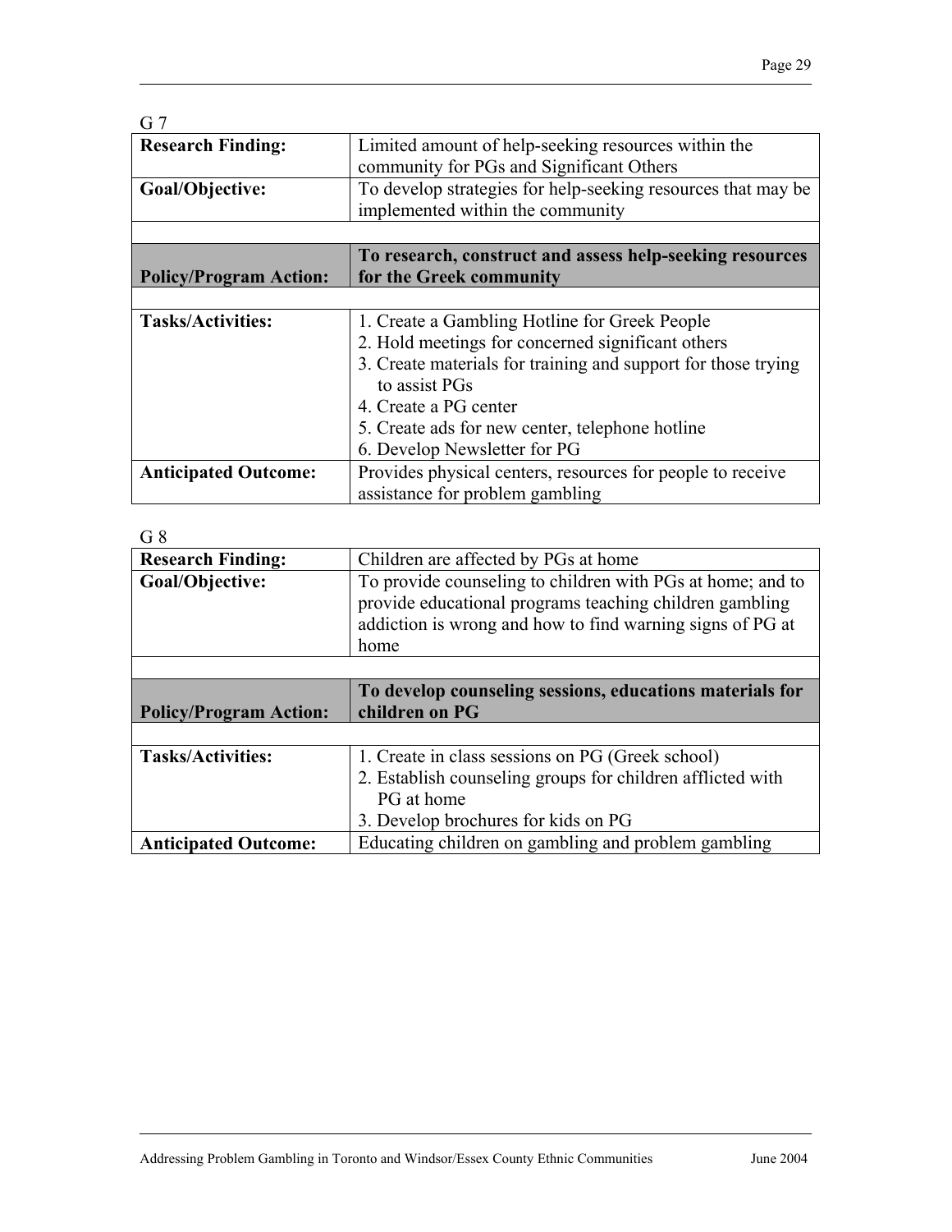G 7

| **Research Finding:** | Limited amount of help-seeking resources within the community for PGs and Significant Others |
|---|---|
| **Goal/Objective:** | To develop strategies for help-seeking resources that may be implemented within the community |
| | |
| **Policy/Program Action:** | **To research, construct and assess help-seeking resources for the Greek community** |
| | |
| **Tasks/Activities:** | 1. Create a Gambling Hotline for Greek People<br>2. Hold meetings for concerned significant others<br>3. Create materials for training and support for those trying to assist PGs<br>4. Create a PG center<br>5. Create ads for new center, telephone hotline<br>6. Develop Newsletter for PG |
| **Anticipated Outcome:** | Provides physical centers, resources for people to receive assistance for problem gambling |

G 8

| **Research Finding:** | Children are affected by PGs at home |
|---|---|
| **Goal/Objective:** | To provide counseling to children with PGs at home; and to provide educational programs teaching children gambling addiction is wrong and how to find warning signs of PG at home |
| | |
| **Policy/Program Action:** | **To develop counseling sessions, educations materials for children on PG** |
| | |
| **Tasks/Activities:** | 1. Create in class sessions on PG (Greek school)<br>2. Establish counseling groups for children afflicted with PG at home<br>3. Develop brochures for kids on PG |
| **Anticipated Outcome:** | Educating children on gambling and problem gambling |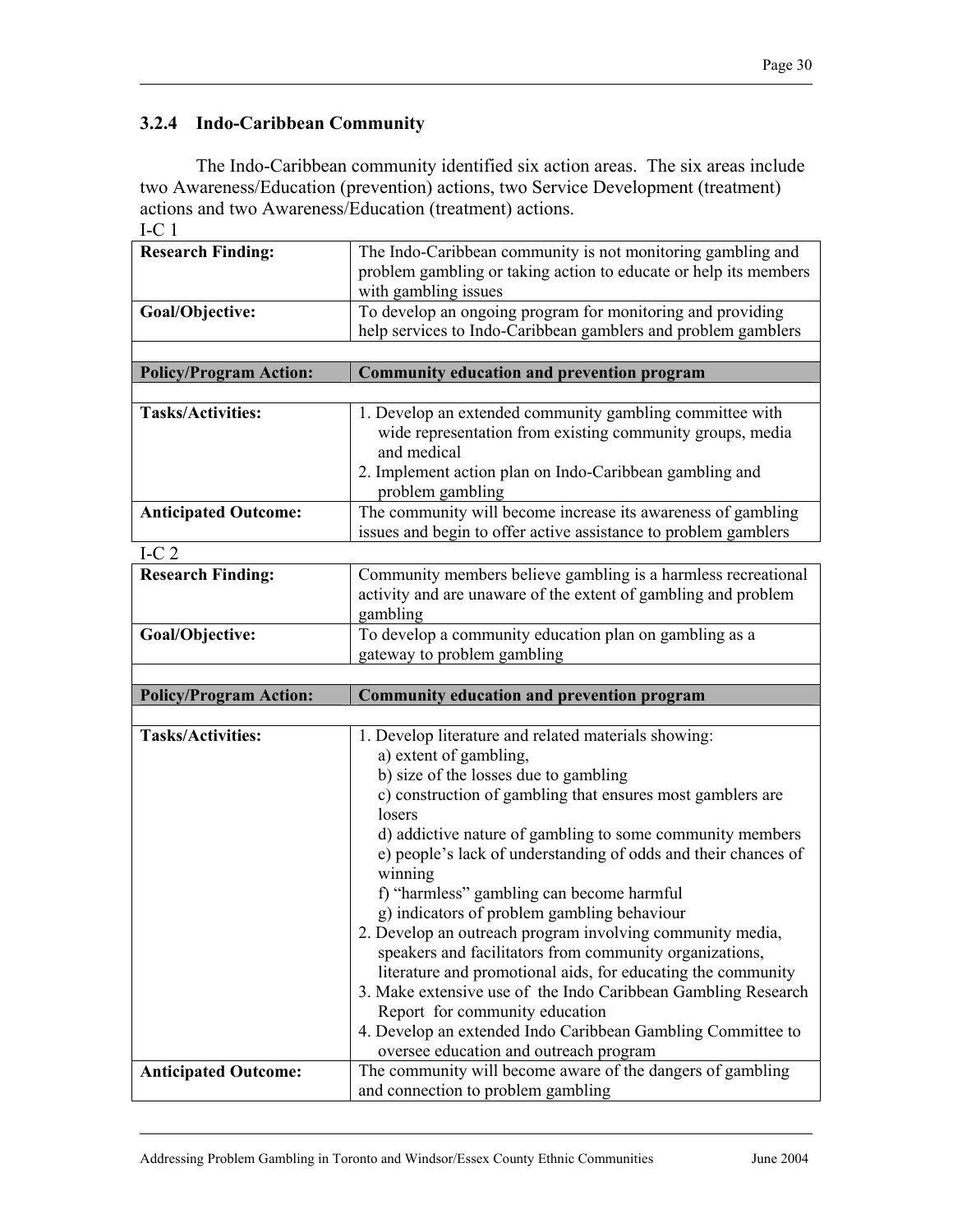### 3.2.4 Indo-Caribbean Community

The Indo-Caribbean community identified six action areas. The six areas include two Awareness/Education (prevention) actions, two Service Development (treatment) actions and two Awareness/Education (treatment) actions.

I-C 1

| | |
|---|---|
| **Research Finding:** | The Indo-Caribbean community is not monitoring gambling and problem gambling or taking action to educate or help its members with gambling issues |
| **Goal/Objective:** | To develop an ongoing program for monitoring and providing help services to Indo-Caribbean gamblers and problem gamblers |
| | |
| **Policy/Program Action:** | **Community education and prevention program** |
| | |
| **Tasks/Activities:** | 1. Develop an extended community gambling committee with wide representation from existing community groups, media and medical<br>2. Implement action plan on Indo-Caribbean gambling and problem gambling |
| **Anticipated Outcome:** | The community will become increase its awareness of gambling issues and begin to offer active assistance to problem gamblers |

I-C 2

| | |
|---|---|
| **Research Finding:** | Community members believe gambling is a harmless recreational activity and are unaware of the extent of gambling and problem gambling |
| **Goal/Objective:** | To develop a community education plan on gambling as a gateway to problem gambling |
| | |
| **Policy/Program Action:** | **Community education and prevention program** |
| | |
| **Tasks/Activities:** | 1. Develop literature and related materials showing:<br>a) extent of gambling,<br>b) size of the losses due to gambling<br>c) construction of gambling that ensures most gamblers are losers<br>d) addictive nature of gambling to some community members<br>e) people's lack of understanding of odds and their chances of winning<br>f) "harmless" gambling can become harmful<br>g) indicators of problem gambling behaviour<br>2. Develop an outreach program involving community media, speakers and facilitators from community organizations, literature and promotional aids, for educating the community<br>3. Make extensive use of the Indo Caribbean Gambling Research Report for community education<br>4. Develop an extended Indo Caribbean Gambling Committee to oversee education and outreach program |
| **Anticipated Outcome:** | The community will become aware of the dangers of gambling and connection to problem gambling |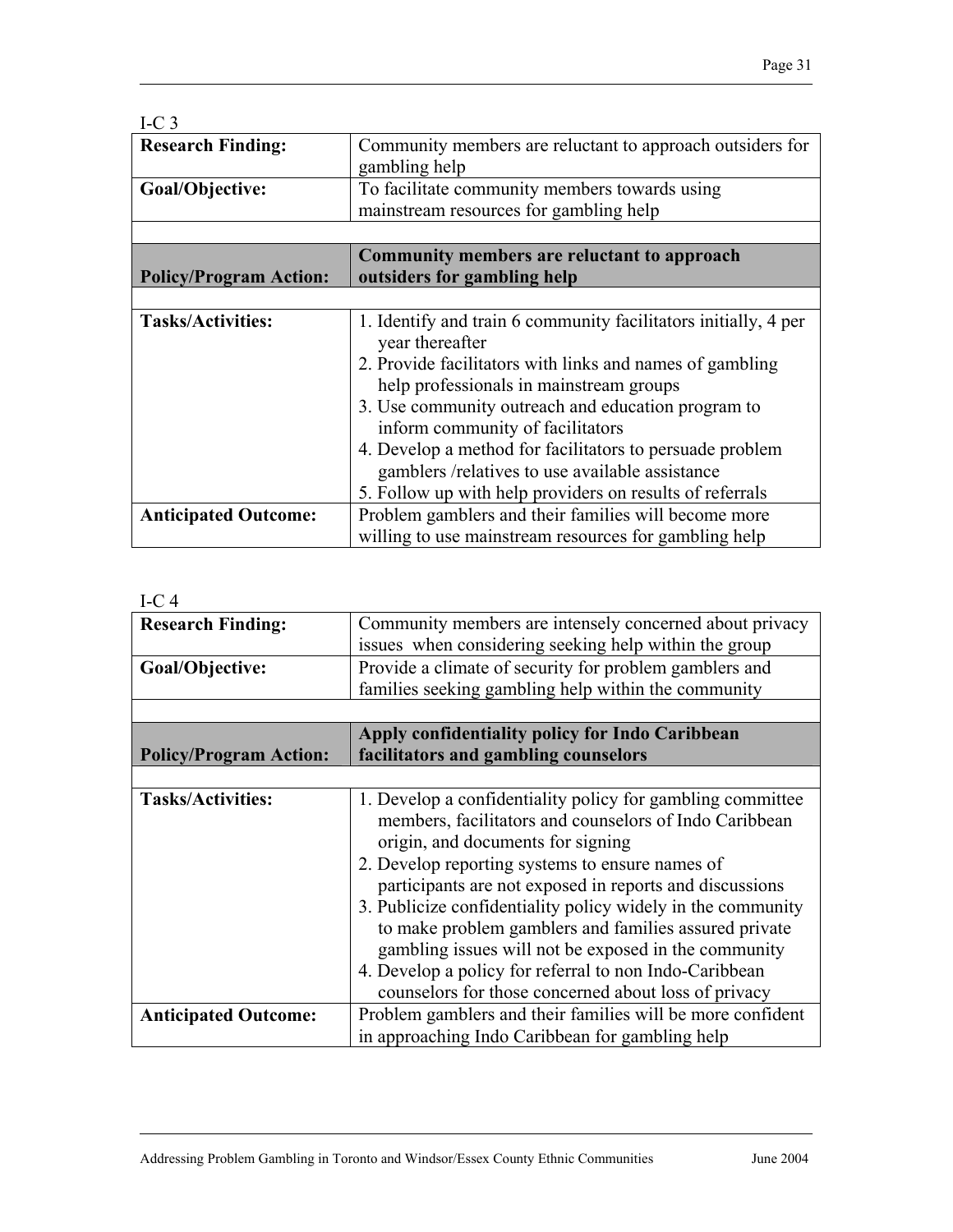I-C 3

| | |
|---|---|
| **Research Finding:** | Community members are reluctant to approach outsiders for gambling help |
| **Goal/Objective:** | To facilitate community members towards using mainstream resources for gambling help |
| | |
| **Policy/Program Action:** | **Community members are reluctant to approach outsiders for gambling help** |
| | |
| **Tasks/Activities:** | 1. Identify and train 6 community facilitators initially, 4 per year thereafter<br>2. Provide facilitators with links and names of gambling help professionals in mainstream groups<br>3. Use community outreach and education program to inform community of facilitators<br>4. Develop a method for facilitators to persuade problem gamblers /relatives to use available assistance<br>5. Follow up with help providers on results of referrals |
| **Anticipated Outcome:** | Problem gamblers and their families will become more willing to use mainstream resources for gambling help |

I-C 4

| | |
|---|---|
| **Research Finding:** | Community members are intensely concerned about privacy issues when considering seeking help within the group |
| **Goal/Objective:** | Provide a climate of security for problem gamblers and families seeking gambling help within the community |
| | |
| **Policy/Program Action:** | **Apply confidentiality policy for Indo Caribbean facilitators and gambling counselors** |
| | |
| **Tasks/Activities:** | 1. Develop a confidentiality policy for gambling committee members, facilitators and counselors of Indo Caribbean origin, and documents for signing<br>2. Develop reporting systems to ensure names of participants are not exposed in reports and discussions<br>3. Publicize confidentiality policy widely in the community to make problem gamblers and families assured private gambling issues will not be exposed in the community<br>4. Develop a policy for referral to non Indo-Caribbean counselors for those concerned about loss of privacy |
| **Anticipated Outcome:** | Problem gamblers and their families will be more confident in approaching Indo Caribbean for gambling help |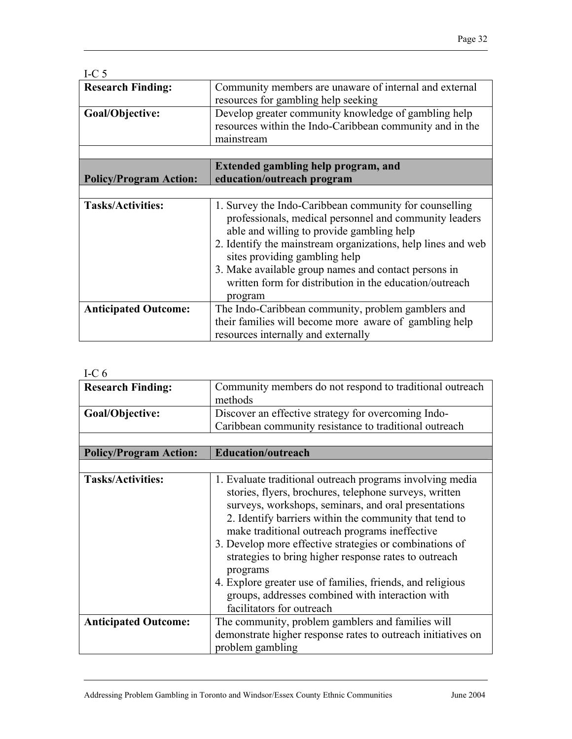I-C 5

| Research Finding: | Community members are unaware of internal and external resources for gambling help seeking |
|---|---|
| **Goal/Objective:** | Develop greater community knowledge of gambling help resources within the Indo-Caribbean community and in the mainstream |
| | |
| **Policy/Program Action:** | **Extended gambling help program, and education/outreach program** |
| | |
| **Tasks/Activities:** | 1. Survey the Indo-Caribbean community for counselling professionals, medical personnel and community leaders able and willing to provide gambling help<br>2. Identify the mainstream organizations, help lines and web sites providing gambling help<br>3. Make available group names and contact persons in written form for distribution in the education/outreach program |
| **Anticipated Outcome:** | The Indo-Caribbean community, problem gamblers and their families will become more aware of gambling help resources internally and externally |

I-C 6

| Research Finding: | Community members do not respond to traditional outreach methods |
|---|---|
| **Goal/Objective:** | Discover an effective strategy for overcoming Indo-Caribbean community resistance to traditional outreach |
| | |
| **Policy/Program Action:** | **Education/outreach** |
| | |
| **Tasks/Activities:** | 1. Evaluate traditional outreach programs involving media stories, flyers, brochures, telephone surveys, written surveys, workshops, seminars, and oral presentations<br>2. Identify barriers within the community that tend to make traditional outreach programs ineffective<br>3. Develop more effective strategies or combinations of strategies to bring higher response rates to outreach programs<br>4. Explore greater use of families, friends, and religious groups, addresses combined with interaction with facilitators for outreach |
| **Anticipated Outcome:** | The community, problem gamblers and families will demonstrate higher response rates to outreach initiatives on problem gambling |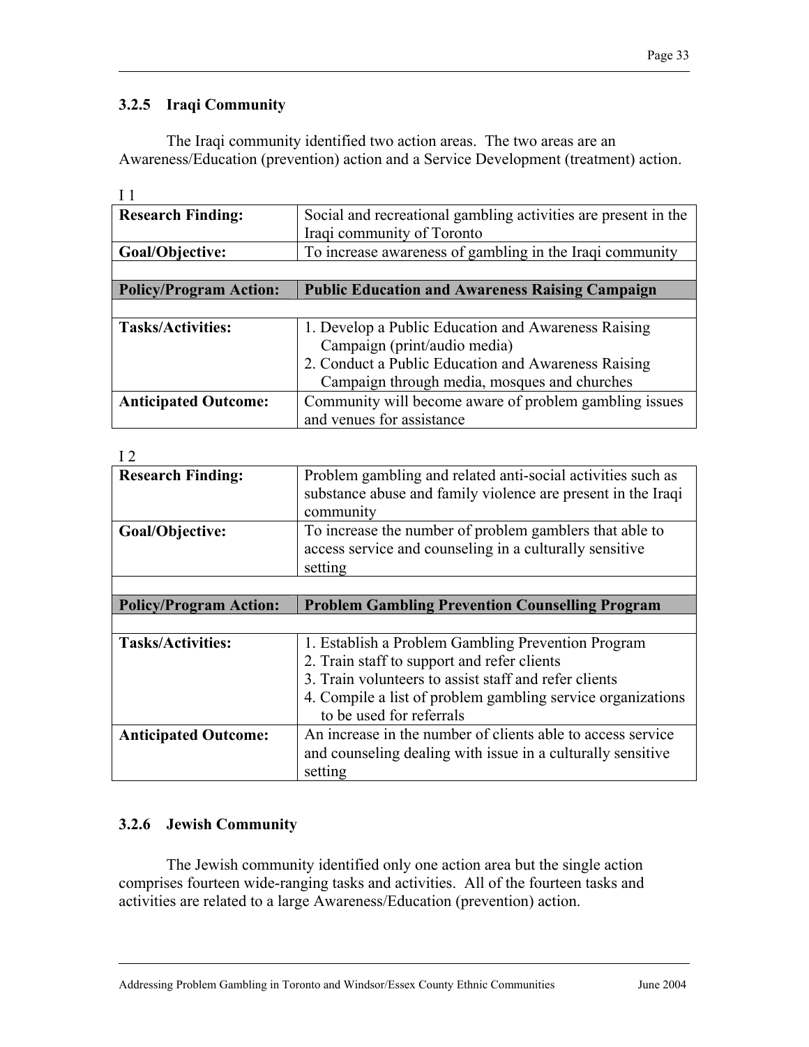### 3.2.5 Iraqi Community

The Iraqi community identified two action areas. The two areas are an Awareness/Education (prevention) action and a Service Development (treatment) action.

I 1

| | |
|---|---|
| **Research Finding:** | Social and recreational gambling activities are present in the Iraqi community of Toronto |
| **Goal/Objective:** | To increase awareness of gambling in the Iraqi community |
| | |
| **Policy/Program Action:** | **Public Education and Awareness Raising Campaign** |
| | |
| **Tasks/Activities:** | 1. Develop a Public Education and Awareness Raising Campaign (print/audio media)<br>2. Conduct a Public Education and Awareness Raising Campaign through media, mosques and churches |
| **Anticipated Outcome:** | Community will become aware of problem gambling issues and venues for assistance |

I 2

| | |
|---|---|
| **Research Finding:** | Problem gambling and related anti-social activities such as substance abuse and family violence are present in the Iraqi community |
| **Goal/Objective:** | To increase the number of problem gamblers that able to access service and counseling in a culturally sensitive setting |
| | |
| **Policy/Program Action:** | **Problem Gambling Prevention Counselling Program** |
| | |
| **Tasks/Activities:** | 1. Establish a Problem Gambling Prevention Program<br>2. Train staff to support and refer clients<br>3. Train volunteers to assist staff and refer clients<br>4. Compile a list of problem gambling service organizations to be used for referrals |
| **Anticipated Outcome:** | An increase in the number of clients able to access service and counseling dealing with issue in a culturally sensitive setting |

### 3.2.6 Jewish Community

The Jewish community identified only one action area but the single action comprises fourteen wide-ranging tasks and activities. All of the fourteen tasks and activities are related to a large Awareness/Education (prevention) action.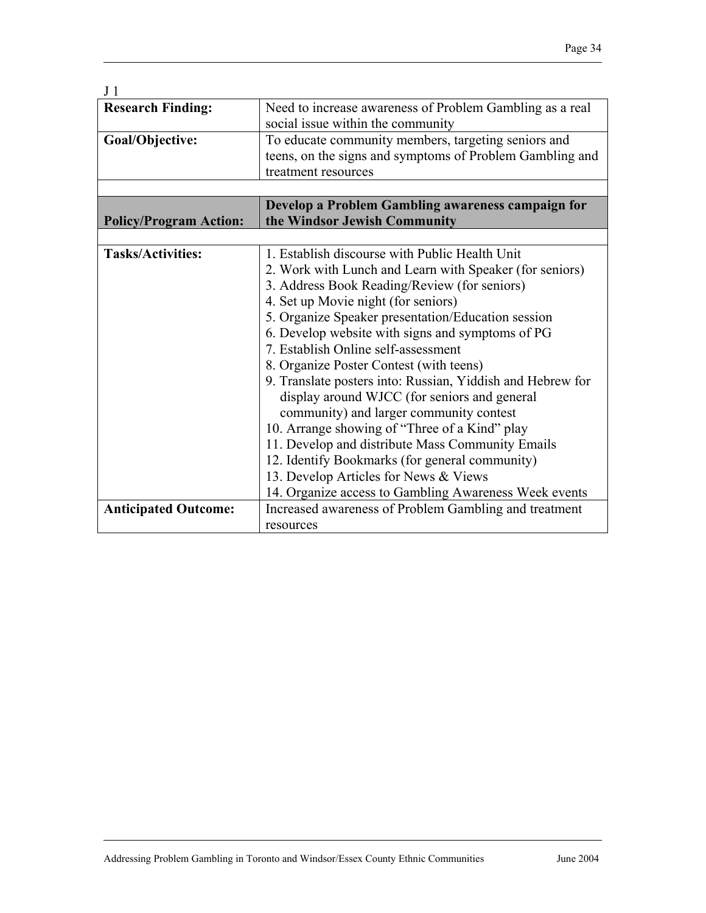J 1

| | |
|---|---|
| **Research Finding:** | Need to increase awareness of Problem Gambling as a real social issue within the community |
| **Goal/Objective:** | To educate community members, targeting seniors and teens, on the signs and symptoms of Problem Gambling and treatment resources |
| | |
| **Policy/Program Action:** | **Develop a Problem Gambling awareness campaign for the Windsor Jewish Community** |
| | |
| **Tasks/Activities:** | 1. Establish discourse with Public Health Unit<br>2. Work with Lunch and Learn with Speaker (for seniors)<br>3. Address Book Reading/Review (for seniors)<br>4. Set up Movie night (for seniors)<br>5. Organize Speaker presentation/Education session<br>6. Develop website with signs and symptoms of PG<br>7. Establish Online self-assessment<br>8. Organize Poster Contest (with teens)<br>9. Translate posters into: Russian, Yiddish and Hebrew for display around WJCC (for seniors and general community) and larger community contest<br>10. Arrange showing of "Three of a Kind" play<br>11. Develop and distribute Mass Community Emails<br>12. Identify Bookmarks (for general community)<br>13. Develop Articles for News & Views<br>14. Organize access to Gambling Awareness Week events |
| **Anticipated Outcome:** | Increased awareness of Problem Gambling and treatment resources |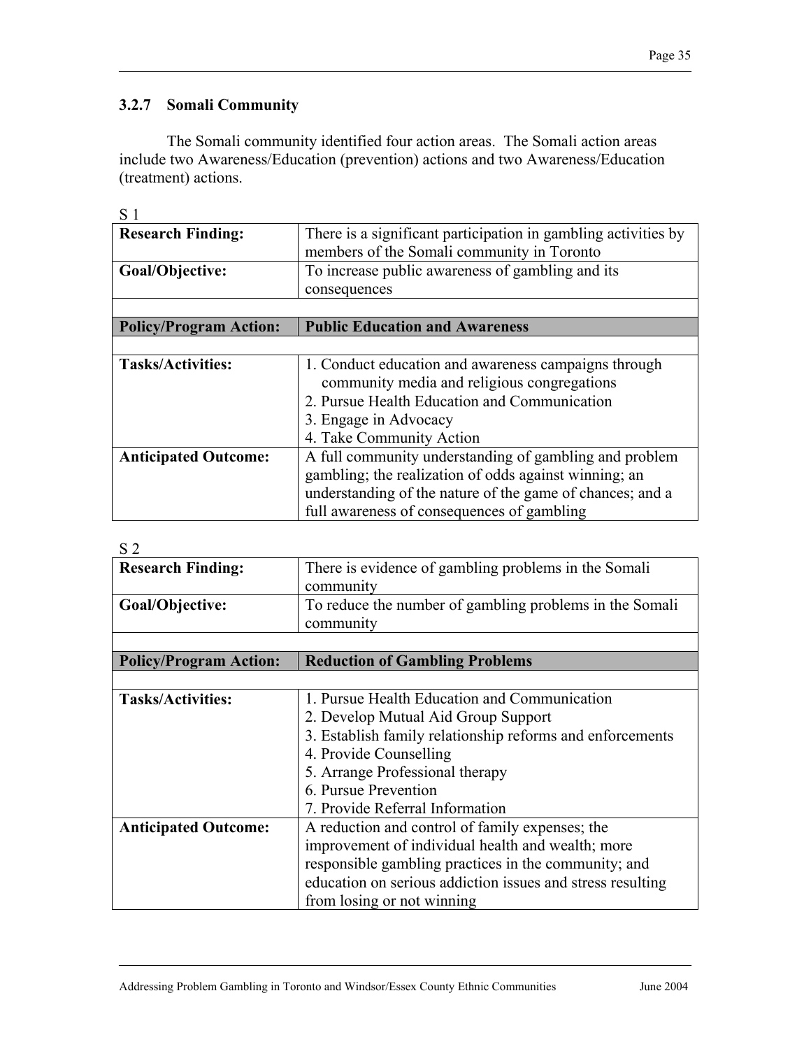### 3.2.7 Somali Community

The Somali community identified four action areas. The Somali action areas include two Awareness/Education (prevention) actions and two Awareness/Education (treatment) actions.

S 1

| | |
|---|---|
| **Research Finding:** | There is a significant participation in gambling activities by members of the Somali community in Toronto |
| **Goal/Objective:** | To increase public awareness of gambling and its consequences |
| | |
| **Policy/Program Action:** | **Public Education and Awareness** |
| | |
| **Tasks/Activities:** | 1. Conduct education and awareness campaigns through community media and religious congregations<br>2. Pursue Health Education and Communication<br>3. Engage in Advocacy<br>4. Take Community Action |
| **Anticipated Outcome:** | A full community understanding of gambling and problem gambling; the realization of odds against winning; an understanding of the nature of the game of chances; and a full awareness of consequences of gambling |

S 2

| | |
|---|---|
| **Research Finding:** | There is evidence of gambling problems in the Somali community |
| **Goal/Objective:** | To reduce the number of gambling problems in the Somali community |
| | |
| **Policy/Program Action:** | **Reduction of Gambling Problems** |
| | |
| **Tasks/Activities:** | 1. Pursue Health Education and Communication<br>2. Develop Mutual Aid Group Support<br>3. Establish family relationship reforms and enforcements<br>4. Provide Counselling<br>5. Arrange Professional therapy<br>6. Pursue Prevention<br>7. Provide Referral Information |
| **Anticipated Outcome:** | A reduction and control of family expenses; the improvement of individual health and wealth; more responsible gambling practices in the community; and education on serious addiction issues and stress resulting from losing or not winning |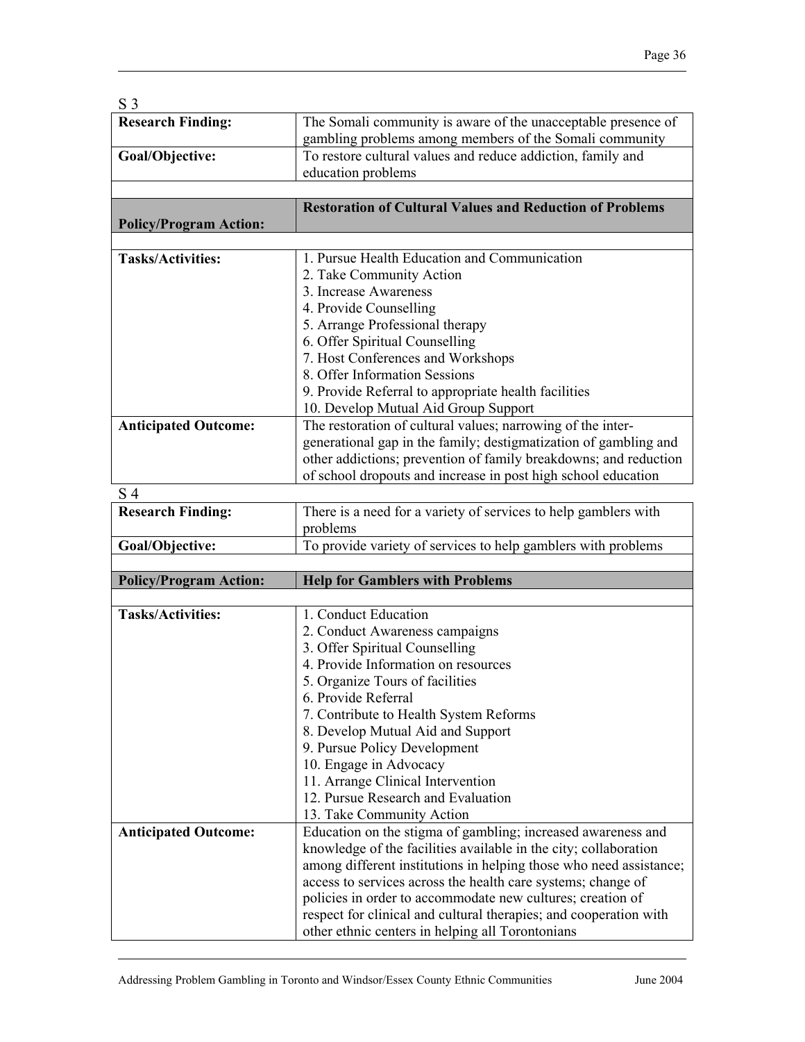S 3

| Research Finding: | The Somali community is aware of the unacceptable presence of gambling problems among members of the Somali community |
|---|---|
| **Goal/Objective:** | To restore cultural values and reduce addiction, family and education problems |
| | |
| **Policy/Program Action:** | **Restoration of Cultural Values and Reduction of Problems** |
| | |
| **Tasks/Activities:** | 1. Pursue Health Education and Communication<br>2. Take Community Action<br>3. Increase Awareness<br>4. Provide Counselling<br>5. Arrange Professional therapy<br>6. Offer Spiritual Counselling<br>7. Host Conferences and Workshops<br>8. Offer Information Sessions<br>9. Provide Referral to appropriate health facilities<br>10. Develop Mutual Aid Group Support |
| **Anticipated Outcome:** | The restoration of cultural values; narrowing of the inter-generational gap in the family; destigmatization of gambling and other addictions; prevention of family breakdowns; and reduction of school dropouts and increase in post high school education |

S 4

| Research Finding: | There is a need for a variety of services to help gamblers with problems |
|---|---|
| **Goal/Objective:** | To provide variety of services to help gamblers with problems |
| | |
| **Policy/Program Action:** | **Help for Gamblers with Problems** |
| | |
| **Tasks/Activities:** | 1. Conduct Education<br>2. Conduct Awareness campaigns<br>3. Offer Spiritual Counselling<br>4. Provide Information on resources<br>5. Organize Tours of facilities<br>6. Provide Referral<br>7. Contribute to Health System Reforms<br>8. Develop Mutual Aid and Support<br>9. Pursue Policy Development<br>10. Engage in Advocacy<br>11. Arrange Clinical Intervention<br>12. Pursue Research and Evaluation<br>13. Take Community Action |
| **Anticipated Outcome:** | Education on the stigma of gambling; increased awareness and knowledge of the facilities available in the city; collaboration among different institutions in helping those who need assistance; access to services across the health care systems; change of policies in order to accommodate new cultures; creation of respect for clinical and cultural therapies; and cooperation with other ethnic centers in helping all Torontonians |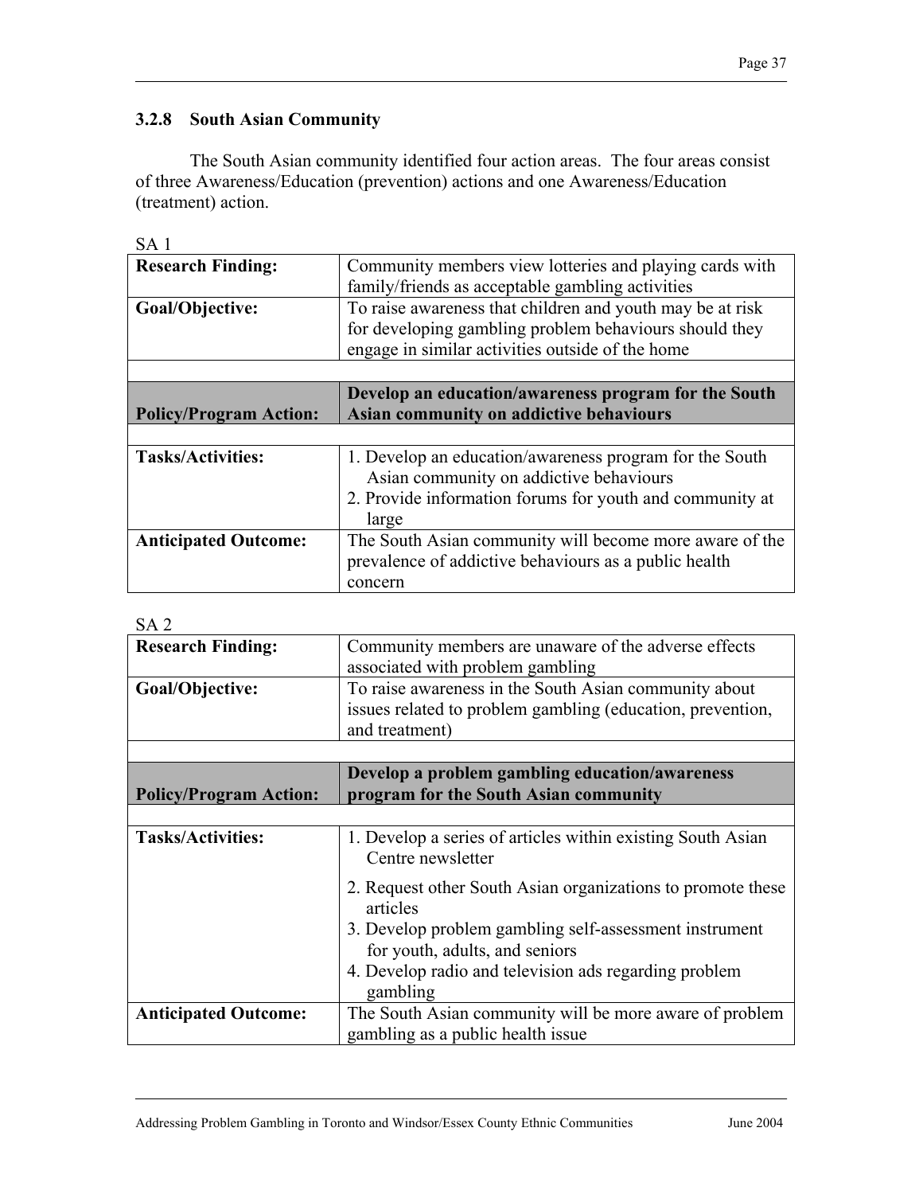### 3.2.8 South Asian Community

The South Asian community identified four action areas. The four areas consist of three Awareness/Education (prevention) actions and one Awareness/Education (treatment) action.

SA 1

| | |
|---|---|
| **Research Finding:** | Community members view lotteries and playing cards with family/friends as acceptable gambling activities |
| **Goal/Objective:** | To raise awareness that children and youth may be at risk for developing gambling problem behaviours should they engage in similar activities outside of the home |
| | |
| **Policy/Program Action:** | **Develop an education/awareness program for the South Asian community on addictive behaviours** |
| | |
| **Tasks/Activities:** | 1. Develop an education/awareness program for the South Asian community on addictive behaviours<br>2. Provide information forums for youth and community at large |
| **Anticipated Outcome:** | The South Asian community will become more aware of the prevalence of addictive behaviours as a public health concern |

SA 2

| | |
|---|---|
| **Research Finding:** | Community members are unaware of the adverse effects associated with problem gambling |
| **Goal/Objective:** | To raise awareness in the South Asian community about issues related to problem gambling (education, prevention, and treatment) |
| | |
| **Policy/Program Action:** | **Develop a problem gambling education/awareness program for the South Asian community** |
| | |
| **Tasks/Activities:** | 1. Develop a series of articles within existing South Asian Centre newsletter<br>2. Request other South Asian organizations to promote these articles<br>3. Develop problem gambling self-assessment instrument for youth, adults, and seniors<br>4. Develop radio and television ads regarding problem gambling |
| **Anticipated Outcome:** | The South Asian community will be more aware of problem gambling as a public health issue |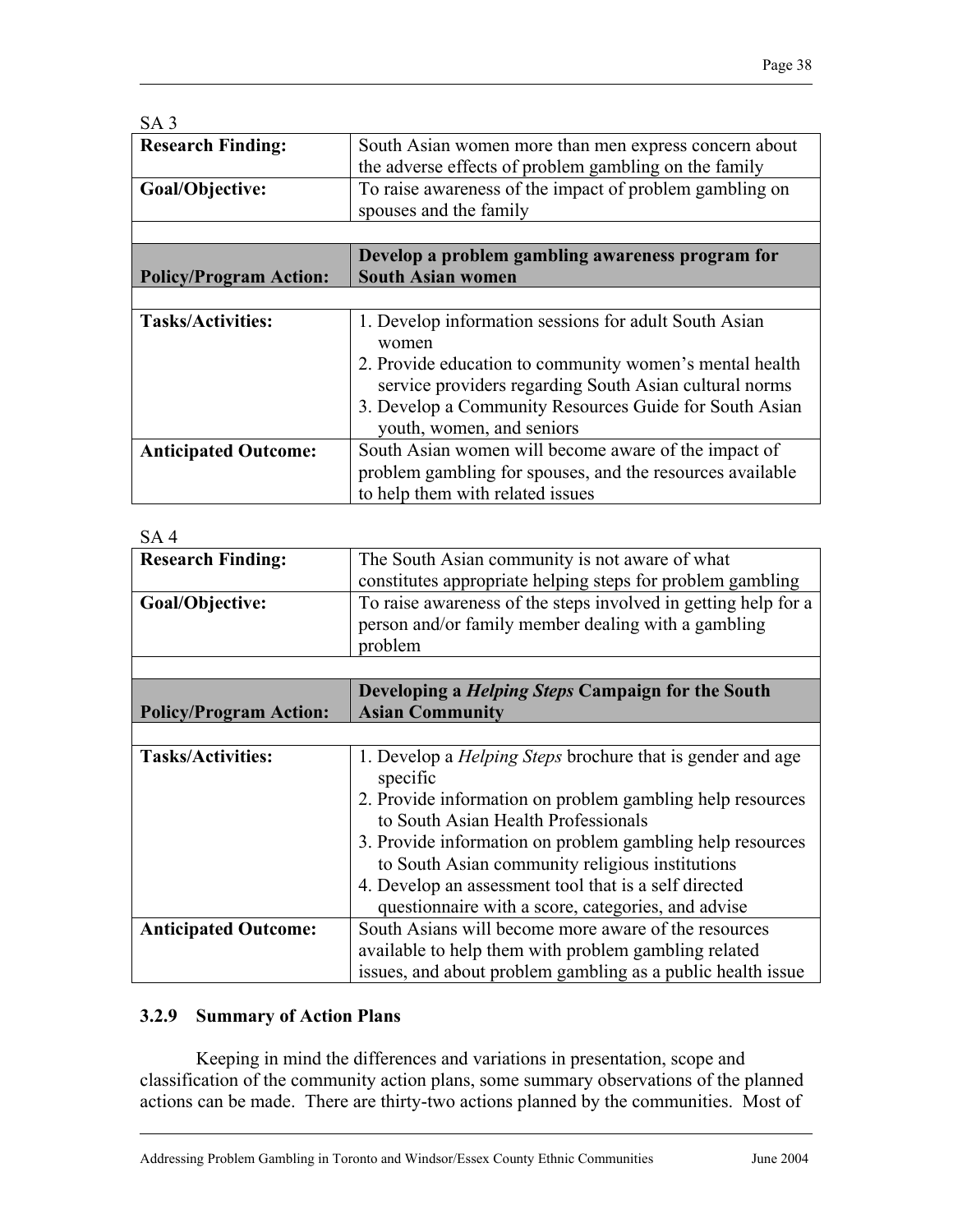SA 3

| Research Finding: | South Asian women more than men express concern about the adverse effects of problem gambling on the family |
|---|---|
| **Goal/Objective:** | To raise awareness of the impact of problem gambling on spouses and the family |
| | |
| **Policy/Program Action:** | **Develop a problem gambling awareness program for South Asian women** |
| | |
| **Tasks/Activities:** | 1. Develop information sessions for adult South Asian women<br>2. Provide education to community women's mental health service providers regarding South Asian cultural norms<br>3. Develop a Community Resources Guide for South Asian youth, women, and seniors |
| **Anticipated Outcome:** | South Asian women will become aware of the impact of problem gambling for spouses, and the resources available to help them with related issues |

SA 4

| Research Finding: | The South Asian community is not aware of what constitutes appropriate helping steps for problem gambling |
|---|---|
| **Goal/Objective:** | To raise awareness of the steps involved in getting help for a person and/or family member dealing with a gambling problem |
| | |
| **Policy/Program Action:** | **Developing a *Helping Steps* Campaign for the South Asian Community** |
| | |
| **Tasks/Activities:** | 1. Develop a *Helping Steps* brochure that is gender and age specific<br>2. Provide information on problem gambling help resources to South Asian Health Professionals<br>3. Provide information on problem gambling help resources to South Asian community religious institutions<br>4. Develop an assessment tool that is a self directed questionnaire with a score, categories, and advise |
| **Anticipated Outcome:** | South Asians will become more aware of the resources available to help them with problem gambling related issues, and about problem gambling as a public health issue |

### 3.2.9 Summary of Action Plans

Keeping in mind the differences and variations in presentation, scope and classification of the community action plans, some summary observations of the planned actions can be made. There are thirty-two actions planned by the communities. Most of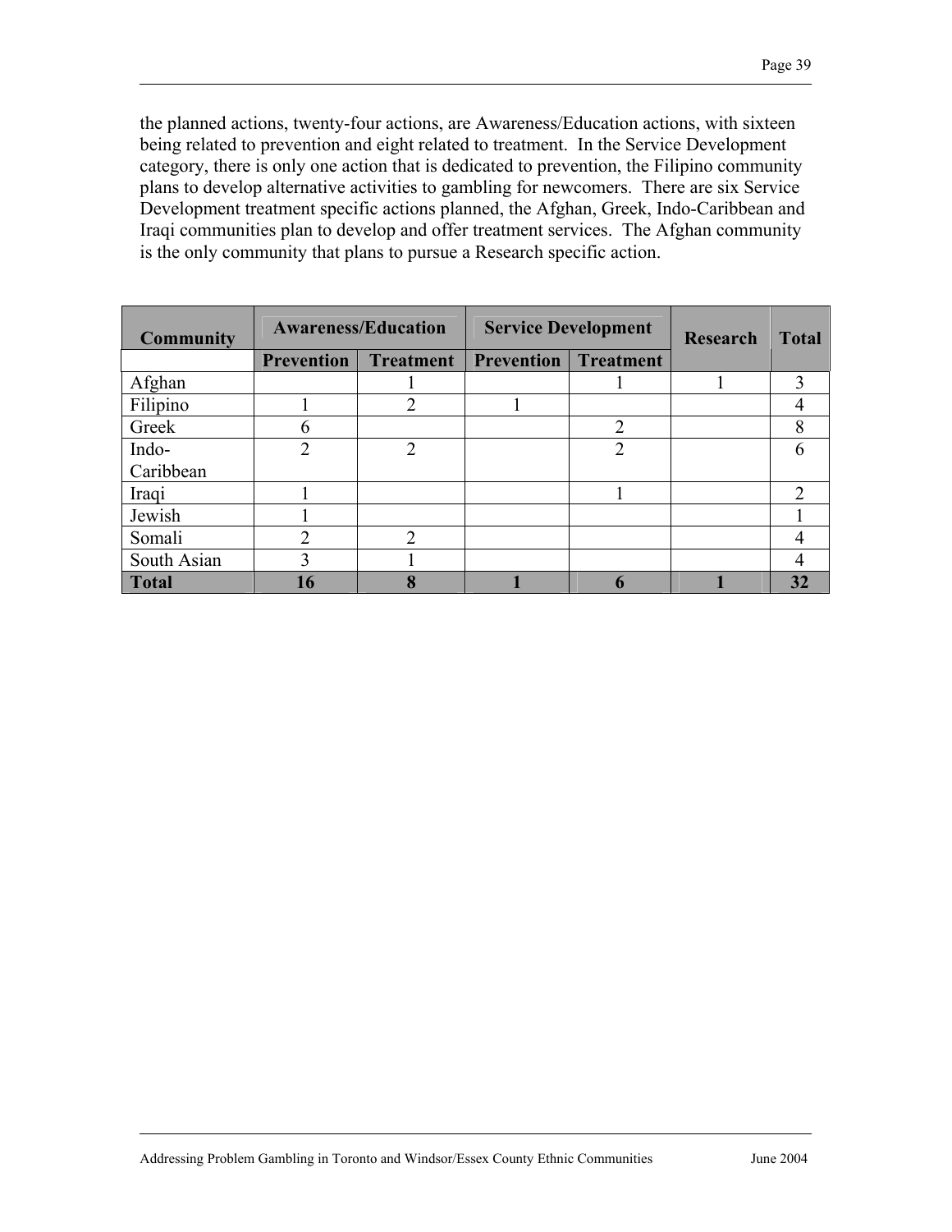the planned actions, twenty-four actions, are Awareness/Education actions, with sixteen being related to prevention and eight related to treatment. In the Service Development category, there is only one action that is dedicated to prevention, the Filipino community plans to develop alternative activities to gambling for newcomers. There are six Service Development treatment specific actions planned, the Afghan, Greek, Indo-Caribbean and Iraqi communities plan to develop and offer treatment services. The Afghan community is the only community that plans to pursue a Research specific action.

| Community | Awareness/Education | | Service Development | | Research | Total |
|---|---|---|---|---|---|---|
| | Prevention | Treatment | Prevention | Treatment | | |
| Afghan | | 1 | | 1 | 1 | 3 |
| Filipino | 1 | 2 | 1 | | | 4 |
| Greek | 6 | | | 2 | | 8 |
| Indo-Caribbean | 2 | 2 | | 2 | | 6 |
| Iraqi | 1 | | | 1 | | 2 |
| Jewish | 1 | | | | | 1 |
| Somali | 2 | 2 | | | | 4 |
| South Asian | 3 | 1 | | | | 4 |
| **Total** | **16** | **8** | **1** | **6** | **1** | **32** |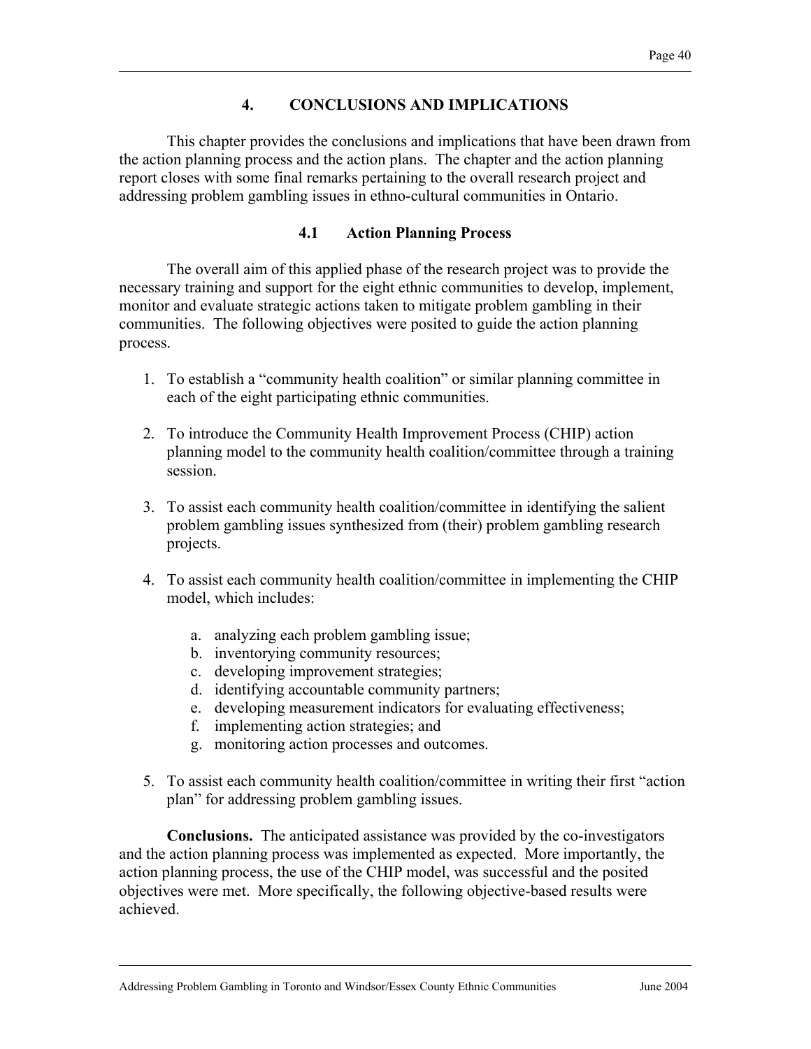# 4. CONCLUSIONS AND IMPLICATIONS

This chapter provides the conclusions and implications that have been drawn from the action planning process and the action plans. The chapter and the action planning report closes with some final remarks pertaining to the overall research project and addressing problem gambling issues in ethno-cultural communities in Ontario.

## 4.1 Action Planning Process

The overall aim of this applied phase of the research project was to provide the necessary training and support for the eight ethnic communities to develop, implement, monitor and evaluate strategic actions taken to mitigate problem gambling in their communities. The following objectives were posited to guide the action planning process.

1. To establish a "community health coalition" or similar planning committee in each of the eight participating ethnic communities.

2. To introduce the Community Health Improvement Process (CHIP) action planning model to the community health coalition/committee through a training session.

3. To assist each community health coalition/committee in identifying the salient problem gambling issues synthesized from (their) problem gambling research projects.

4. To assist each community health coalition/committee in implementing the CHIP model, which includes:

   a. analyzing each problem gambling issue;
   b. inventorying community resources;
   c. developing improvement strategies;
   d. identifying accountable community partners;
   e. developing measurement indicators for evaluating effectiveness;
   f. implementing action strategies; and
   g. monitoring action processes and outcomes.

5. To assist each community health coalition/committee in writing their first "action plan" for addressing problem gambling issues.

**Conclusions.** The anticipated assistance was provided by the co-investigators and the action planning process was implemented as expected. More importantly, the action planning process, the use of the CHIP model, was successful and the posited objectives were met. More specifically, the following objective-based results were achieved.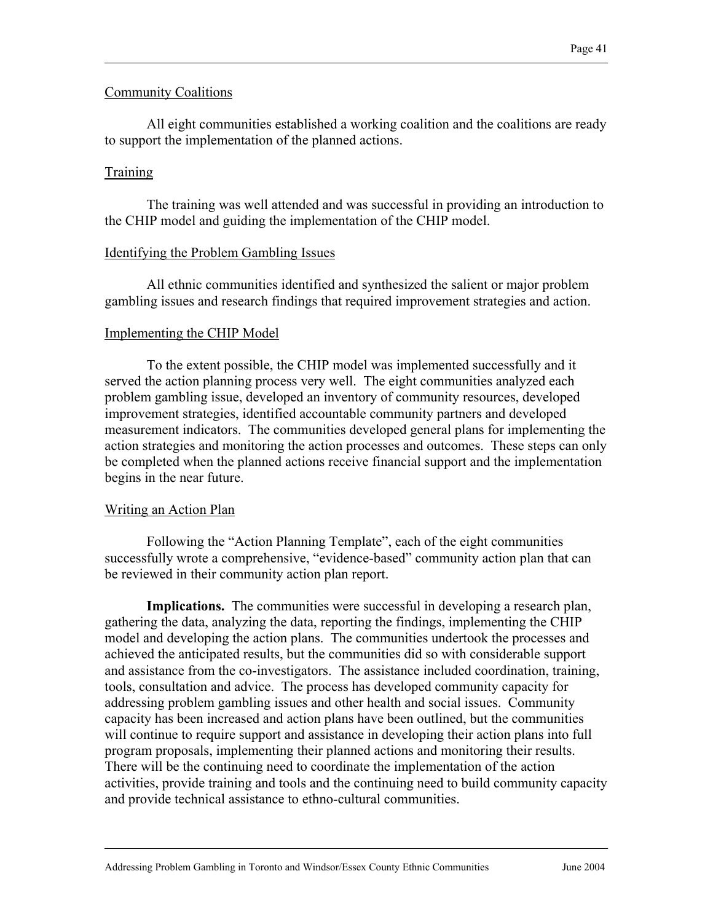Community Coalitions

All eight communities established a working coalition and the coalitions are ready to support the implementation of the planned actions.

Training

The training was well attended and was successful in providing an introduction to the CHIP model and guiding the implementation of the CHIP model.

Identifying the Problem Gambling Issues

All ethnic communities identified and synthesized the salient or major problem gambling issues and research findings that required improvement strategies and action.

Implementing the CHIP Model

To the extent possible, the CHIP model was implemented successfully and it served the action planning process very well. The eight communities analyzed each problem gambling issue, developed an inventory of community resources, developed improvement strategies, identified accountable community partners and developed measurement indicators. The communities developed general plans for implementing the action strategies and monitoring the action processes and outcomes. These steps can only be completed when the planned actions receive financial support and the implementation begins in the near future.

Writing an Action Plan

Following the "Action Planning Template", each of the eight communities successfully wrote a comprehensive, "evidence-based" community action plan that can be reviewed in their community action plan report.

**Implications.** The communities were successful in developing a research plan, gathering the data, analyzing the data, reporting the findings, implementing the CHIP model and developing the action plans. The communities undertook the processes and achieved the anticipated results, but the communities did so with considerable support and assistance from the co-investigators. The assistance included coordination, training, tools, consultation and advice. The process has developed community capacity for addressing problem gambling issues and other health and social issues. Community capacity has been increased and action plans have been outlined, but the communities will continue to require support and assistance in developing their action plans into full program proposals, implementing their planned actions and monitoring their results. There will be the continuing need to coordinate the implementation of the action activities, provide training and tools and the continuing need to build community capacity and provide technical assistance to ethno-cultural communities.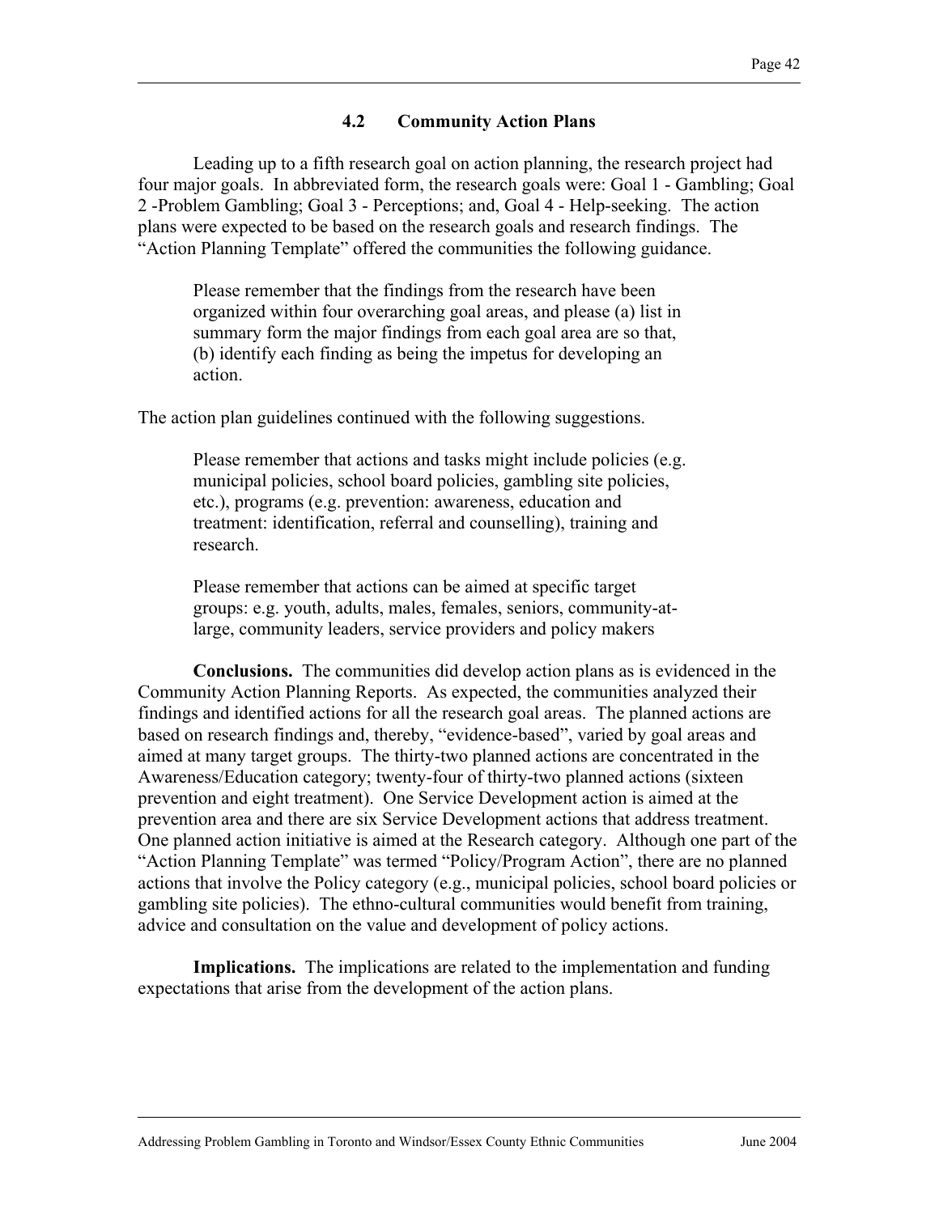### 4.2 Community Action Plans

Leading up to a fifth research goal on action planning, the research project had four major goals. In abbreviated form, the research goals were: Goal 1 - Gambling; Goal 2 -Problem Gambling; Goal 3 - Perceptions; and, Goal 4 - Help-seeking. The action plans were expected to be based on the research goals and research findings. The "Action Planning Template" offered the communities the following guidance.

> Please remember that the findings from the research have been organized within four overarching goal areas, and please (a) list in summary form the major findings from each goal area are so that, (b) identify each finding as being the impetus for developing an action.

The action plan guidelines continued with the following suggestions.

> Please remember that actions and tasks might include policies (e.g. municipal policies, school board policies, gambling site policies, etc.), programs (e.g. prevention: awareness, education and treatment: identification, referral and counselling), training and research.
>
> Please remember that actions can be aimed at specific target groups: e.g. youth, adults, males, females, seniors, community-at-large, community leaders, service providers and policy makers

**Conclusions.** The communities did develop action plans as is evidenced in the Community Action Planning Reports. As expected, the communities analyzed their findings and identified actions for all the research goal areas. The planned actions are based on research findings and, thereby, "evidence-based", varied by goal areas and aimed at many target groups. The thirty-two planned actions are concentrated in the Awareness/Education category; twenty-four of thirty-two planned actions (sixteen prevention and eight treatment). One Service Development action is aimed at the prevention area and there are six Service Development actions that address treatment. One planned action initiative is aimed at the Research category. Although one part of the "Action Planning Template" was termed "Policy/Program Action", there are no planned actions that involve the Policy category (e.g., municipal policies, school board policies or gambling site policies). The ethno-cultural communities would benefit from training, advice and consultation on the value and development of policy actions.

**Implications.** The implications are related to the implementation and funding expectations that arise from the development of the action plans.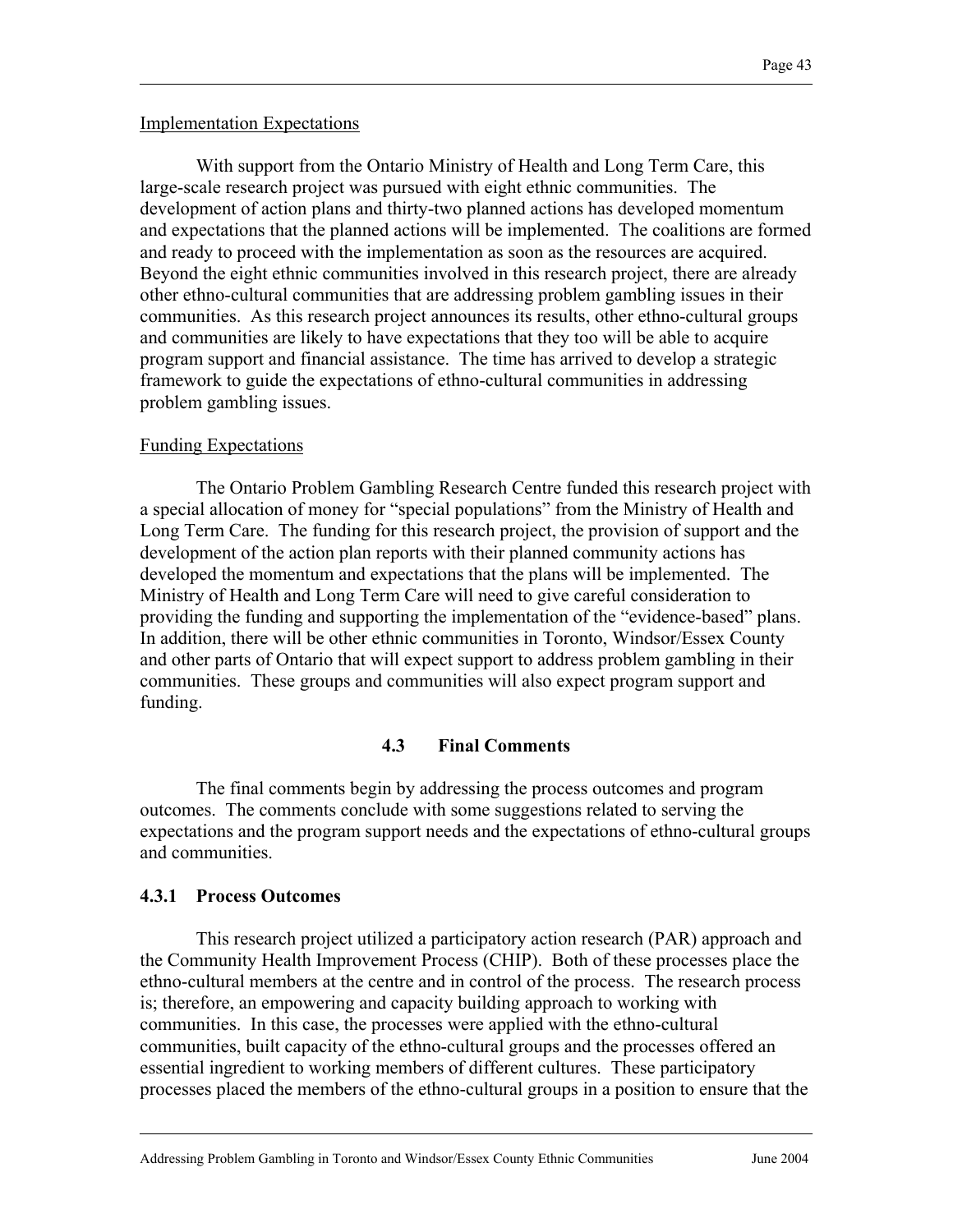Implementation Expectations

With support from the Ontario Ministry of Health and Long Term Care, this large-scale research project was pursued with eight ethnic communities. The development of action plans and thirty-two planned actions has developed momentum and expectations that the planned actions will be implemented. The coalitions are formed and ready to proceed with the implementation as soon as the resources are acquired. Beyond the eight ethnic communities involved in this research project, there are already other ethno-cultural communities that are addressing problem gambling issues in their communities. As this research project announces its results, other ethno-cultural groups and communities are likely to have expectations that they too will be able to acquire program support and financial assistance. The time has arrived to develop a strategic framework to guide the expectations of ethno-cultural communities in addressing problem gambling issues.

Funding Expectations

The Ontario Problem Gambling Research Centre funded this research project with a special allocation of money for "special populations" from the Ministry of Health and Long Term Care. The funding for this research project, the provision of support and the development of the action plan reports with their planned community actions has developed the momentum and expectations that the plans will be implemented. The Ministry of Health and Long Term Care will need to give careful consideration to providing the funding and supporting the implementation of the "evidence-based" plans. In addition, there will be other ethnic communities in Toronto, Windsor/Essex County and other parts of Ontario that will expect support to address problem gambling in their communities. These groups and communities will also expect program support and funding.

## 4.3 Final Comments

The final comments begin by addressing the process outcomes and program outcomes. The comments conclude with some suggestions related to serving the expectations and the program support needs and the expectations of ethno-cultural groups and communities.

### 4.3.1 Process Outcomes

This research project utilized a participatory action research (PAR) approach and the Community Health Improvement Process (CHIP). Both of these processes place the ethno-cultural members at the centre and in control of the process. The research process is; therefore, an empowering and capacity building approach to working with communities. In this case, the processes were applied with the ethno-cultural communities, built capacity of the ethno-cultural groups and the processes offered an essential ingredient to working members of different cultures. These participatory processes placed the members of the ethno-cultural groups in a position to ensure that the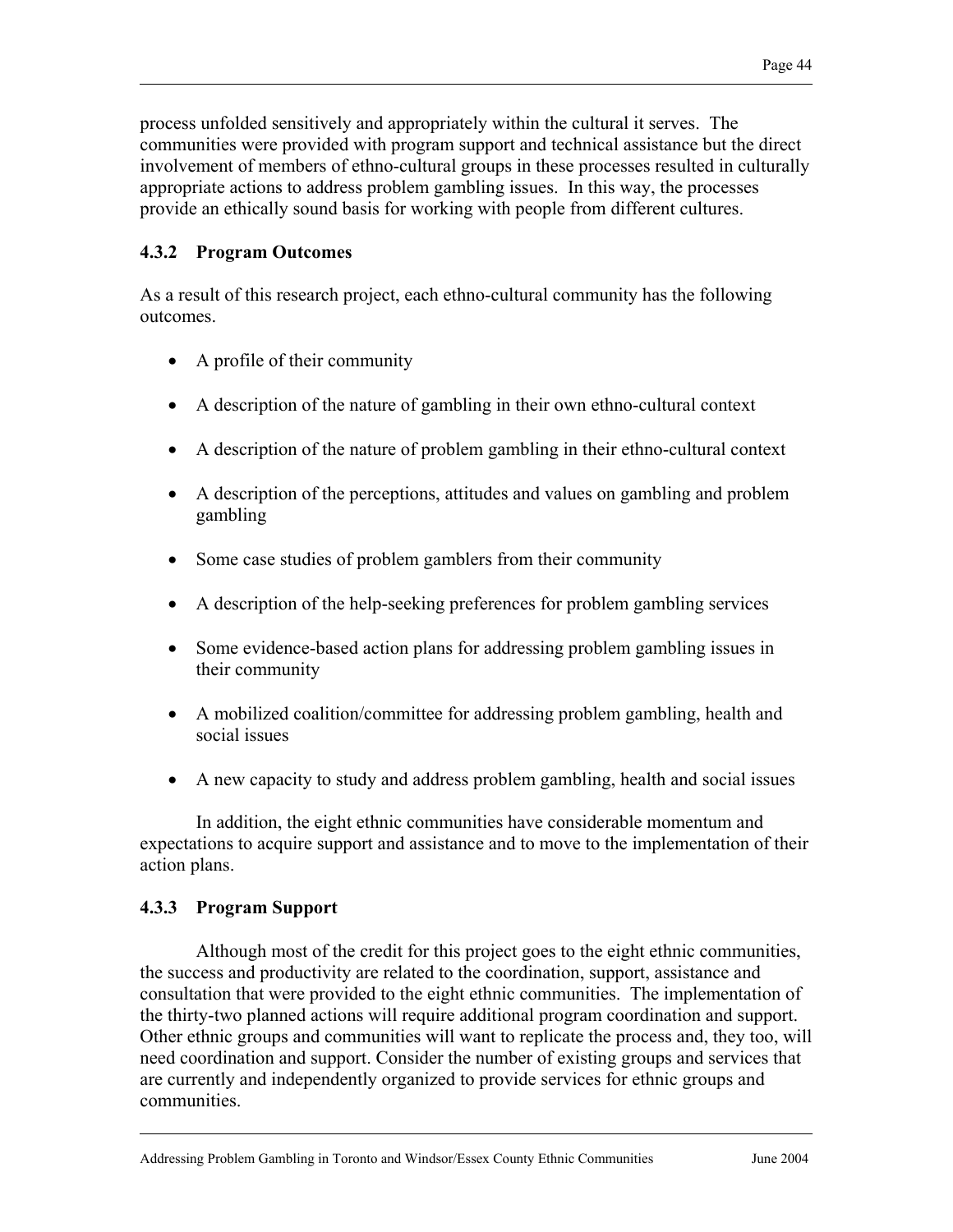process unfolded sensitively and appropriately within the cultural it serves. The communities were provided with program support and technical assistance but the direct involvement of members of ethno-cultural groups in these processes resulted in culturally appropriate actions to address problem gambling issues. In this way, the processes provide an ethically sound basis for working with people from different cultures.

### 4.3.2 Program Outcomes

As a result of this research project, each ethno-cultural community has the following outcomes.

- A profile of their community
- A description of the nature of gambling in their own ethno-cultural context
- A description of the nature of problem gambling in their ethno-cultural context
- A description of the perceptions, attitudes and values on gambling and problem gambling
- Some case studies of problem gamblers from their community
- A description of the help-seeking preferences for problem gambling services
- Some evidence-based action plans for addressing problem gambling issues in their community
- A mobilized coalition/committee for addressing problem gambling, health and social issues
- A new capacity to study and address problem gambling, health and social issues

In addition, the eight ethnic communities have considerable momentum and expectations to acquire support and assistance and to move to the implementation of their action plans.

### 4.3.3 Program Support

Although most of the credit for this project goes to the eight ethnic communities, the success and productivity are related to the coordination, support, assistance and consultation that were provided to the eight ethnic communities. The implementation of the thirty-two planned actions will require additional program coordination and support. Other ethnic groups and communities will want to replicate the process and, they too, will need coordination and support. Consider the number of existing groups and services that are currently and independently organized to provide services for ethnic groups and communities.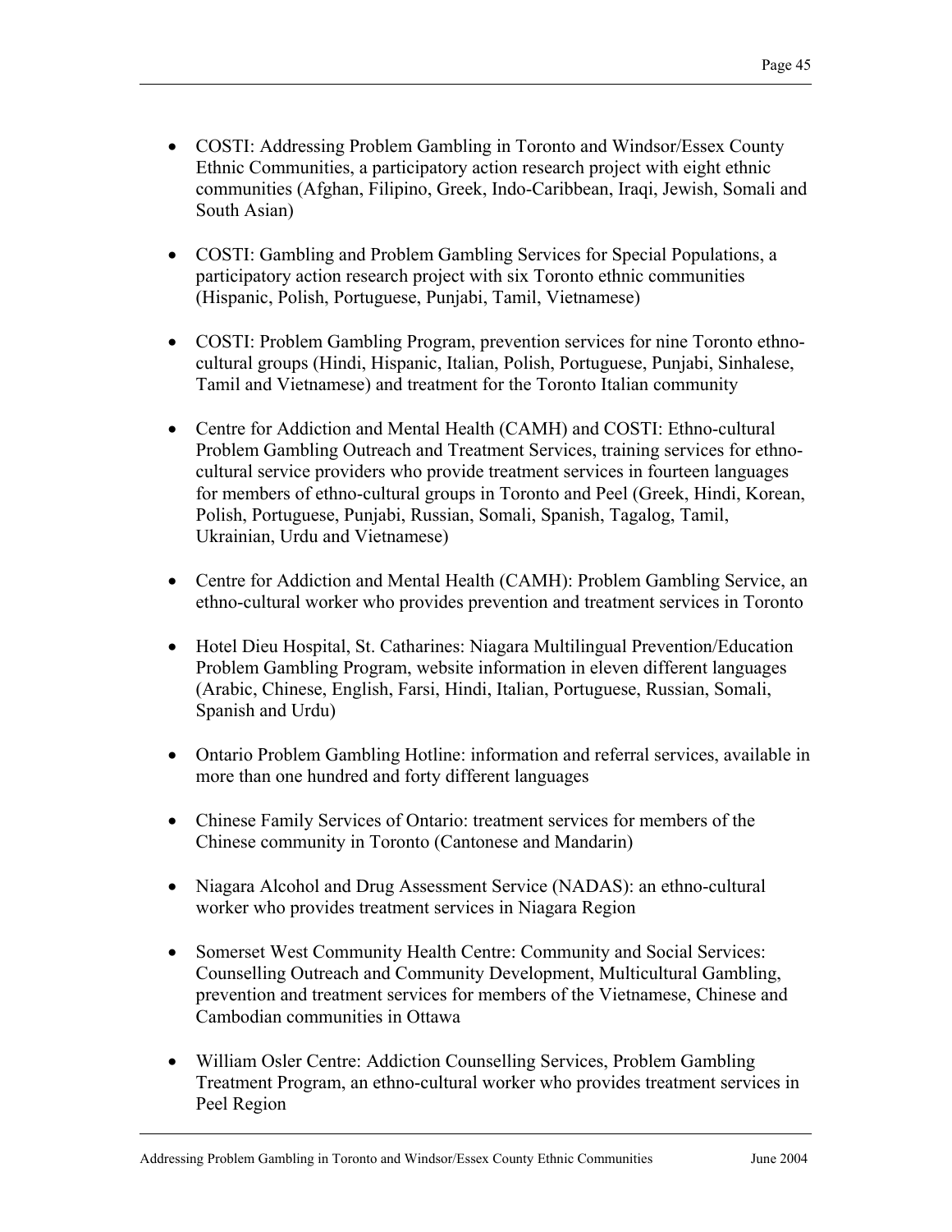- COSTI: Addressing Problem Gambling in Toronto and Windsor/Essex County Ethnic Communities, a participatory action research project with eight ethnic communities (Afghan, Filipino, Greek, Indo-Caribbean, Iraqi, Jewish, Somali and South Asian)

- COSTI: Gambling and Problem Gambling Services for Special Populations, a participatory action research project with six Toronto ethnic communities (Hispanic, Polish, Portuguese, Punjabi, Tamil, Vietnamese)

- COSTI: Problem Gambling Program, prevention services for nine Toronto ethno-cultural groups (Hindi, Hispanic, Italian, Polish, Portuguese, Punjabi, Sinhalese, Tamil and Vietnamese) and treatment for the Toronto Italian community

- Centre for Addiction and Mental Health (CAMH) and COSTI: Ethno-cultural Problem Gambling Outreach and Treatment Services, training services for ethno-cultural service providers who provide treatment services in fourteen languages for members of ethno-cultural groups in Toronto and Peel (Greek, Hindi, Korean, Polish, Portuguese, Punjabi, Russian, Somali, Spanish, Tagalog, Tamil, Ukrainian, Urdu and Vietnamese)

- Centre for Addiction and Mental Health (CAMH): Problem Gambling Service, an ethno-cultural worker who provides prevention and treatment services in Toronto

- Hotel Dieu Hospital, St. Catharines: Niagara Multilingual Prevention/Education Problem Gambling Program, website information in eleven different languages (Arabic, Chinese, English, Farsi, Hindi, Italian, Portuguese, Russian, Somali, Spanish and Urdu)

- Ontario Problem Gambling Hotline: information and referral services, available in more than one hundred and forty different languages

- Chinese Family Services of Ontario: treatment services for members of the Chinese community in Toronto (Cantonese and Mandarin)

- Niagara Alcohol and Drug Assessment Service (NADAS): an ethno-cultural worker who provides treatment services in Niagara Region

- Somerset West Community Health Centre: Community and Social Services: Counselling Outreach and Community Development, Multicultural Gambling, prevention and treatment services for members of the Vietnamese, Chinese and Cambodian communities in Ottawa

- William Osler Centre: Addiction Counselling Services, Problem Gambling Treatment Program, an ethno-cultural worker who provides treatment services in Peel Region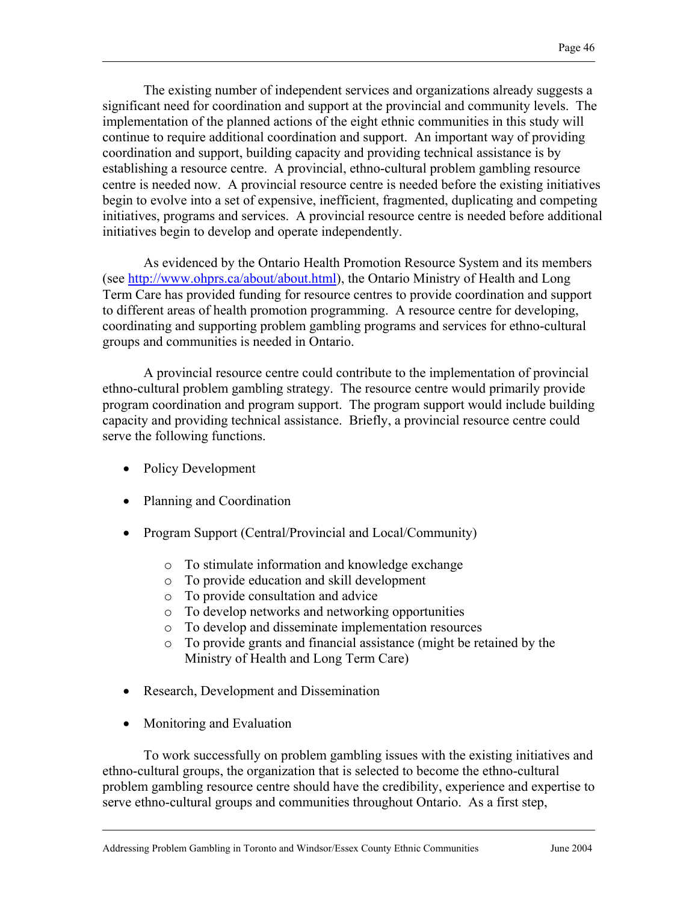The existing number of independent services and organizations already suggests a significant need for coordination and support at the provincial and community levels. The implementation of the planned actions of the eight ethnic communities in this study will continue to require additional coordination and support. An important way of providing coordination and support, building capacity and providing technical assistance is by establishing a resource centre. A provincial, ethno-cultural problem gambling resource centre is needed now. A provincial resource centre is needed before the existing initiatives begin to evolve into a set of expensive, inefficient, fragmented, duplicating and competing initiatives, programs and services. A provincial resource centre is needed before additional initiatives begin to develop and operate independently.

As evidenced by the Ontario Health Promotion Resource System and its members (see [http://www.ohprs.ca/about/about.html](http://www.ohprs.ca/about/about.html)), the Ontario Ministry of Health and Long Term Care has provided funding for resource centres to provide coordination and support to different areas of health promotion programming. A resource centre for developing, coordinating and supporting problem gambling programs and services for ethno-cultural groups and communities is needed in Ontario.

A provincial resource centre could contribute to the implementation of provincial ethno-cultural problem gambling strategy. The resource centre would primarily provide program coordination and program support. The program support would include building capacity and providing technical assistance. Briefly, a provincial resource centre could serve the following functions.

- Policy Development
- Planning and Coordination
- Program Support (Central/Provincial and Local/Community)
  - To stimulate information and knowledge exchange
  - To provide education and skill development
  - To provide consultation and advice
  - To develop networks and networking opportunities
  - To develop and disseminate implementation resources
  - To provide grants and financial assistance (might be retained by the Ministry of Health and Long Term Care)
- Research, Development and Dissemination
- Monitoring and Evaluation

To work successfully on problem gambling issues with the existing initiatives and ethno-cultural groups, the organization that is selected to become the ethno-cultural problem gambling resource centre should have the credibility, experience and expertise to serve ethno-cultural groups and communities throughout Ontario. As a first step,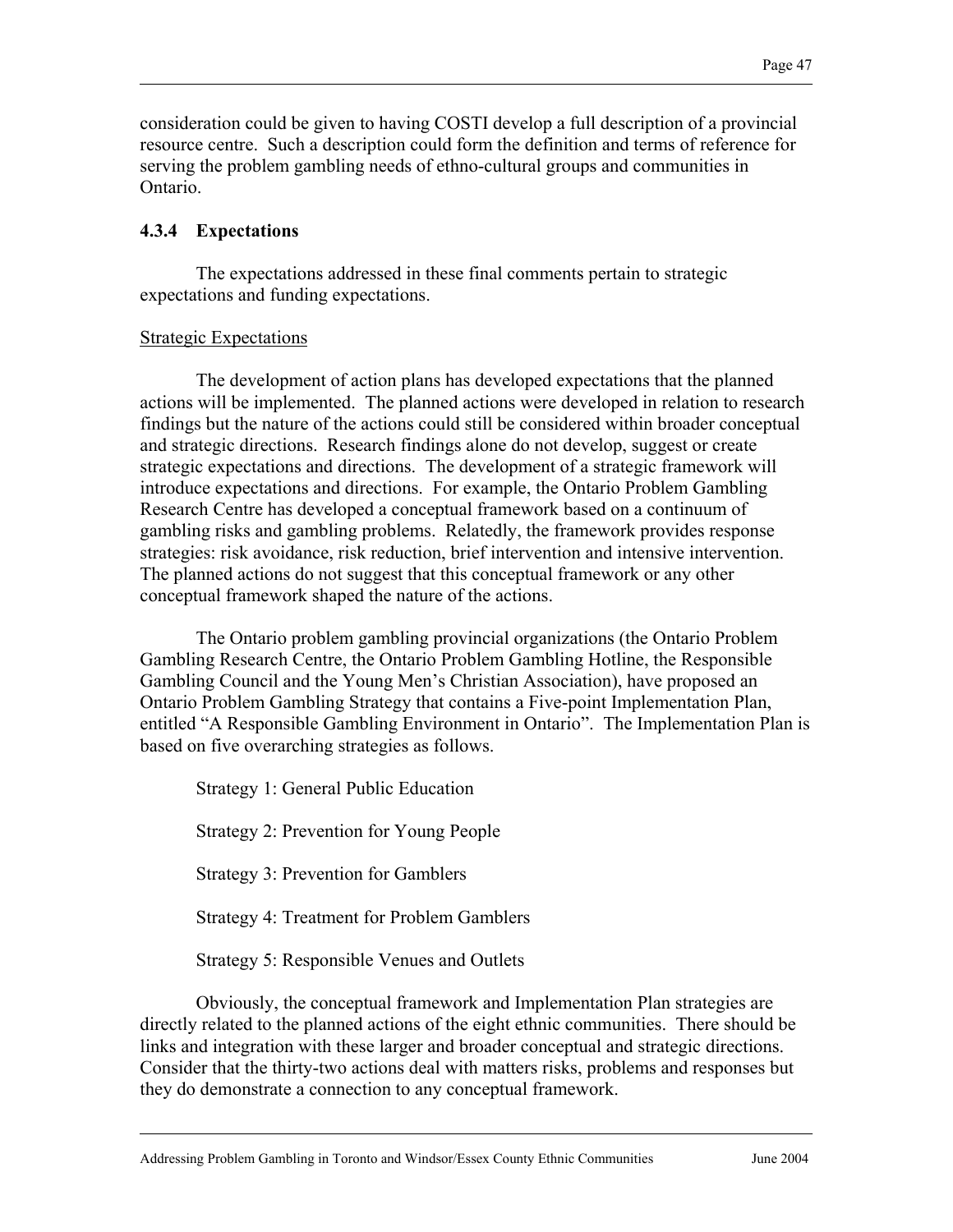consideration could be given to having COSTI develop a full description of a provincial resource centre. Such a description could form the definition and terms of reference for serving the problem gambling needs of ethno-cultural groups and communities in Ontario.

### 4.3.4 Expectations

The expectations addressed in these final comments pertain to strategic expectations and funding expectations.

Strategic Expectations

The development of action plans has developed expectations that the planned actions will be implemented. The planned actions were developed in relation to research findings but the nature of the actions could still be considered within broader conceptual and strategic directions. Research findings alone do not develop, suggest or create strategic expectations and directions. The development of a strategic framework will introduce expectations and directions. For example, the Ontario Problem Gambling Research Centre has developed a conceptual framework based on a continuum of gambling risks and gambling problems. Relatedly, the framework provides response strategies: risk avoidance, risk reduction, brief intervention and intensive intervention. The planned actions do not suggest that this conceptual framework or any other conceptual framework shaped the nature of the actions.

The Ontario problem gambling provincial organizations (the Ontario Problem Gambling Research Centre, the Ontario Problem Gambling Hotline, the Responsible Gambling Council and the Young Men's Christian Association), have proposed an Ontario Problem Gambling Strategy that contains a Five-point Implementation Plan, entitled "A Responsible Gambling Environment in Ontario". The Implementation Plan is based on five overarching strategies as follows.

Strategy 1: General Public Education

Strategy 2: Prevention for Young People

Strategy 3: Prevention for Gamblers

Strategy 4: Treatment for Problem Gamblers

Strategy 5: Responsible Venues and Outlets

Obviously, the conceptual framework and Implementation Plan strategies are directly related to the planned actions of the eight ethnic communities. There should be links and integration with these larger and broader conceptual and strategic directions. Consider that the thirty-two actions deal with matters risks, problems and responses but they do demonstrate a connection to any conceptual framework.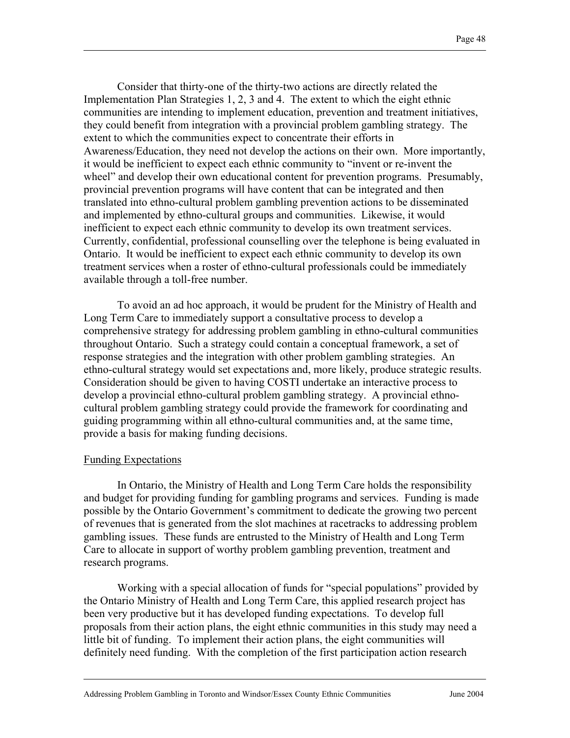Consider that thirty-one of the thirty-two actions are directly related the Implementation Plan Strategies 1, 2, 3 and 4. The extent to which the eight ethnic communities are intending to implement education, prevention and treatment initiatives, they could benefit from integration with a provincial problem gambling strategy. The extent to which the communities expect to concentrate their efforts in Awareness/Education, they need not develop the actions on their own. More importantly, it would be inefficient to expect each ethnic community to "invent or re-invent the wheel" and develop their own educational content for prevention programs. Presumably, provincial prevention programs will have content that can be integrated and then translated into ethno-cultural problem gambling prevention actions to be disseminated and implemented by ethno-cultural groups and communities. Likewise, it would inefficient to expect each ethnic community to develop its own treatment services. Currently, confidential, professional counselling over the telephone is being evaluated in Ontario. It would be inefficient to expect each ethnic community to develop its own treatment services when a roster of ethno-cultural professionals could be immediately available through a toll-free number.

To avoid an ad hoc approach, it would be prudent for the Ministry of Health and Long Term Care to immediately support a consultative process to develop a comprehensive strategy for addressing problem gambling in ethno-cultural communities throughout Ontario. Such a strategy could contain a conceptual framework, a set of response strategies and the integration with other problem gambling strategies. An ethno-cultural strategy would set expectations and, more likely, produce strategic results. Consideration should be given to having COSTI undertake an interactive process to develop a provincial ethno-cultural problem gambling strategy. A provincial ethno-cultural problem gambling strategy could provide the framework for coordinating and guiding programming within all ethno-cultural communities and, at the same time, provide a basis for making funding decisions.

<u>Funding Expectations</u>

In Ontario, the Ministry of Health and Long Term Care holds the responsibility and budget for providing funding for gambling programs and services. Funding is made possible by the Ontario Government's commitment to dedicate the growing two percent of revenues that is generated from the slot machines at racetracks to addressing problem gambling issues. These funds are entrusted to the Ministry of Health and Long Term Care to allocate in support of worthy problem gambling prevention, treatment and research programs.

Working with a special allocation of funds for "special populations" provided by the Ontario Ministry of Health and Long Term Care, this applied research project has been very productive but it has developed funding expectations. To develop full proposals from their action plans, the eight ethnic communities in this study may need a little bit of funding. To implement their action plans, the eight communities will definitely need funding. With the completion of the first participation action research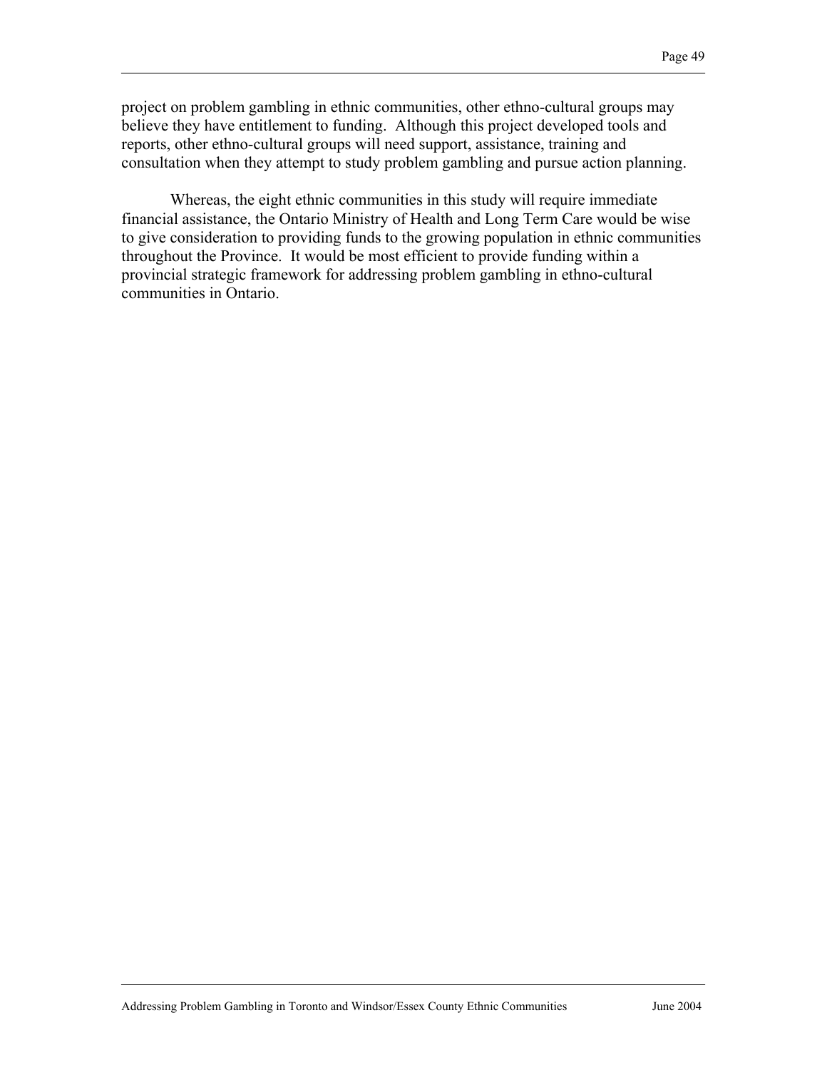project on problem gambling in ethnic communities, other ethno-cultural groups may believe they have entitlement to funding. Although this project developed tools and reports, other ethno-cultural groups will need support, assistance, training and consultation when they attempt to study problem gambling and pursue action planning.

Whereas, the eight ethnic communities in this study will require immediate financial assistance, the Ontario Ministry of Health and Long Term Care would be wise to give consideration to providing funds to the growing population in ethnic communities throughout the Province. It would be most efficient to provide funding within a provincial strategic framework for addressing problem gambling in ethno-cultural communities in Ontario.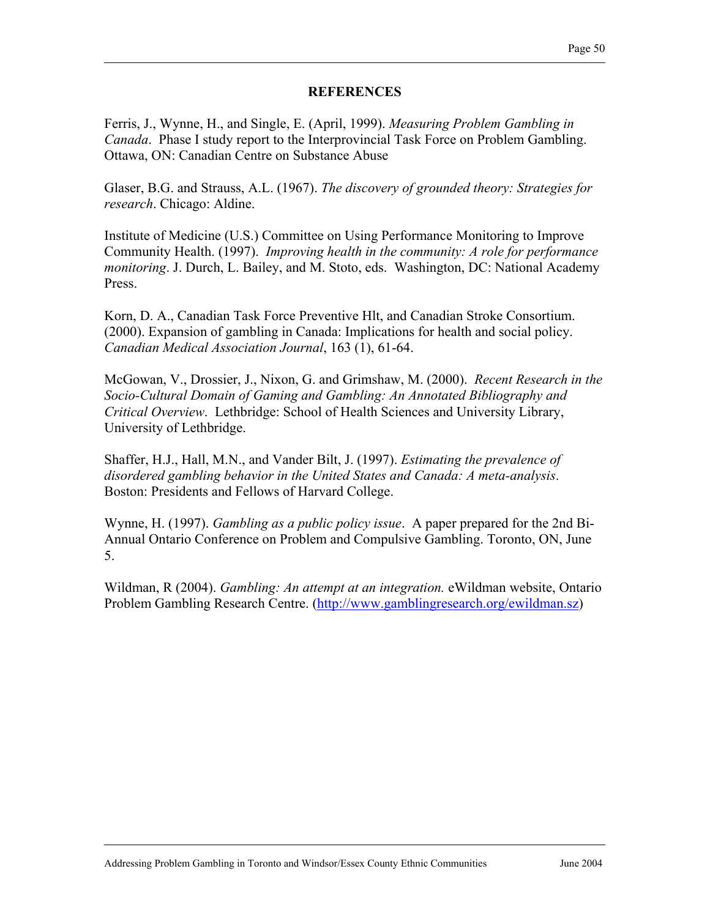## REFERENCES

Ferris, J., Wynne, H., and Single, E. (April, 1999). *Measuring Problem Gambling in Canada*. Phase I study report to the Interprovincial Task Force on Problem Gambling. Ottawa, ON: Canadian Centre on Substance Abuse

Glaser, B.G. and Strauss, A.L. (1967). *The discovery of grounded theory: Strategies for research*. Chicago: Aldine.

Institute of Medicine (U.S.) Committee on Using Performance Monitoring to Improve Community Health. (1997). *Improving health in the community: A role for performance monitoring*. J. Durch, L. Bailey, and M. Stoto, eds. Washington, DC: National Academy Press.

Korn, D. A., Canadian Task Force Preventive Hlt, and Canadian Stroke Consortium. (2000). Expansion of gambling in Canada: Implications for health and social policy. *Canadian Medical Association Journal*, 163 (1), 61-64.

McGowan, V., Drossier, J., Nixon, G. and Grimshaw, M. (2000). *Recent Research in the Socio-Cultural Domain of Gaming and Gambling: An Annotated Bibliography and Critical Overview*. Lethbridge: School of Health Sciences and University Library, University of Lethbridge.

Shaffer, H.J., Hall, M.N., and Vander Bilt, J. (1997). *Estimating the prevalence of disordered gambling behavior in the United States and Canada: A meta-analysis*. Boston: Presidents and Fellows of Harvard College.

Wynne, H. (1997). *Gambling as a public policy issue*. A paper prepared for the 2nd Bi-Annual Ontario Conference on Problem and Compulsive Gambling. Toronto, ON, June 5.

Wildman, R (2004). *Gambling: An attempt at an integration.* eWildman website, Ontario Problem Gambling Research Centre. (http://www.gamblingresearch.org/ewildman.sz)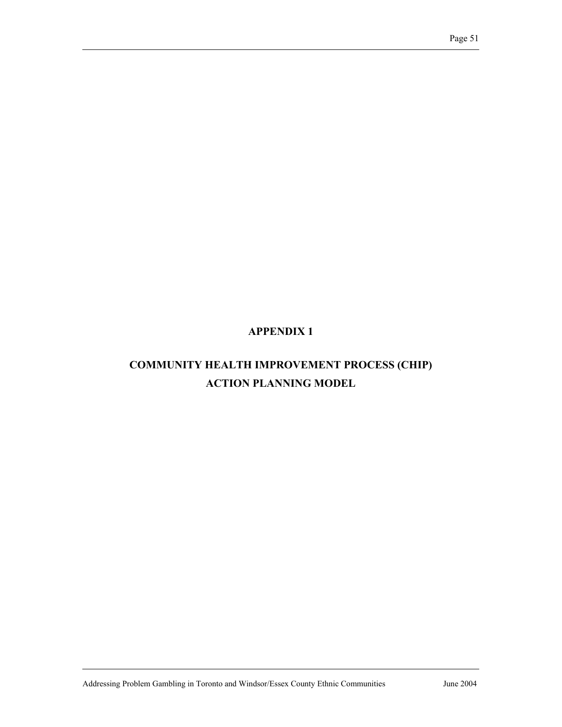# APPENDIX 1

# COMMUNITY HEALTH IMPROVEMENT PROCESS (CHIP) ACTION PLANNING MODEL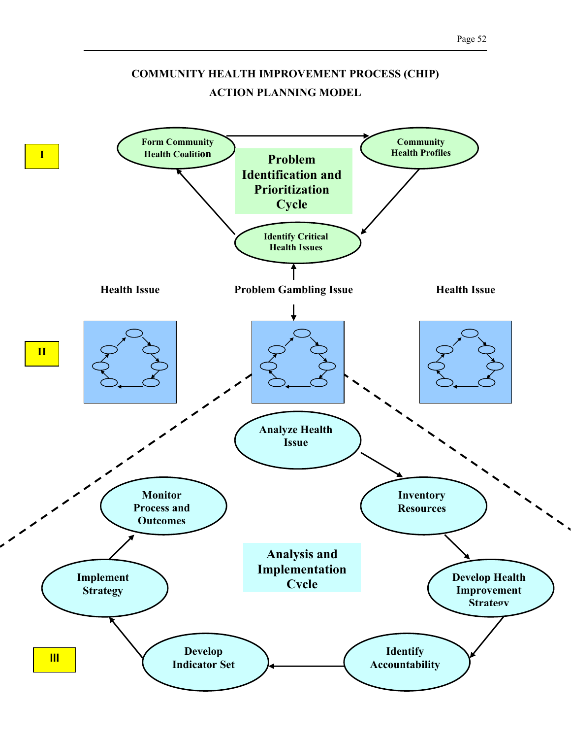# COMMUNITY HEALTH IMPROVEMENT PROCESS (CHIP)

# ACTION PLANNING MODEL

**I**

**Problem Identification and Prioritization Cycle**

- Form Community Health Coalition
- Community Health Profiles
- Identify Critical Health Issues

**Health Issue** | **Problem Gambling Issue** | **Health Issue**

**II**

**III**

**Analysis and Implementation Cycle**

- Analyze Health Issue
- Inventory Resources
- Develop Health Improvement Strategy
- Identify Accountability
- Develop Indicator Set
- Implement Strategy
- Monitor Process and Outcomes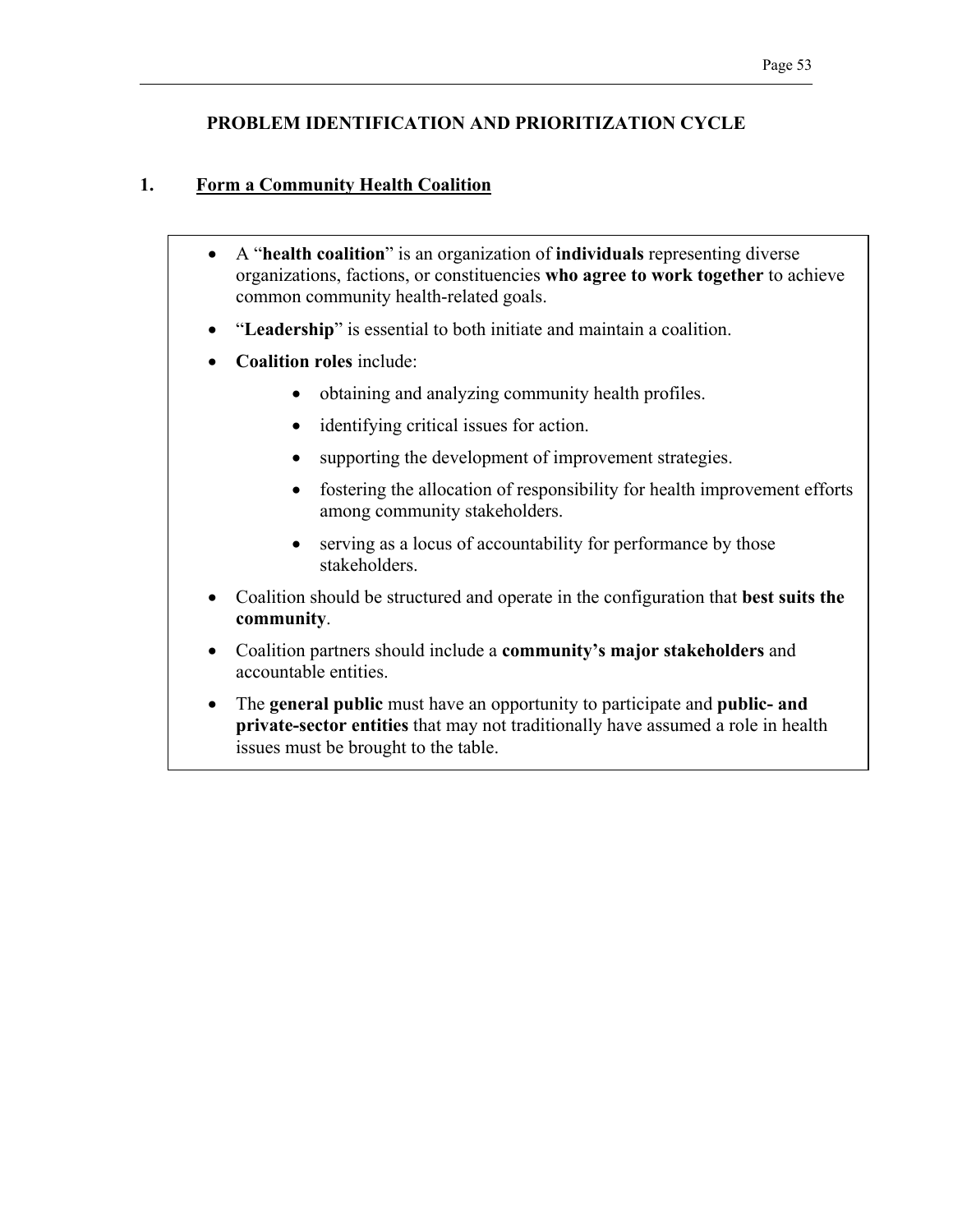## PROBLEM IDENTIFICATION AND PRIORITIZATION CYCLE

### 1. Form a Community Health Coalition

- A "**health coalition**" is an organization of **individuals** representing diverse organizations, factions, or constituencies **who agree to work together** to achieve common community health-related goals.
- "**Leadership**" is essential to both initiate and maintain a coalition.
- **Coalition roles** include:
    - obtaining and analyzing community health profiles.
    - identifying critical issues for action.
    - supporting the development of improvement strategies.
    - fostering the allocation of responsibility for health improvement efforts among community stakeholders.
    - serving as a locus of accountability for performance by those stakeholders.
- Coalition should be structured and operate in the configuration that **best suits the community**.
- Coalition partners should include a **community's major stakeholders** and accountable entities.
- The **general public** must have an opportunity to participate and **public- and private-sector entities** that may not traditionally have assumed a role in health issues must be brought to the table.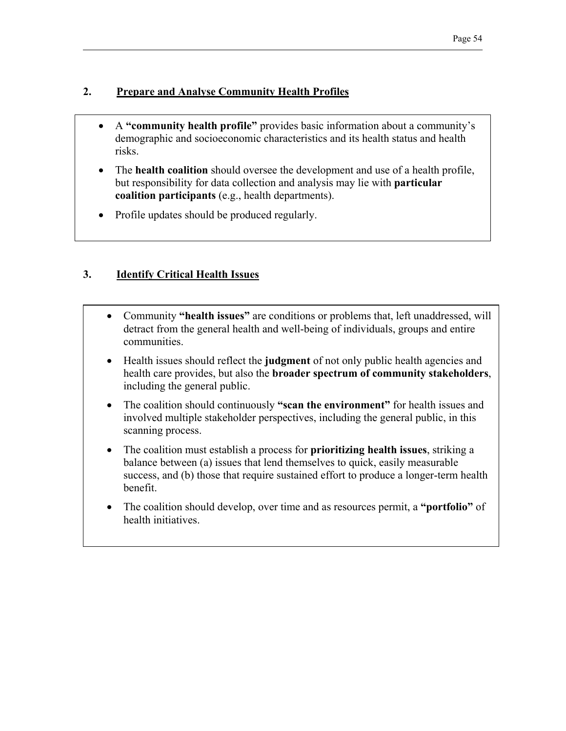## 2. Prepare and Analyse Community Health Profiles

- A **"community health profile"** provides basic information about a community's demographic and socioeconomic characteristics and its health status and health risks.
- The **health coalition** should oversee the development and use of a health profile, but responsibility for data collection and analysis may lie with **particular coalition participants** (e.g., health departments).
- Profile updates should be produced regularly.

## 3. Identify Critical Health Issues

- Community **"health issues"** are conditions or problems that, left unaddressed, will detract from the general health and well-being of individuals, groups and entire communities.
- Health issues should reflect the **judgment** of not only public health agencies and health care provides, but also the **broader spectrum of community stakeholders**, including the general public.
- The coalition should continuously **"scan the environment"** for health issues and involved multiple stakeholder perspectives, including the general public, in this scanning process.
- The coalition must establish a process for **prioritizing health issues**, striking a balance between (a) issues that lend themselves to quick, easily measurable success, and (b) those that require sustained effort to produce a longer-term health benefit.
- The coalition should develop, over time and as resources permit, a **"portfolio"** of health initiatives.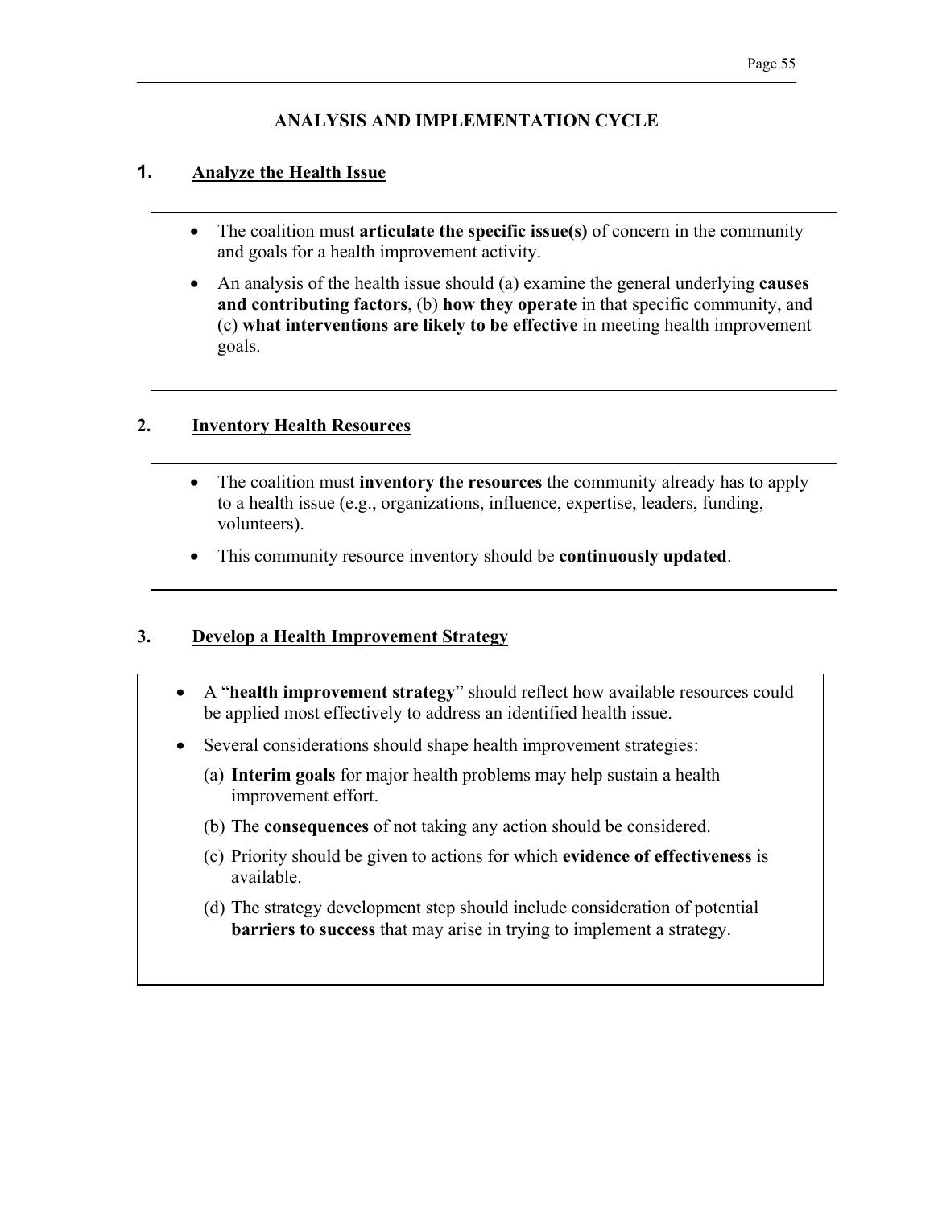## ANALYSIS AND IMPLEMENTATION CYCLE

### 1. Analyze the Health Issue

- The coalition must **articulate the specific issue(s)** of concern in the community and goals for a health improvement activity.
- An analysis of the health issue should (a) examine the general underlying **causes and contributing factors**, (b) **how they operate** in that specific community, and (c) **what interventions are likely to be effective** in meeting health improvement goals.

### 2. Inventory Health Resources

- The coalition must **inventory the resources** the community already has to apply to a health issue (e.g., organizations, influence, expertise, leaders, funding, volunteers).
- This community resource inventory should be **continuously updated**.

### 3. Develop a Health Improvement Strategy

- A "**health improvement strategy**" should reflect how available resources could be applied most effectively to address an identified health issue.
- Several considerations should shape health improvement strategies:
  - (a) **Interim goals** for major health problems may help sustain a health improvement effort.
  - (b) The **consequences** of not taking any action should be considered.
  - (c) Priority should be given to actions for which **evidence of effectiveness** is available.
  - (d) The strategy development step should include consideration of potential **barriers to success** that may arise in trying to implement a strategy.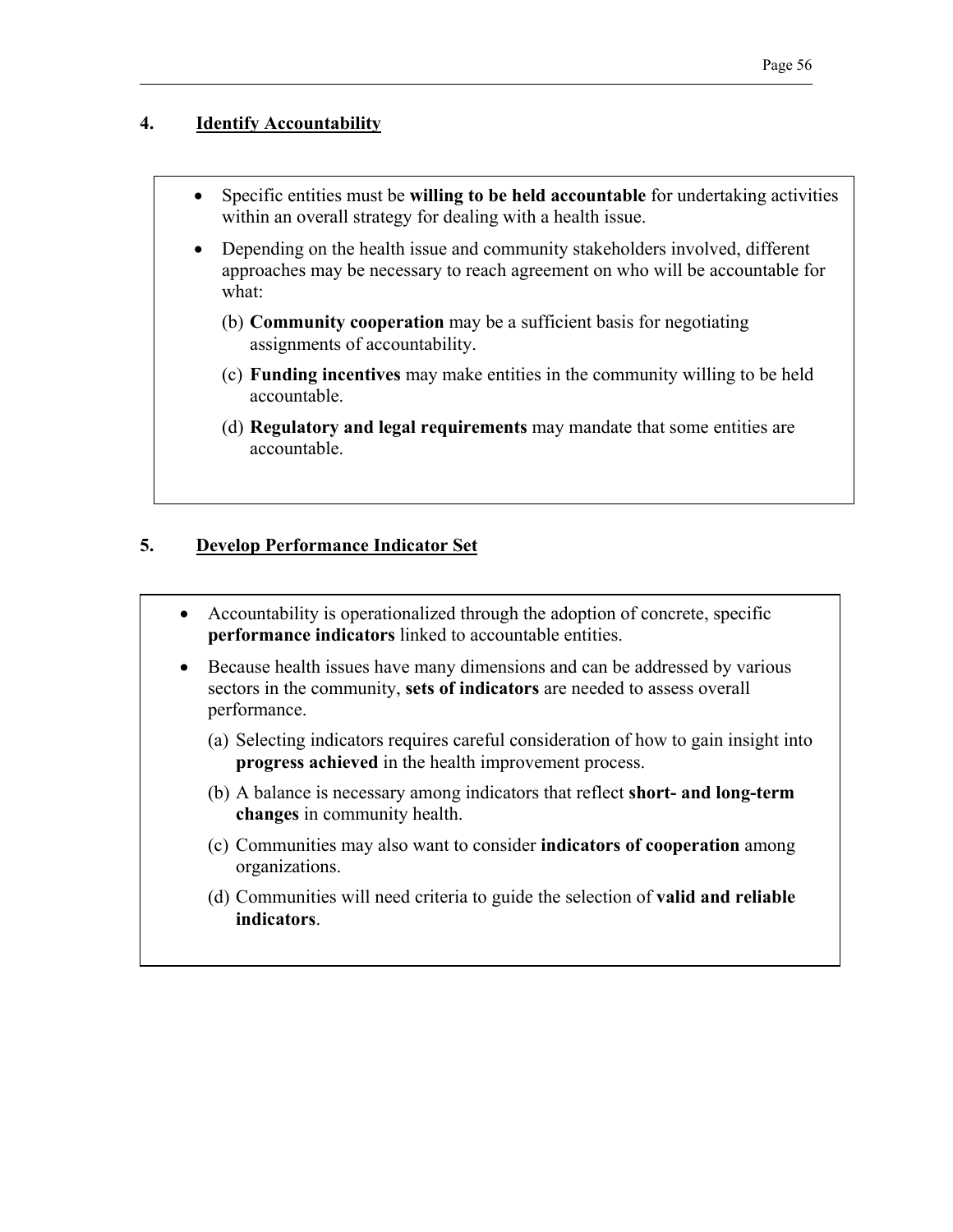## 4. Identify Accountability

- Specific entities must be **willing to be held accountable** for undertaking activities within an overall strategy for dealing with a health issue.
- Depending on the health issue and community stakeholders involved, different approaches may be necessary to reach agreement on who will be accountable for what:
  (b) **Community cooperation** may be a sufficient basis for negotiating assignments of accountability.
  (c) **Funding incentives** may make entities in the community willing to be held accountable.
  (d) **Regulatory and legal requirements** may mandate that some entities are accountable.

## 5. Develop Performance Indicator Set

- Accountability is operationalized through the adoption of concrete, specific **performance indicators** linked to accountable entities.
- Because health issues have many dimensions and can be addressed by various sectors in the community, **sets of indicators** are needed to assess overall performance.
  (a) Selecting indicators requires careful consideration of how to gain insight into **progress achieved** in the health improvement process.
  (b) A balance is necessary among indicators that reflect **short- and long-term changes** in community health.
  (c) Communities may also want to consider **indicators of cooperation** among organizations.
  (d) Communities will need criteria to guide the selection of **valid and reliable indicators**.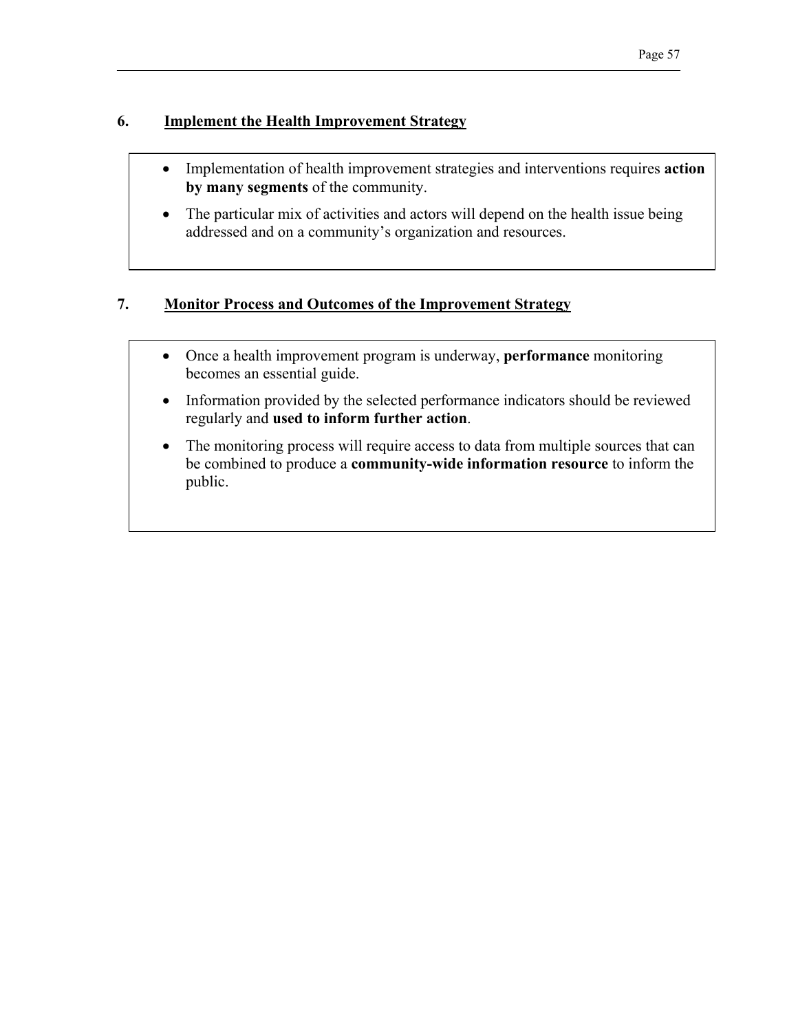## 6. Implement the Health Improvement Strategy

- Implementation of health improvement strategies and interventions requires **action by many segments** of the community.
- The particular mix of activities and actors will depend on the health issue being addressed and on a community's organization and resources.

## 7. Monitor Process and Outcomes of the Improvement Strategy

- Once a health improvement program is underway, **performance** monitoring becomes an essential guide.
- Information provided by the selected performance indicators should be reviewed regularly and **used to inform further action**.
- The monitoring process will require access to data from multiple sources that can be combined to produce a **community-wide information resource** to inform the public.